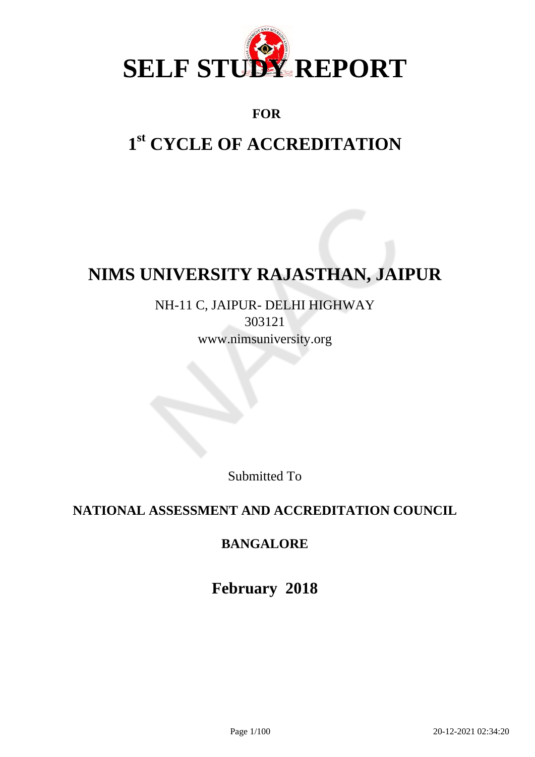# SELF STUDY REPORT

**FOR**

## 1st CYCLE OF ACCREDITATION

# NIMS UNIVERSITY RAJASTHAN, JAIPUR

NH-11 C, JAIPUR- DELHI HIGHWAY
303121
www.nimsuniversity.org

Submitted To

**NATIONAL ASSESSMENT AND ACCREDITATION COUNCIL**

**BANGALORE**

**February 2018**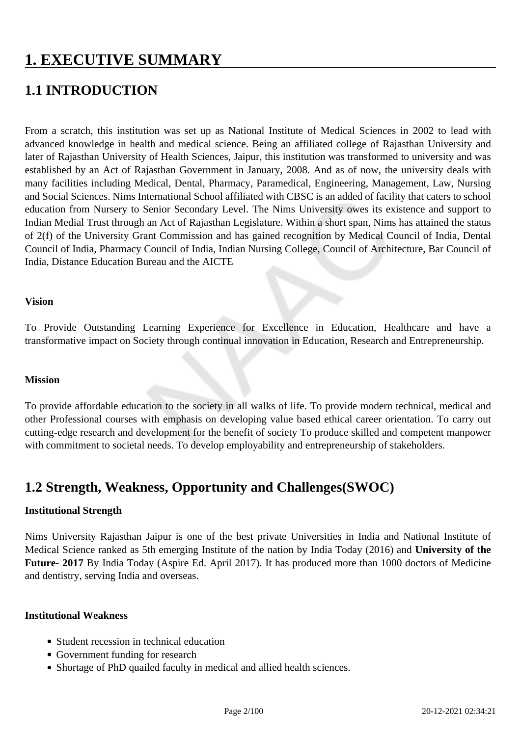# 1. EXECUTIVE SUMMARY

## 1.1 INTRODUCTION

From a scratch, this institution was set up as National Institute of Medical Sciences in 2002 to lead with advanced knowledge in health and medical science. Being an affiliated college of Rajasthan University and later of Rajasthan University of Health Sciences, Jaipur, this institution was transformed to university and was established by an Act of Rajasthan Government in January, 2008. And as of now, the university deals with many facilities including Medical, Dental, Pharmacy, Paramedical, Engineering, Management, Law, Nursing and Social Sciences. Nims International School affiliated with CBSC is an added of facility that caters to school education from Nursery to Senior Secondary Level. The Nims University owes its existence and support to Indian Medial Trust through an Act of Rajasthan Legislature. Within a short span, Nims has attained the status of 2(f) of the University Grant Commission and has gained recognition by Medical Council of India, Dental Council of India, Pharmacy Council of India, Indian Nursing College, Council of Architecture, Bar Council of India, Distance Education Bureau and the AICTE

**Vision**

To Provide Outstanding Learning Experience for Excellence in Education, Healthcare and have a transformative impact on Society through continual innovation in Education, Research and Entrepreneurship.

**Mission**

To provide affordable education to the society in all walks of life. To provide modern technical, medical and other Professional courses with emphasis on developing value based ethical career orientation. To carry out cutting-edge research and development for the benefit of society To produce skilled and competent manpower with commitment to societal needs. To develop employability and entrepreneurship of stakeholders.

## 1.2 Strength, Weakness, Opportunity and Challenges(SWOC)

**Institutional Strength**

Nims University Rajasthan Jaipur is one of the best private Universities in India and National Institute of Medical Science ranked as 5th emerging Institute of the nation by India Today (2016) and **University of the Future- 2017** By India Today (Aspire Ed. April 2017). It has produced more than 1000 doctors of Medicine and dentistry, serving India and overseas.

**Institutional Weakness**

- Student recession in technical education
- Government funding for research
- Shortage of PhD quailed faculty in medical and allied health sciences.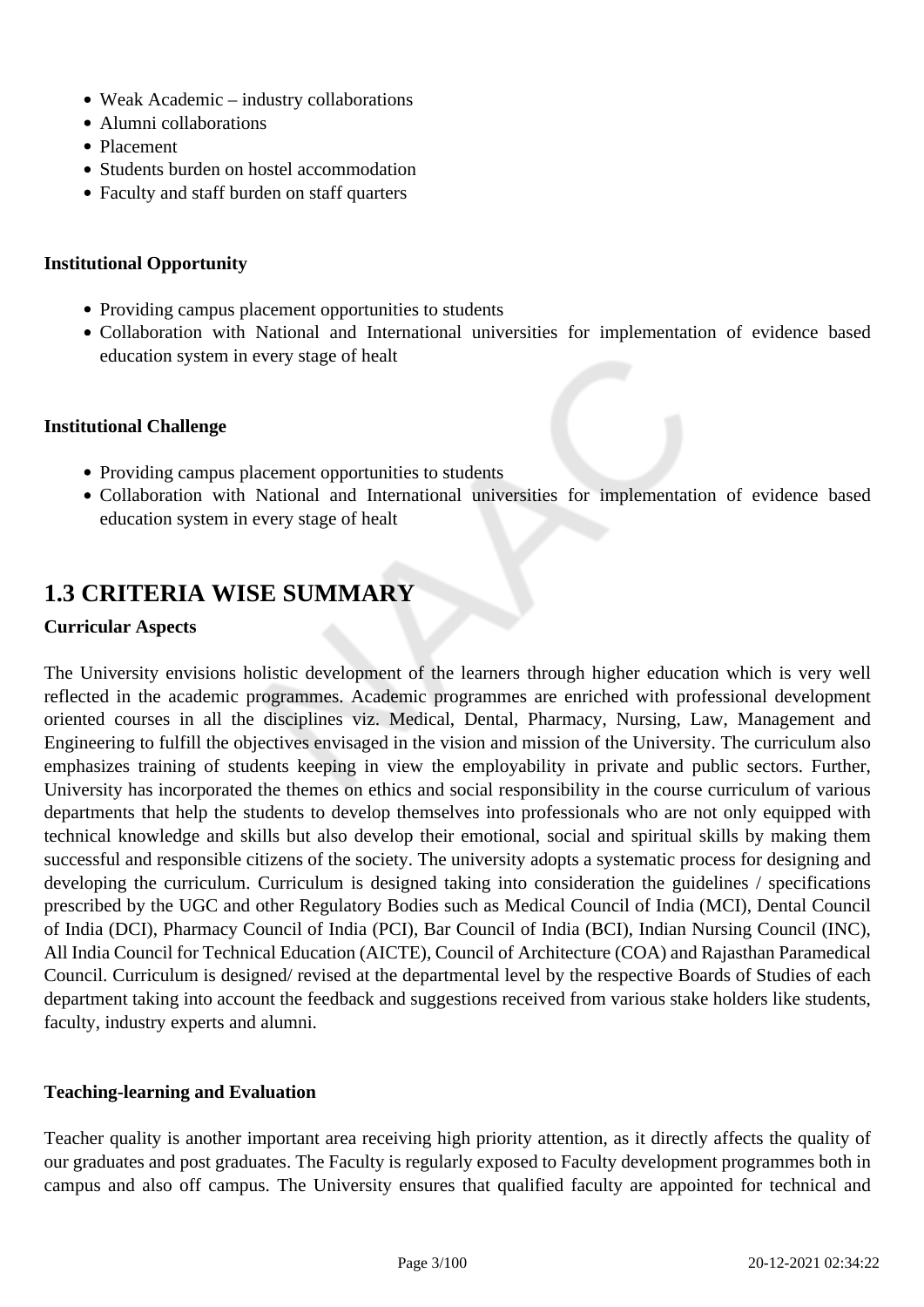- Weak Academic – industry collaborations
- Alumni collaborations
- Placement
- Students burden on hostel accommodation
- Faculty and staff burden on staff quarters

**Institutional Opportunity**

- Providing campus placement opportunities to students
- Collaboration with National and International universities for implementation of evidence based education system in every stage of healt

**Institutional Challenge**

- Providing campus placement opportunities to students
- Collaboration with National and International universities for implementation of evidence based education system in every stage of healt

## 1.3 CRITERIA WISE SUMMARY

**Curricular Aspects**

The University envisions holistic development of the learners through higher education which is very well reflected in the academic programmes. Academic programmes are enriched with professional development oriented courses in all the disciplines viz. Medical, Dental, Pharmacy, Nursing, Law, Management and Engineering to fulfill the objectives envisaged in the vision and mission of the University. The curriculum also emphasizes training of students keeping in view the employability in private and public sectors. Further, University has incorporated the themes on ethics and social responsibility in the course curriculum of various departments that help the students to develop themselves into professionals who are not only equipped with technical knowledge and skills but also develop their emotional, social and spiritual skills by making them successful and responsible citizens of the society. The university adopts a systematic process for designing and developing the curriculum. Curriculum is designed taking into consideration the guidelines / specifications prescribed by the UGC and other Regulatory Bodies such as Medical Council of India (MCI), Dental Council of India (DCI), Pharmacy Council of India (PCI), Bar Council of India (BCI), Indian Nursing Council (INC), All India Council for Technical Education (AICTE), Council of Architecture (COA) and Rajasthan Paramedical Council. Curriculum is designed/ revised at the departmental level by the respective Boards of Studies of each department taking into account the feedback and suggestions received from various stake holders like students, faculty, industry experts and alumni.

**Teaching-learning and Evaluation**

Teacher quality is another important area receiving high priority attention, as it directly affects the quality of our graduates and post graduates. The Faculty is regularly exposed to Faculty development programmes both in campus and also off campus. The University ensures that qualified faculty are appointed for technical and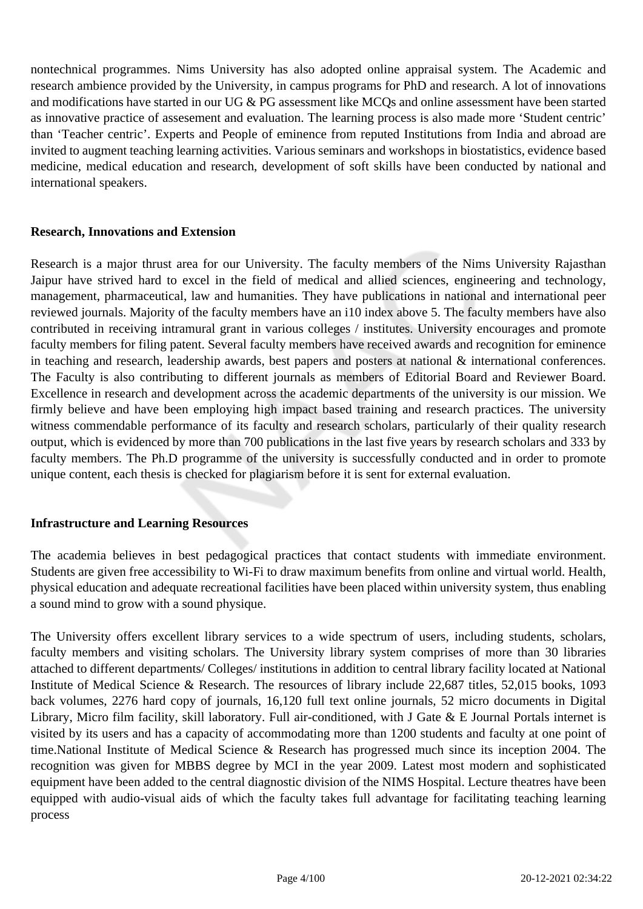nontechnical programmes. Nims University has also adopted online appraisal system. The Academic and research ambience provided by the University, in campus programs for PhD and research. A lot of innovations and modifications have started in our UG & PG assessment like MCQs and online assessment have been started as innovative practice of assesement and evaluation. The learning process is also made more 'Student centric' than 'Teacher centric'. Experts and People of eminence from reputed Institutions from India and abroad are invited to augment teaching learning activities. Various seminars and workshops in biostatistics, evidence based medicine, medical education and research, development of soft skills have been conducted by national and international speakers.

**Research, Innovations and Extension**

Research is a major thrust area for our University. The faculty members of the Nims University Rajasthan Jaipur have strived hard to excel in the field of medical and allied sciences, engineering and technology, management, pharmaceutical, law and humanities. They have publications in national and international peer reviewed journals. Majority of the faculty members have an i10 index above 5. The faculty members have also contributed in receiving intramural grant in various colleges / institutes. University encourages and promote faculty members for filing patent. Several faculty members have received awards and recognition for eminence in teaching and research, leadership awards, best papers and posters at national & international conferences. The Faculty is also contributing to different journals as members of Editorial Board and Reviewer Board. Excellence in research and development across the academic departments of the university is our mission. We firmly believe and have been employing high impact based training and research practices. The university witness commendable performance of its faculty and research scholars, particularly of their quality research output, which is evidenced by more than 700 publications in the last five years by research scholars and 333 by faculty members. The Ph.D programme of the university is successfully conducted and in order to promote unique content, each thesis is checked for plagiarism before it is sent for external evaluation.

**Infrastructure and Learning Resources**

The academia believes in best pedagogical practices that contact students with immediate environment. Students are given free accessibility to Wi-Fi to draw maximum benefits from online and virtual world. Health, physical education and adequate recreational facilities have been placed within university system, thus enabling a sound mind to grow with a sound physique.

The University offers excellent library services to a wide spectrum of users, including students, scholars, faculty members and visiting scholars. The University library system comprises of more than 30 libraries attached to different departments/ Colleges/ institutions in addition to central library facility located at National Institute of Medical Science & Research. The resources of library include 22,687 titles, 52,015 books, 1093 back volumes, 2276 hard copy of journals, 16,120 full text online journals, 52 micro documents in Digital Library, Micro film facility, skill laboratory. Full air-conditioned, with J Gate & E Journal Portals internet is visited by its users and has a capacity of accommodating more than 1200 students and faculty at one point of time.National Institute of Medical Science & Research has progressed much since its inception 2004. The recognition was given for MBBS degree by MCI in the year 2009. Latest most modern and sophisticated equipment have been added to the central diagnostic division of the NIMS Hospital. Lecture theatres have been equipped with audio-visual aids of which the faculty takes full advantage for facilitating teaching learning process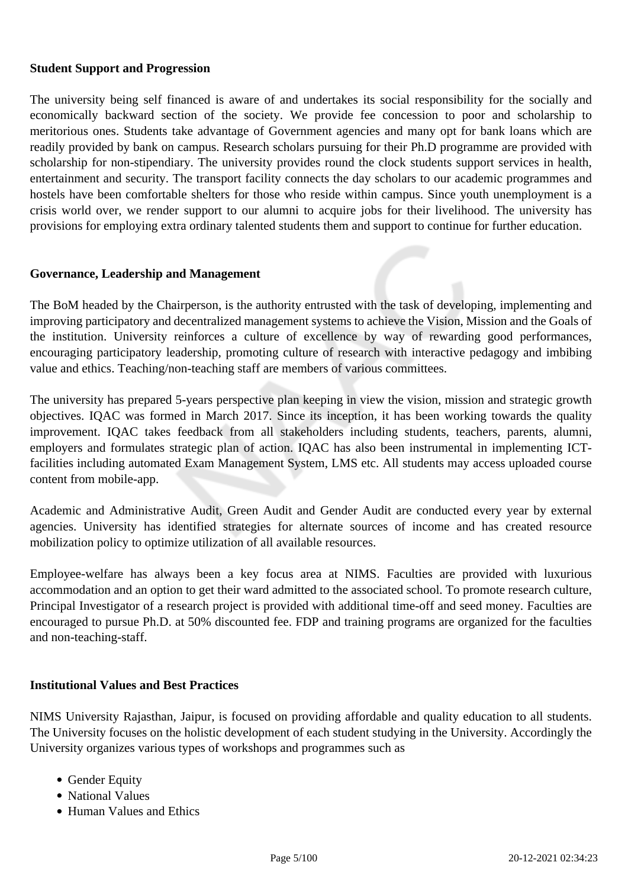**Student Support and Progression**

The university being self financed is aware of and undertakes its social responsibility for the socially and economically backward section of the society. We provide fee concession to poor and scholarship to meritorious ones. Students take advantage of Government agencies and many opt for bank loans which are readily provided by bank on campus. Research scholars pursuing for their Ph.D programme are provided with scholarship for non-stipendiary. The university provides round the clock students support services in health, entertainment and security. The transport facility connects the day scholars to our academic programmes and hostels have been comfortable shelters for those who reside within campus. Since youth unemployment is a crisis world over, we render support to our alumni to acquire jobs for their livelihood. The university has provisions for employing extra ordinary talented students them and support to continue for further education.

**Governance, Leadership and Management**

The BoM headed by the Chairperson, is the authority entrusted with the task of developing, implementing and improving participatory and decentralized management systems to achieve the Vision, Mission and the Goals of the institution. University reinforces a culture of excellence by way of rewarding good performances, encouraging participatory leadership, promoting culture of research with interactive pedagogy and imbibing value and ethics. Teaching/non-teaching staff are members of various committees.

The university has prepared 5-years perspective plan keeping in view the vision, mission and strategic growth objectives. IQAC was formed in March 2017. Since its inception, it has been working towards the quality improvement. IQAC takes feedback from all stakeholders including students, teachers, parents, alumni, employers and formulates strategic plan of action. IQAC has also been instrumental in implementing ICT-facilities including automated Exam Management System, LMS etc. All students may access uploaded course content from mobile-app.

Academic and Administrative Audit, Green Audit and Gender Audit are conducted every year by external agencies. University has identified strategies for alternate sources of income and has created resource mobilization policy to optimize utilization of all available resources.

Employee-welfare has always been a key focus area at NIMS. Faculties are provided with luxurious accommodation and an option to get their ward admitted to the associated school. To promote research culture, Principal Investigator of a research project is provided with additional time-off and seed money. Faculties are encouraged to pursue Ph.D. at 50% discounted fee. FDP and training programs are organized for the faculties and non-teaching-staff.

**Institutional Values and Best Practices**

NIMS University Rajasthan, Jaipur, is focused on providing affordable and quality education to all students. The University focuses on the holistic development of each student studying in the University. Accordingly the University organizes various types of workshops and programmes such as

- Gender Equity
- National Values
- Human Values and Ethics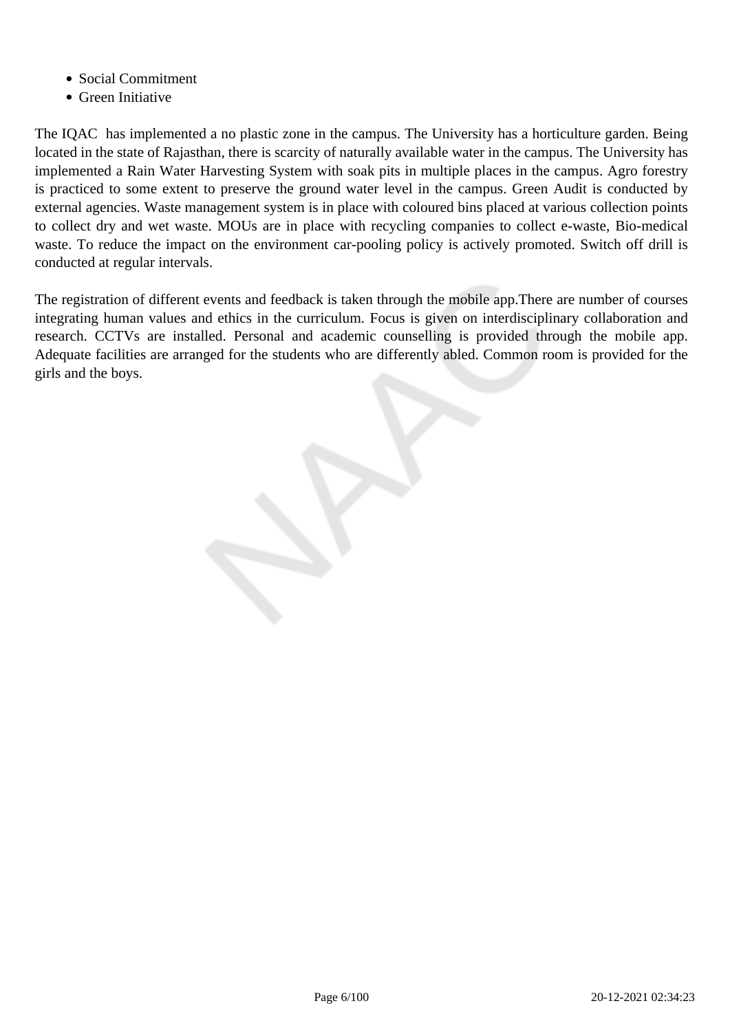- Social Commitment
- Green Initiative

The IQAC has implemented a no plastic zone in the campus. The University has a horticulture garden. Being located in the state of Rajasthan, there is scarcity of naturally available water in the campus. The University has implemented a Rain Water Harvesting System with soak pits in multiple places in the campus. Agro forestry is practiced to some extent to preserve the ground water level in the campus. Green Audit is conducted by external agencies. Waste management system is in place with coloured bins placed at various collection points to collect dry and wet waste. MOUs are in place with recycling companies to collect e-waste, Bio-medical waste. To reduce the impact on the environment car-pooling policy is actively promoted. Switch off drill is conducted at regular intervals.

The registration of different events and feedback is taken through the mobile app.There are number of courses integrating human values and ethics in the curriculum. Focus is given on interdisciplinary collaboration and research. CCTVs are installed. Personal and academic counselling is provided through the mobile app. Adequate facilities are arranged for the students who are differently abled. Common room is provided for the girls and the boys.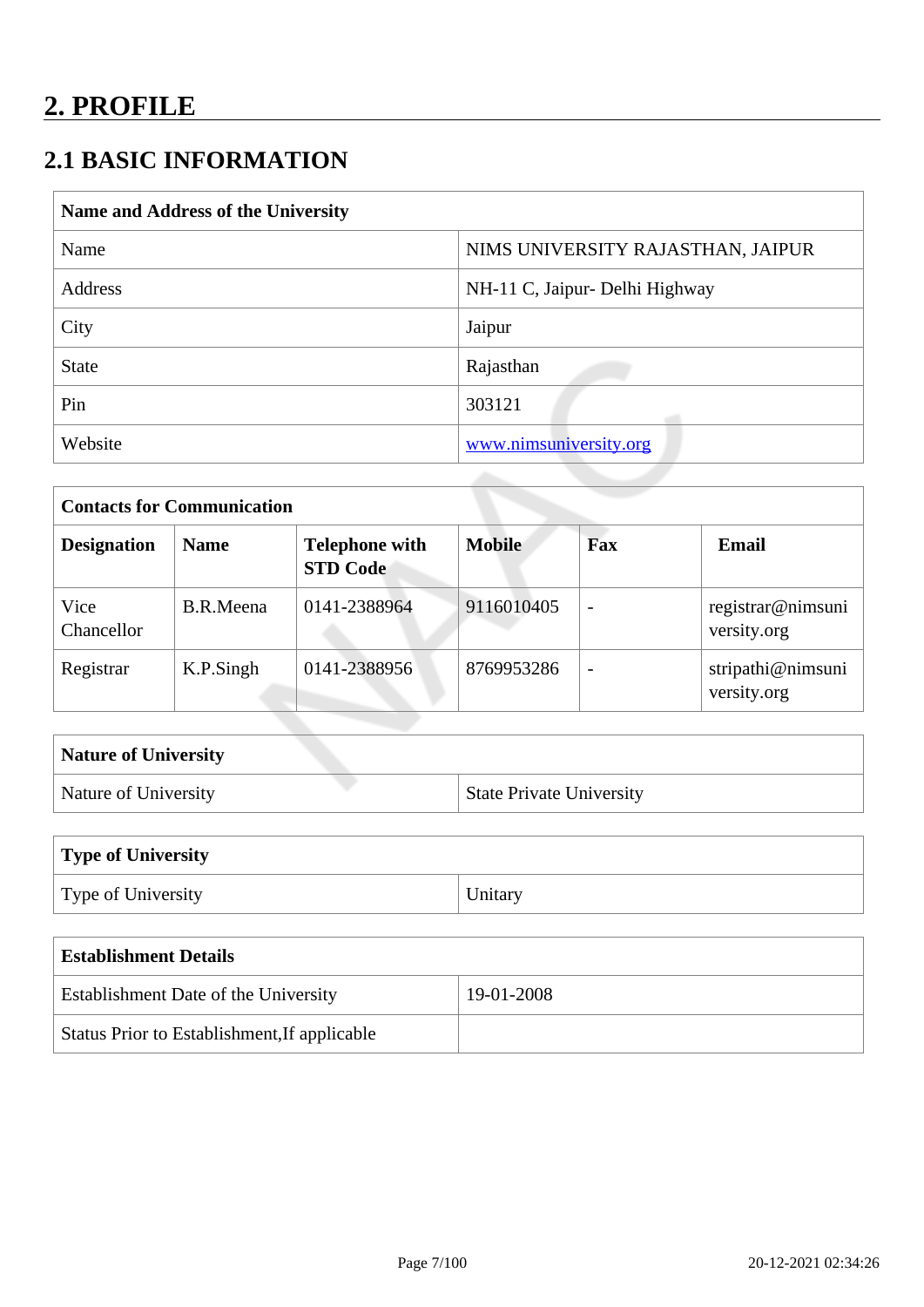# 2. PROFILE

## 2.1 BASIC INFORMATION

| Name and Address of the University | |
|---|---|
| Name | NIMS UNIVERSITY RAJASTHAN, JAIPUR |
| Address | NH-11 C, Jaipur- Delhi Highway |
| City | Jaipur |
| State | Rajasthan |
| Pin | 303121 |
| Website | www.nimsuniversity.org |

**Contacts for Communication**

| Designation | Name | Telephone with STD Code | Mobile | Fax | Email |
|---|---|---|---|---|---|
| Vice Chancellor | B.R.Meena | 0141-2388964 | 9116010405 | - | registrar@nimsuniversity.org |
| Registrar | K.P.Singh | 0141-2388956 | 8769953286 | - | stripathi@nimsuniversity.org |

| Nature of University | |
|---|---|
| Nature of University | State Private University |

| Type of University | |
|---|---|
| Type of University | Unitary |

| Establishment Details | |
|---|---|
| Establishment Date of the University | 19-01-2008 |
| Status Prior to Establishment,If applicable | |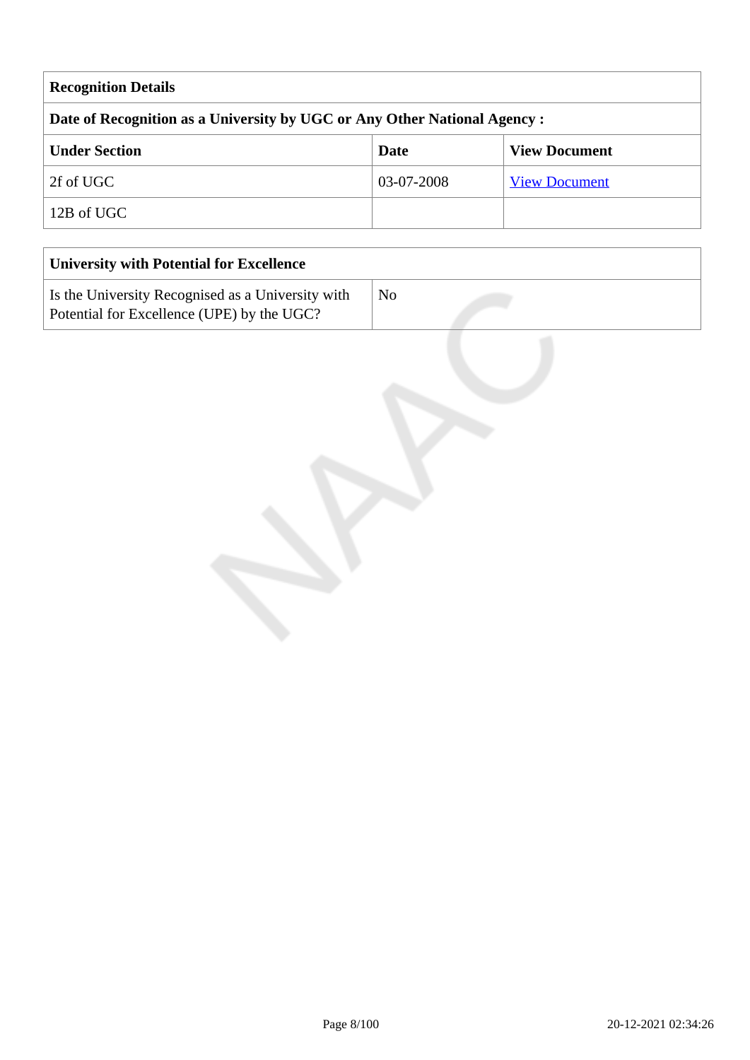| Recognition Details | | |
|---|---|---|
| **Date of Recognition as a University by UGC or Any Other National Agency :** | | |
| **Under Section** | **Date** | **View Document** |
| 2f of UGC | 03-07-2008 | View Document |
| 12B of UGC | | |

| University with Potential for Excellence | |
|---|---|
| Is the University Recognised as a University with Potential for Excellence (UPE) by the UGC? | No |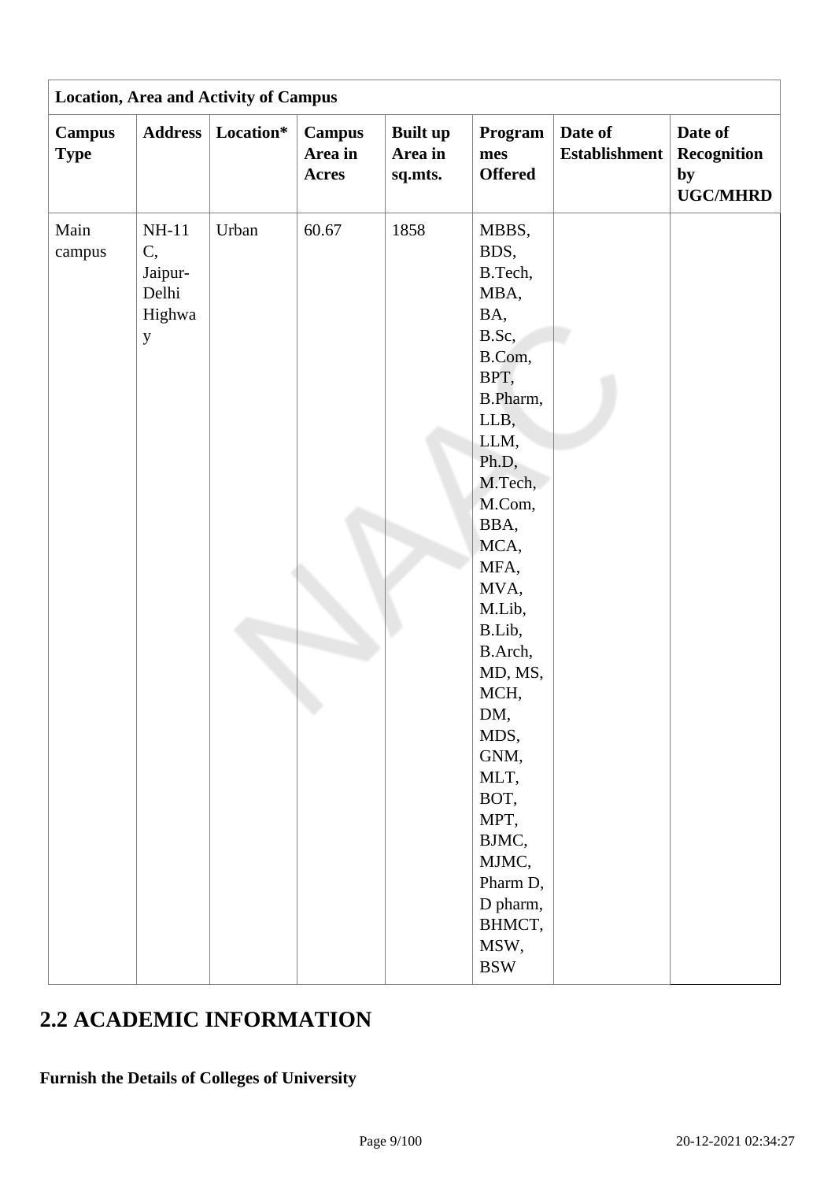| Location, Area and Activity of Campus | | | | | | | |
|---|---|---|---|---|---|---|---|
| **Campus Type** | **Address** | **Location*** | **Campus Area in Acres** | **Built up Area in sq.mts.** | **Programmes Offered** | **Date of Establishment** | **Date of Recognition by UGC/MHRD** |
| Main campus | NH-11 C, Jaipur-Delhi Highway | Urban | 60.67 | 1858 | MBBS, BDS, B.Tech, MBA, BA, B.Sc, B.Com, BPT, B.Pharm, LLB, LLM, Ph.D, M.Tech, M.Com, BBA, MCA, MFA, MVA, M.Lib, B.Lib, B.Arch, MD, MS, MCH, DM, MDS, GNM, MLT, BOT, MPT, BJMC, MJMC, Pharm D, D pharm, BHMCT, MSW, BSW | | |

## 2.2 ACADEMIC INFORMATION

**Furnish the Details of Colleges of University**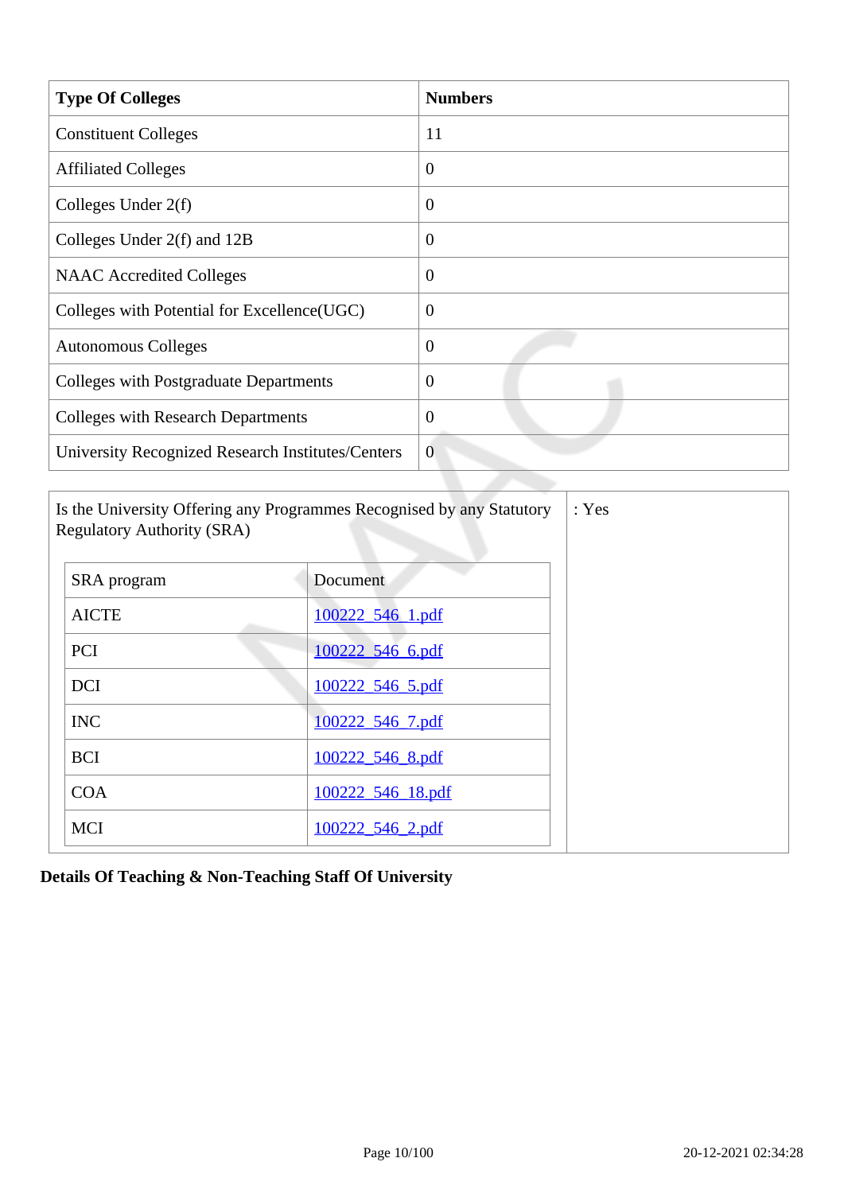| Type Of Colleges | Numbers |
|---|---|
| Constituent Colleges | 11 |
| Affiliated Colleges | 0 |
| Colleges Under 2(f) | 0 |
| Colleges Under 2(f) and 12B | 0 |
| NAAC Accredited Colleges | 0 |
| Colleges with Potential for Excellence(UGC) | 0 |
| Autonomous Colleges | 0 |
| Colleges with Postgraduate Departments | 0 |
| Colleges with Research Departments | 0 |
| University Recognized Research Institutes/Centers | 0 |

Is the University Offering any Programmes Recognised by any Statutory Regulatory Authority (SRA) : Yes

| SRA program | Document |
|---|---|
| AICTE | 100222_546_1.pdf |
| PCI | 100222_546_6.pdf |
| DCI | 100222_546_5.pdf |
| INC | 100222_546_7.pdf |
| BCI | 100222_546_8.pdf |
| COA | 100222_546_18.pdf |
| MCI | 100222_546_2.pdf |

**Details Of Teaching & Non-Teaching Staff Of University**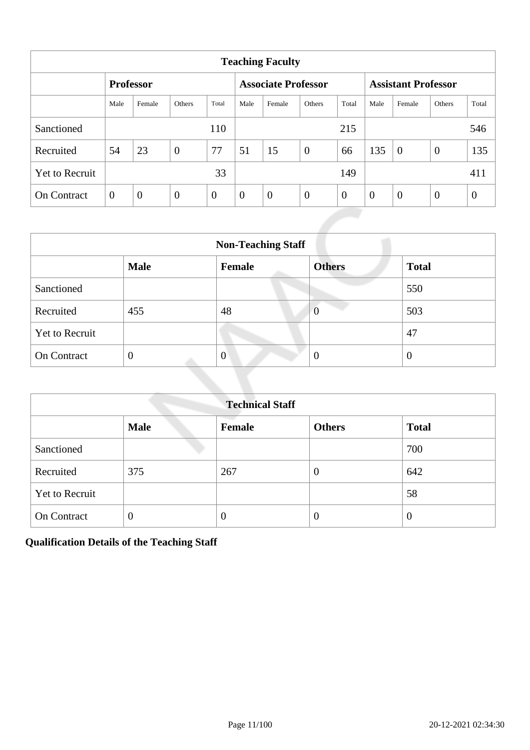| Teaching Faculty | | | | | | | | | | | | |
|---|---|---|---|---|---|---|---|---|---|---|---|---|
| | Professor | | | | Associate Professor | | | | Assistant Professor | | | |
| | Male | Female | Others | Total | Male | Female | Others | Total | Male | Female | Others | Total |
| Sanctioned | | | | 110 | | | | 215 | | | | 546 |
| Recruited | 54 | 23 | 0 | 77 | 51 | 15 | 0 | 66 | 135 | 0 | 0 | 135 |
| Yet to Recruit | | | | 33 | | | | 149 | | | | 411 |
| On Contract | 0 | 0 | 0 | 0 | 0 | 0 | 0 | 0 | 0 | 0 | 0 | 0 |

| Non-Teaching Staff | | | | |
|---|---|---|---|---|
| | **Male** | **Female** | **Others** | **Total** |
| Sanctioned | | | | 550 |
| Recruited | 455 | 48 | 0 | 503 |
| Yet to Recruit | | | | 47 |
| On Contract | 0 | 0 | 0 | 0 |

| Technical Staff | | | | |
|---|---|---|---|---|
| | **Male** | **Female** | **Others** | **Total** |
| Sanctioned | | | | 700 |
| Recruited | 375 | 267 | 0 | 642 |
| Yet to Recruit | | | | 58 |
| On Contract | 0 | 0 | 0 | 0 |

**Qualification Details of the Teaching Staff**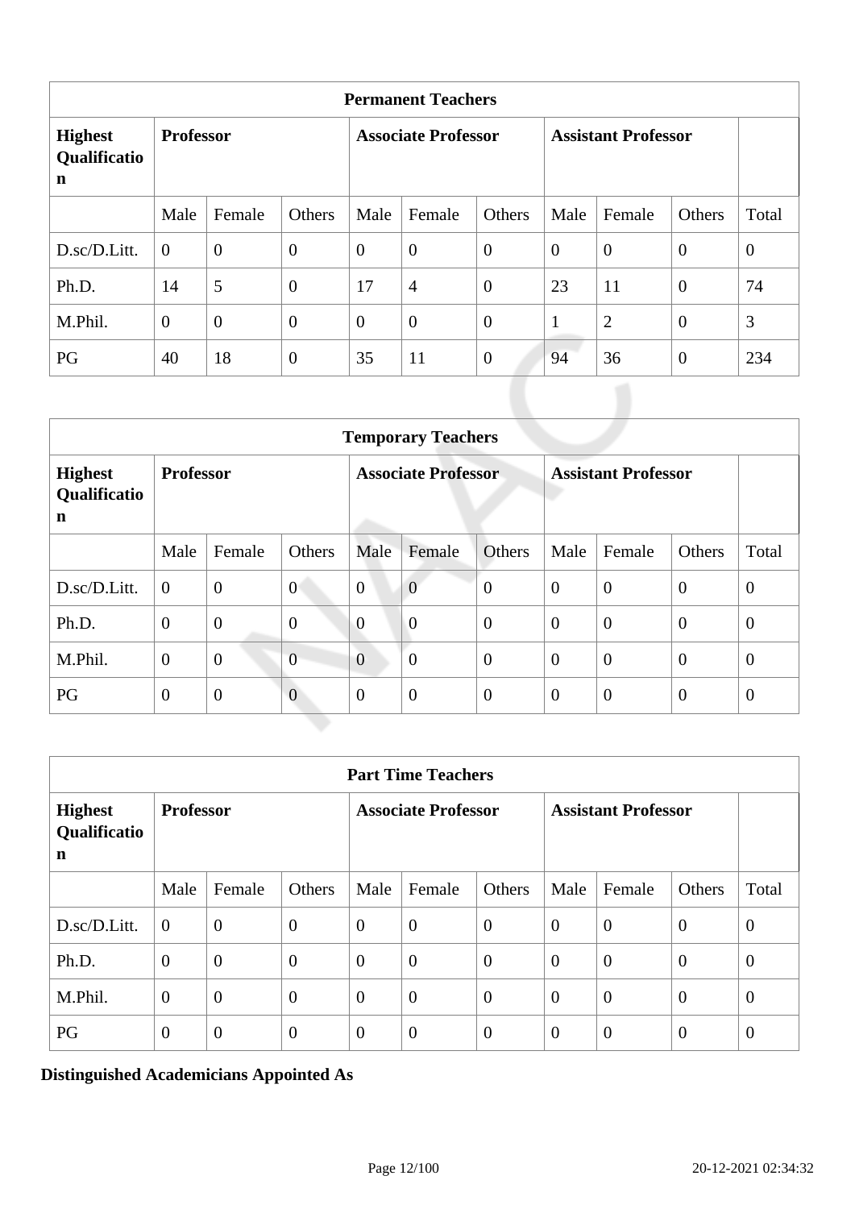| Permanent Teachers | | | | | | | | | | |
|---|---|---|---|---|---|---|---|---|---|---|
| **Highest Qualification** | **Professor** | | | **Associate Professor** | | | **Assistant Professor** | | | |
| | Male | Female | Others | Male | Female | Others | Male | Female | Others | Total |
| D.sc/D.Litt. | 0 | 0 | 0 | 0 | 0 | 0 | 0 | 0 | 0 | 0 |
| Ph.D. | 14 | 5 | 0 | 17 | 4 | 0 | 23 | 11 | 0 | 74 |
| M.Phil. | 0 | 0 | 0 | 0 | 0 | 0 | 1 | 2 | 0 | 3 |
| PG | 40 | 18 | 0 | 35 | 11 | 0 | 94 | 36 | 0 | 234 |

| Temporary Teachers | | | | | | | | | | |
|---|---|---|---|---|---|---|---|---|---|---|
| **Highest Qualification** | **Professor** | | | **Associate Professor** | | | **Assistant Professor** | | | |
| | Male | Female | Others | Male | Female | Others | Male | Female | Others | Total |
| D.sc/D.Litt. | 0 | 0 | 0 | 0 | 0 | 0 | 0 | 0 | 0 | 0 |
| Ph.D. | 0 | 0 | 0 | 0 | 0 | 0 | 0 | 0 | 0 | 0 |
| M.Phil. | 0 | 0 | 0 | 0 | 0 | 0 | 0 | 0 | 0 | 0 |
| PG | 0 | 0 | 0 | 0 | 0 | 0 | 0 | 0 | 0 | 0 |

| Part Time Teachers | | | | | | | | | | |
|---|---|---|---|---|---|---|---|---|---|---|
| **Highest Qualification** | **Professor** | | | **Associate Professor** | | | **Assistant Professor** | | | |
| | Male | Female | Others | Male | Female | Others | Male | Female | Others | Total |
| D.sc/D.Litt. | 0 | 0 | 0 | 0 | 0 | 0 | 0 | 0 | 0 | 0 |
| Ph.D. | 0 | 0 | 0 | 0 | 0 | 0 | 0 | 0 | 0 | 0 |
| M.Phil. | 0 | 0 | 0 | 0 | 0 | 0 | 0 | 0 | 0 | 0 |
| PG | 0 | 0 | 0 | 0 | 0 | 0 | 0 | 0 | 0 | 0 |

**Distinguished Academicians Appointed As**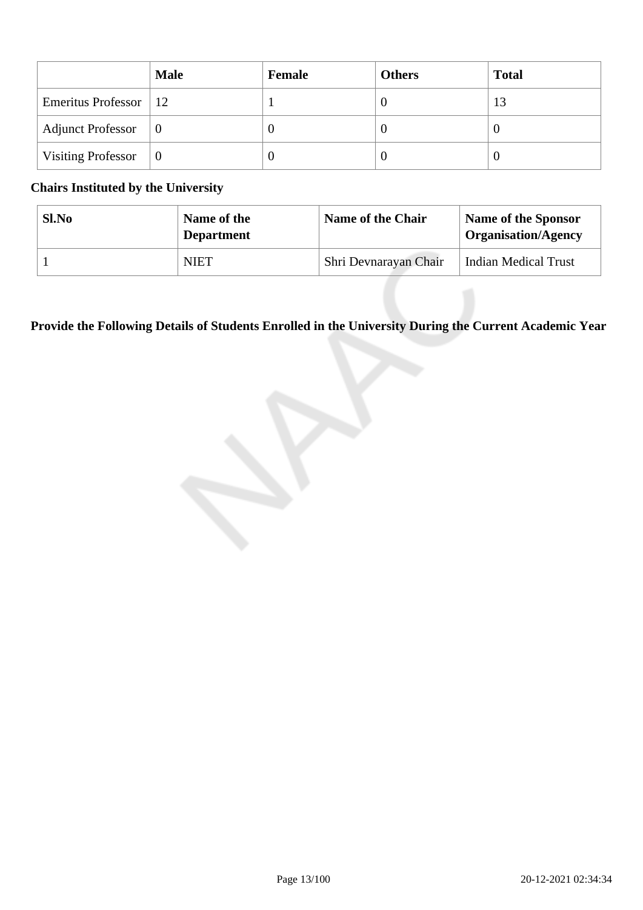|  | Male | Female | Others | Total |
| --- | --- | --- | --- | --- |
| Emeritus Professor | 12 | 1 | 0 | 13 |
| Adjunct Professor | 0 | 0 | 0 | 0 |
| Visiting Professor | 0 | 0 | 0 | 0 |

**Chairs Instituted by the University**

| Sl.No | Name of the Department | Name of the Chair | Name of the Sponsor Organisation/Agency |
| --- | --- | --- | --- |
| 1 | NIET | Shri Devnarayan Chair | Indian Medical Trust |

**Provide the Following Details of Students Enrolled in the University During the Current Academic Year**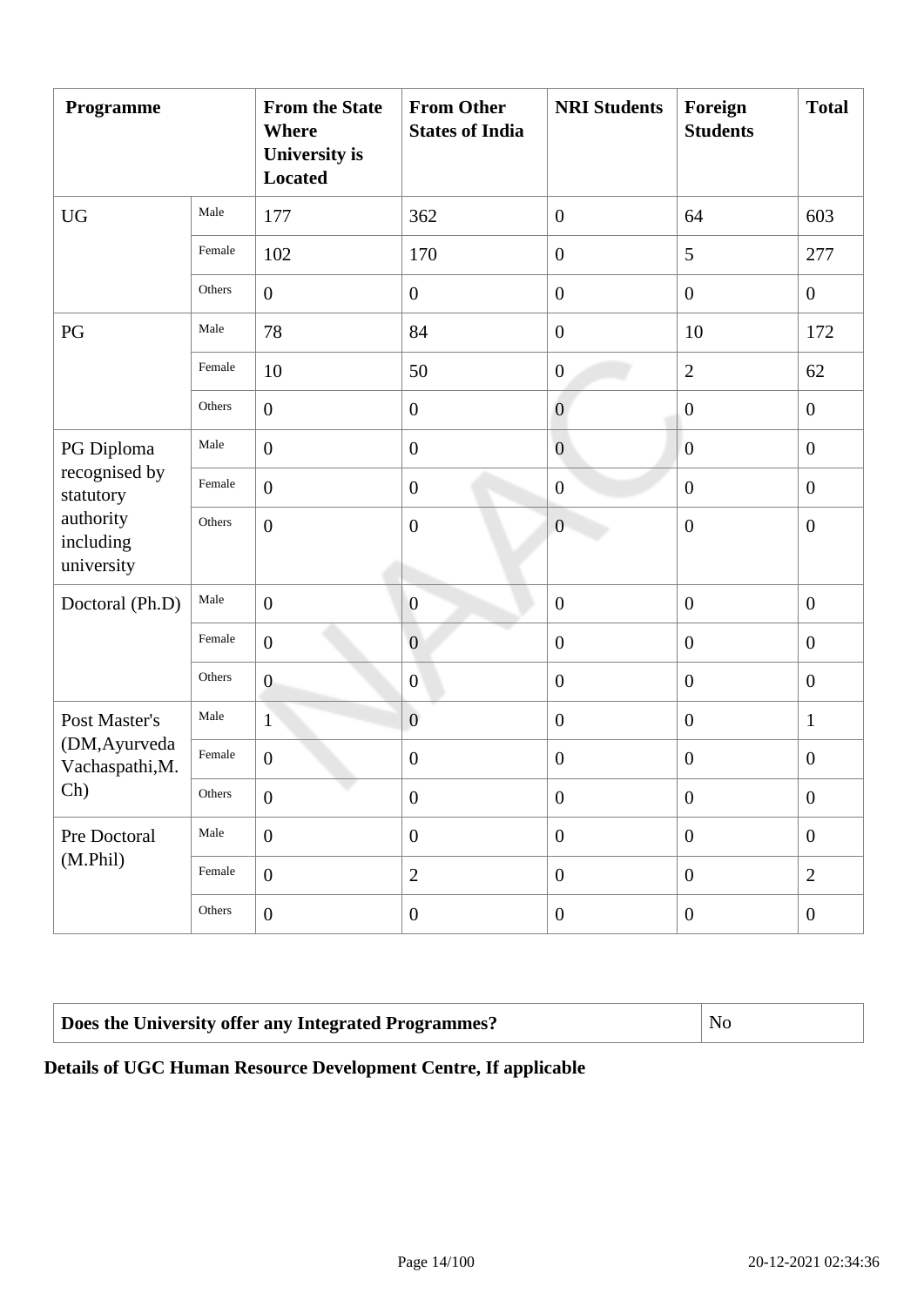| Programme | | From the State Where University is Located | From Other States of India | NRI Students | Foreign Students | Total |
|---|---|---|---|---|---|---|
| UG | Male | 177 | 362 | 0 | 64 | 603 |
| | Female | 102 | 170 | 0 | 5 | 277 |
| | Others | 0 | 0 | 0 | 0 | 0 |
| PG | Male | 78 | 84 | 0 | 10 | 172 |
| | Female | 10 | 50 | 0 | 2 | 62 |
| | Others | 0 | 0 | 0 | 0 | 0 |
| PG Diploma recognised by statutory authority including university | Male | 0 | 0 | 0 | 0 | 0 |
| | Female | 0 | 0 | 0 | 0 | 0 |
| | Others | 0 | 0 | 0 | 0 | 0 |
| Doctoral (Ph.D) | Male | 0 | 0 | 0 | 0 | 0 |
| | Female | 0 | 0 | 0 | 0 | 0 |
| | Others | 0 | 0 | 0 | 0 | 0 |
| Post Master's (DM,Ayurveda Vachaspathi,M.Ch) | Male | 1 | 0 | 0 | 0 | 1 |
| | Female | 0 | 0 | 0 | 0 | 0 |
| | Others | 0 | 0 | 0 | 0 | 0 |
| Pre Doctoral (M.Phil) | Male | 0 | 0 | 0 | 0 | 0 |
| | Female | 0 | 2 | 0 | 0 | 2 |
| | Others | 0 | 0 | 0 | 0 | 0 |

| Does the University offer any Integrated Programmes? | No |
|---|---|

**Details of UGC Human Resource Development Centre, If applicable**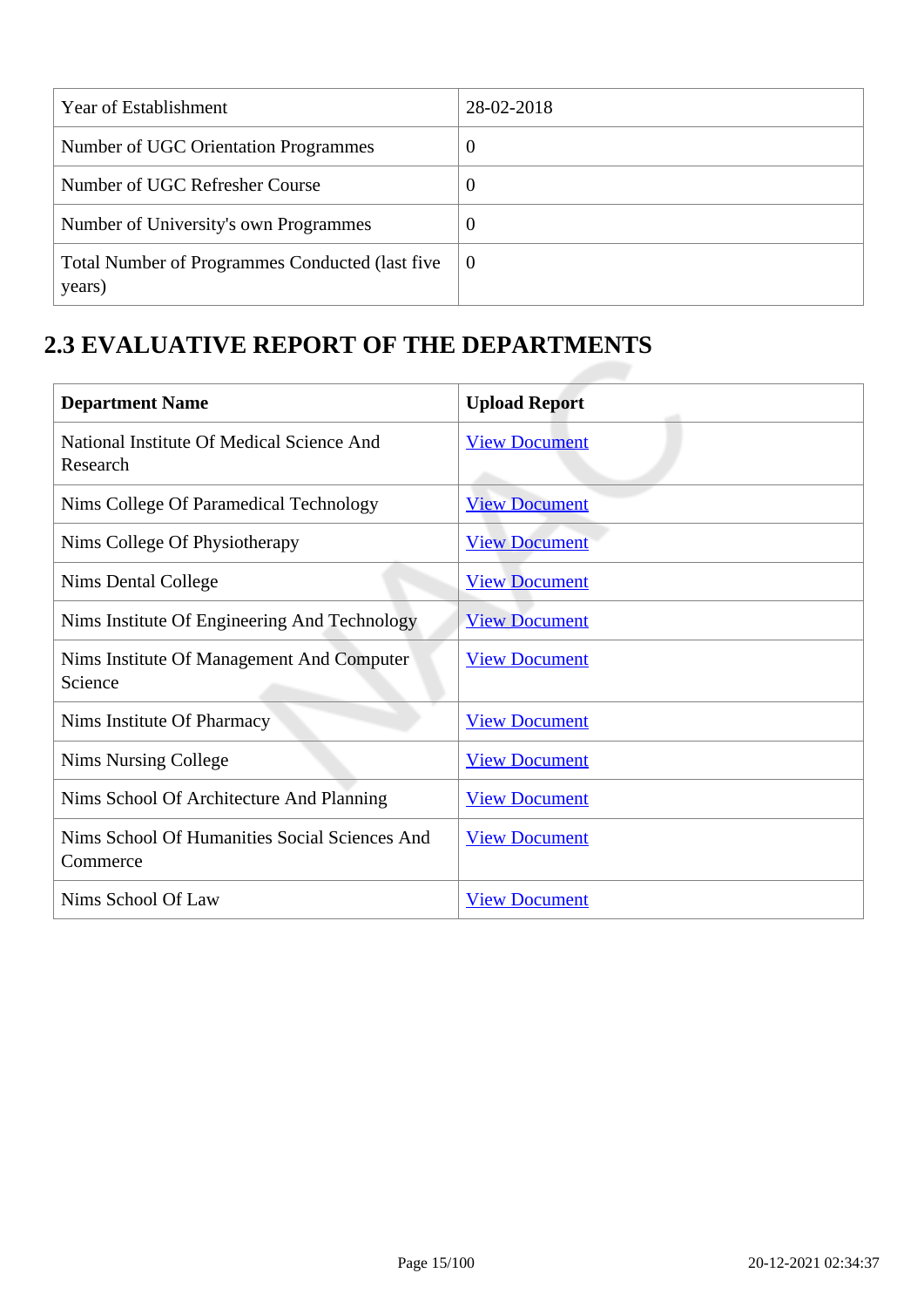| Year of Establishment | 28-02-2018 |
|---|---|
| Number of UGC Orientation Programmes | 0 |
| Number of UGC Refresher Course | 0 |
| Number of University's own Programmes | 0 |
| Total Number of Programmes Conducted (last five years) | 0 |

## 2.3 EVALUATIVE REPORT OF THE DEPARTMENTS

| Department Name | Upload Report |
|---|---|
| National Institute Of Medical Science And Research | View Document |
| Nims College Of Paramedical Technology | View Document |
| Nims College Of Physiotherapy | View Document |
| Nims Dental College | View Document |
| Nims Institute Of Engineering And Technology | View Document |
| Nims Institute Of Management And Computer Science | View Document |
| Nims Institute Of Pharmacy | View Document |
| Nims Nursing College | View Document |
| Nims School Of Architecture And Planning | View Document |
| Nims School Of Humanities Social Sciences And Commerce | View Document |
| Nims School Of Law | View Document |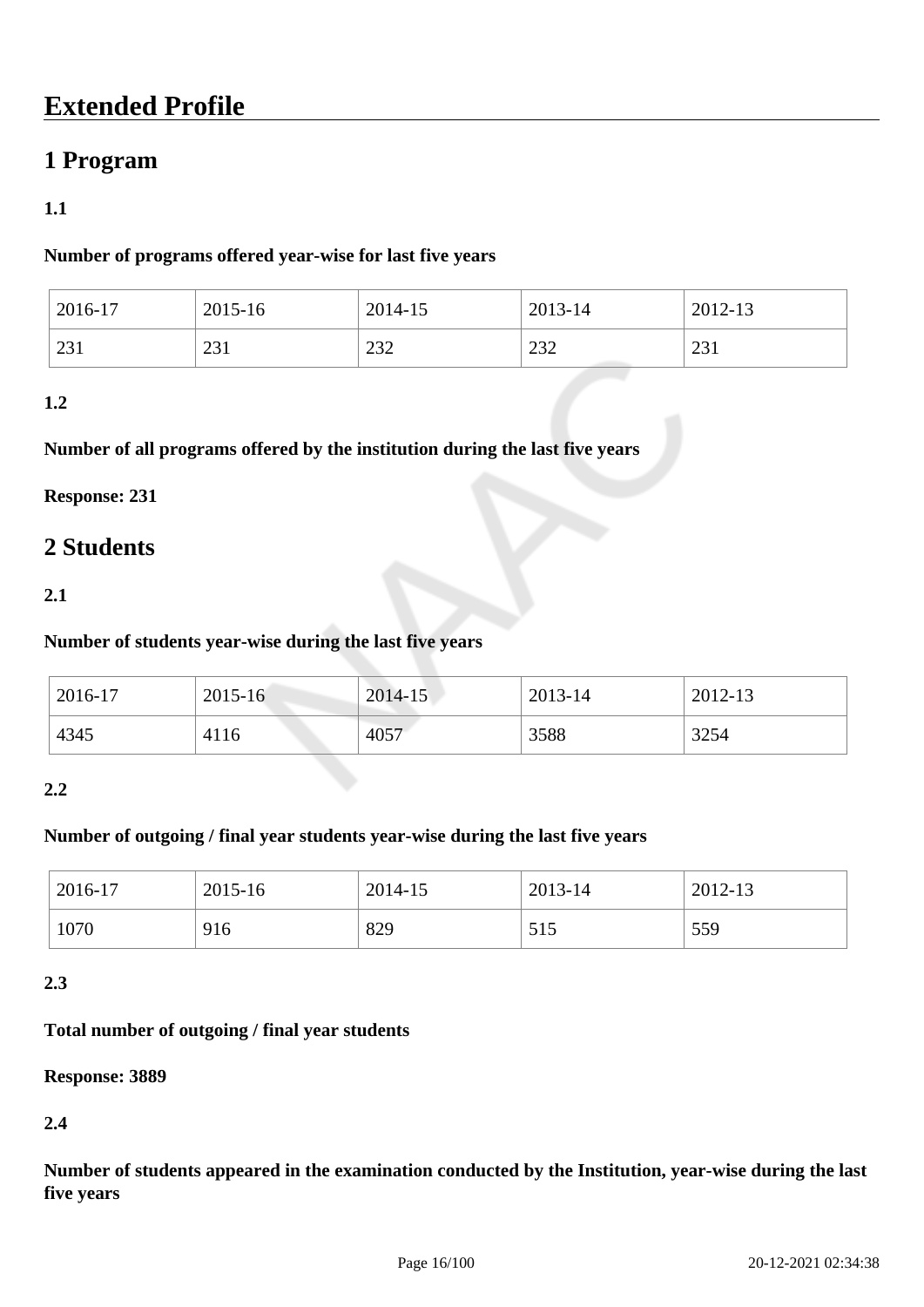# Extended Profile

## 1 Program

**1.1**

**Number of programs offered year-wise for last five years**

| 2016-17 | 2015-16 | 2014-15 | 2013-14 | 2012-13 |
|---|---|---|---|---|
| 231 | 231 | 232 | 232 | 231 |

**1.2**

**Number of all programs offered by the institution during the last five years**

**Response: 231**

## 2 Students

**2.1**

**Number of students year-wise during the last five years**

| 2016-17 | 2015-16 | 2014-15 | 2013-14 | 2012-13 |
|---|---|---|---|---|
| 4345 | 4116 | 4057 | 3588 | 3254 |

**2.2**

**Number of outgoing / final year students year-wise during the last five years**

| 2016-17 | 2015-16 | 2014-15 | 2013-14 | 2012-13 |
|---|---|---|---|---|
| 1070 | 916 | 829 | 515 | 559 |

**2.3**

**Total number of outgoing / final year students**

**Response: 3889**

**2.4**

**Number of students appeared in the examination conducted by the Institution, year-wise during the last five years**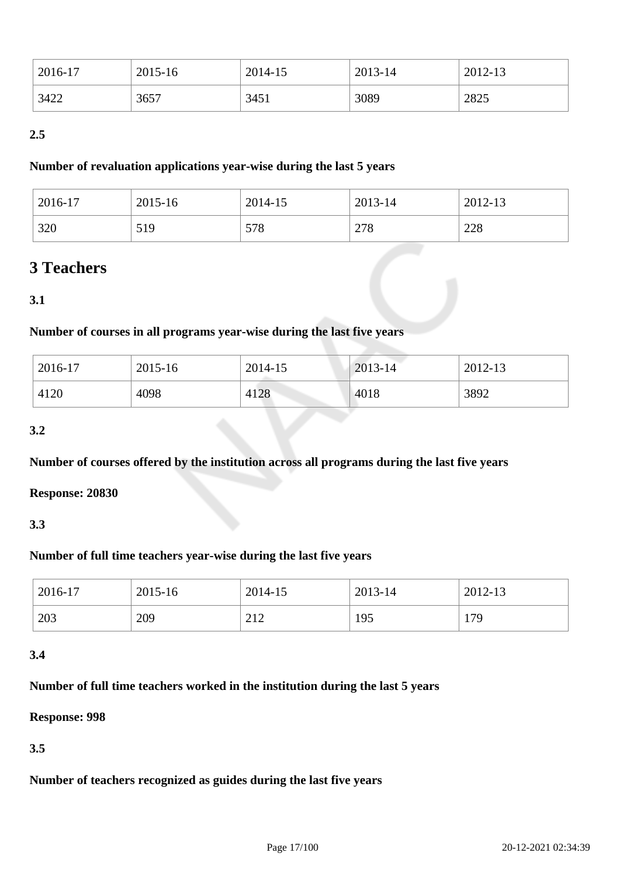| 2016-17 | 2015-16 | 2014-15 | 2013-14 | 2012-13 |
|---|---|---|---|---|
| 3422 | 3657 | 3451 | 3089 | 2825 |

**2.5**

**Number of revaluation applications year-wise during the last 5 years**

| 2016-17 | 2015-16 | 2014-15 | 2013-14 | 2012-13 |
|---|---|---|---|---|
| 320 | 519 | 578 | 278 | 228 |

# 3 Teachers

**3.1**

**Number of courses in all programs year-wise during the last five years**

| 2016-17 | 2015-16 | 2014-15 | 2013-14 | 2012-13 |
|---|---|---|---|---|
| 4120 | 4098 | 4128 | 4018 | 3892 |

**3.2**

**Number of courses offered by the institution across all programs during the last five years**

**Response: 20830**

**3.3**

**Number of full time teachers year-wise during the last five years**

| 2016-17 | 2015-16 | 2014-15 | 2013-14 | 2012-13 |
|---|---|---|---|---|
| 203 | 209 | 212 | 195 | 179 |

**3.4**

**Number of full time teachers worked in the institution during the last 5 years**

**Response: 998**

**3.5**

**Number of teachers recognized as guides during the last five years**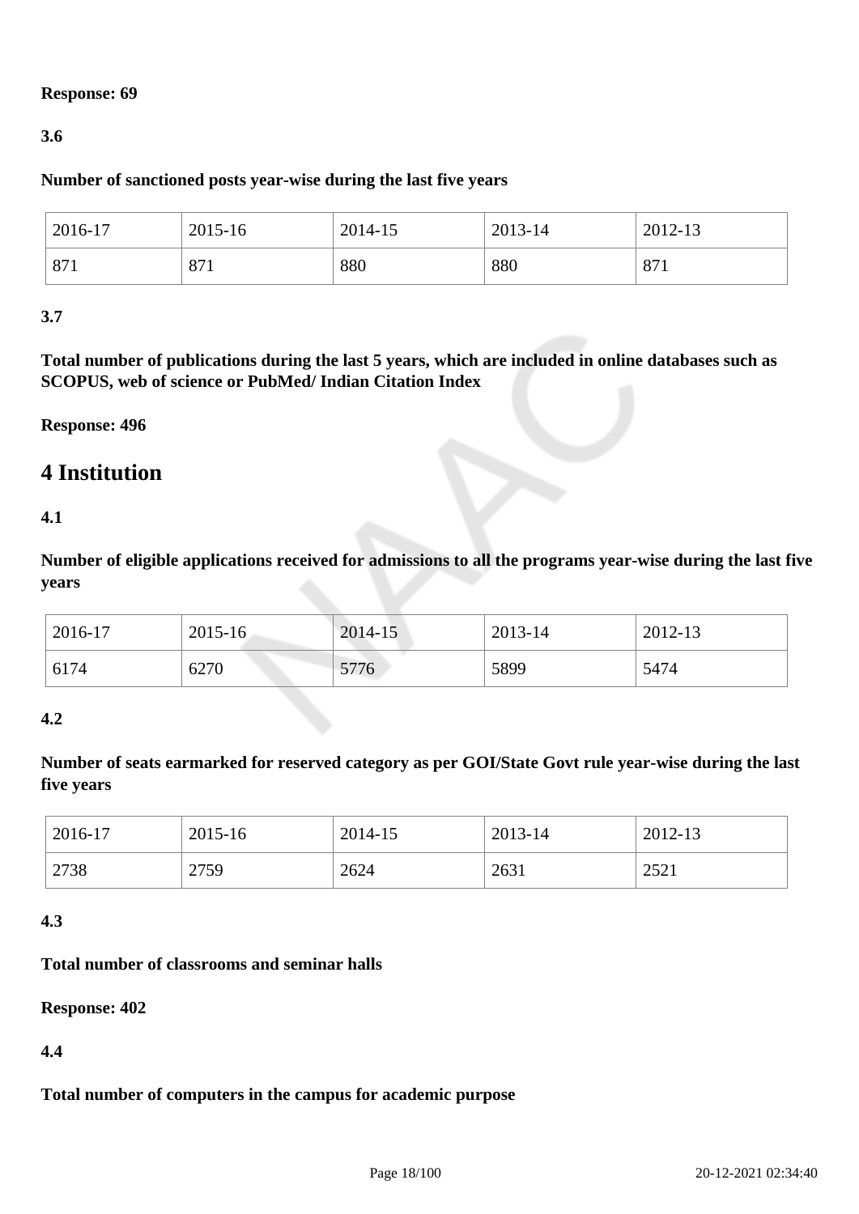**Response: 69**

**3.6**

**Number of sanctioned posts year-wise during the last five years**

| 2016-17 | 2015-16 | 2014-15 | 2013-14 | 2012-13 |
|---|---|---|---|---|
| 871 | 871 | 880 | 880 | 871 |

**3.7**

**Total number of publications during the last 5 years, which are included in online databases such as SCOPUS, web of science or PubMed/ Indian Citation Index**

**Response: 496**

## 4 Institution

**4.1**

**Number of eligible applications received for admissions to all the programs year-wise during the last five years**

| 2016-17 | 2015-16 | 2014-15 | 2013-14 | 2012-13 |
|---|---|---|---|---|
| 6174 | 6270 | 5776 | 5899 | 5474 |

**4.2**

**Number of seats earmarked for reserved category as per GOI/State Govt rule year-wise during the last five years**

| 2016-17 | 2015-16 | 2014-15 | 2013-14 | 2012-13 |
|---|---|---|---|---|
| 2738 | 2759 | 2624 | 2631 | 2521 |

**4.3**

**Total number of classrooms and seminar halls**

**Response: 402**

**4.4**

**Total number of computers in the campus for academic purpose**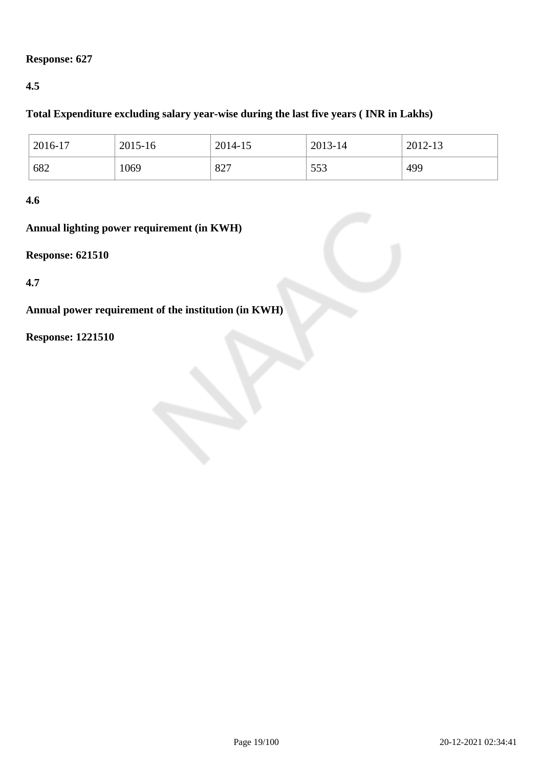**Response: 627**

**4.5**

**Total Expenditure excluding salary year-wise during the last five years ( INR in Lakhs)**

| 2016-17 | 2015-16 | 2014-15 | 2013-14 | 2012-13 |
|---|---|---|---|---|
| 682 | 1069 | 827 | 553 | 499 |

**4.6**

**Annual lighting power requirement (in KWH)**

**Response: 621510**

**4.7**

**Annual power requirement of the institution (in KWH)**

**Response: 1221510**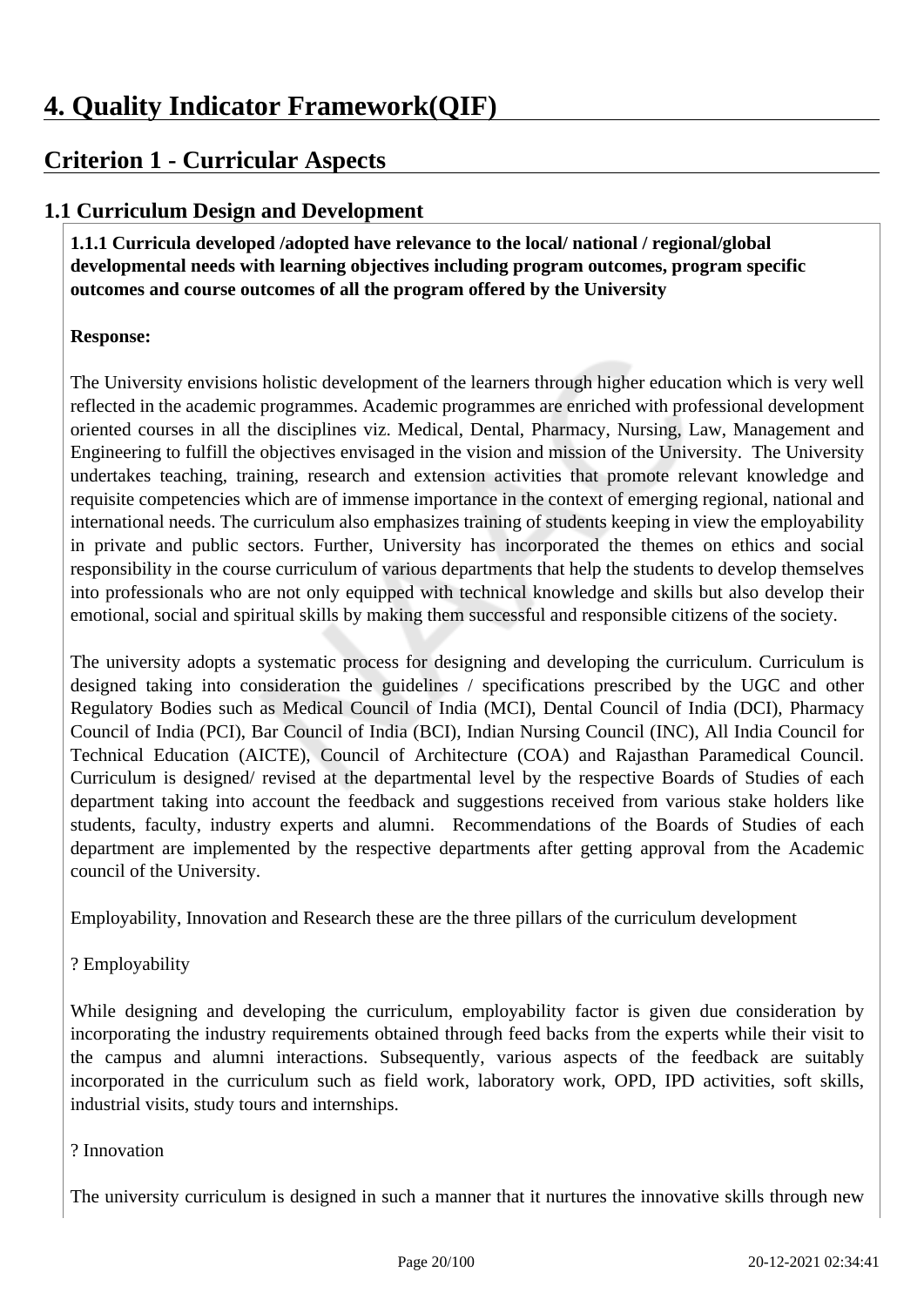# 4. Quality Indicator Framework(QIF)

## Criterion 1 - Curricular Aspects

### 1.1 Curriculum Design and Development

**1.1.1 Curricula developed /adopted have relevance to the local/ national / regional/global developmental needs with learning objectives including program outcomes, program specific outcomes and course outcomes of all the program offered by the University**

**Response:**

The University envisions holistic development of the learners through higher education which is very well reflected in the academic programmes. Academic programmes are enriched with professional development oriented courses in all the disciplines viz. Medical, Dental, Pharmacy, Nursing, Law, Management and Engineering to fulfill the objectives envisaged in the vision and mission of the University. The University undertakes teaching, training, research and extension activities that promote relevant knowledge and requisite competencies which are of immense importance in the context of emerging regional, national and international needs. The curriculum also emphasizes training of students keeping in view the employability in private and public sectors. Further, University has incorporated the themes on ethics and social responsibility in the course curriculum of various departments that help the students to develop themselves into professionals who are not only equipped with technical knowledge and skills but also develop their emotional, social and spiritual skills by making them successful and responsible citizens of the society.

The university adopts a systematic process for designing and developing the curriculum. Curriculum is designed taking into consideration the guidelines / specifications prescribed by the UGC and other Regulatory Bodies such as Medical Council of India (MCI), Dental Council of India (DCI), Pharmacy Council of India (PCI), Bar Council of India (BCI), Indian Nursing Council (INC), All India Council for Technical Education (AICTE), Council of Architecture (COA) and Rajasthan Paramedical Council. Curriculum is designed/ revised at the departmental level by the respective Boards of Studies of each department taking into account the feedback and suggestions received from various stake holders like students, faculty, industry experts and alumni. Recommendations of the Boards of Studies of each department are implemented by the respective departments after getting approval from the Academic council of the University.

Employability, Innovation and Research these are the three pillars of the curriculum development

? Employability

While designing and developing the curriculum, employability factor is given due consideration by incorporating the industry requirements obtained through feed backs from the experts while their visit to the campus and alumni interactions. Subsequently, various aspects of the feedback are suitably incorporated in the curriculum such as field work, laboratory work, OPD, IPD activities, soft skills, industrial visits, study tours and internships.

? Innovation

The university curriculum is designed in such a manner that it nurtures the innovative skills through new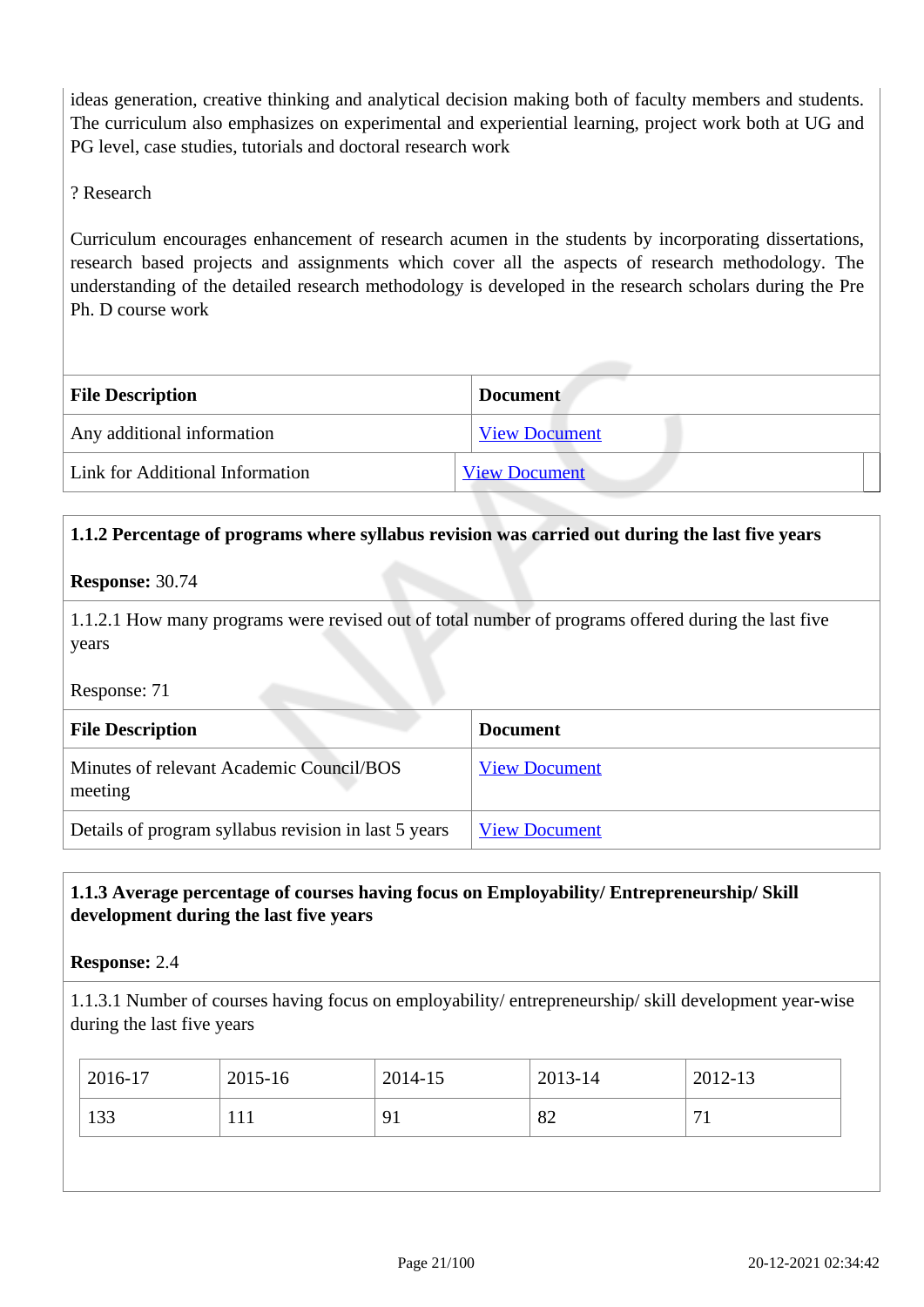ideas generation, creative thinking and analytical decision making both of faculty members and students. The curriculum also emphasizes on experimental and experiential learning, project work both at UG and PG level, case studies, tutorials and doctoral research work

? Research

Curriculum encourages enhancement of research acumen in the students by incorporating dissertations, research based projects and assignments which cover all the aspects of research methodology. The understanding of the detailed research methodology is developed in the research scholars during the Pre Ph. D course work

| File Description | Document |
|---|---|
| Any additional information | View Document |
| Link for Additional Information | View Document |

**1.1.2 Percentage of programs where syllabus revision was carried out during the last five years**

**Response:** 30.74

1.1.2.1 How many programs were revised out of total number of programs offered during the last five years

Response: 71

| File Description | Document |
|---|---|
| Minutes of relevant Academic Council/BOS meeting | View Document |
| Details of program syllabus revision in last 5 years | View Document |

**1.1.3 Average percentage of courses having focus on Employability/ Entrepreneurship/ Skill development during the last five years**

**Response:** 2.4

1.1.3.1 Number of courses having focus on employability/ entrepreneurship/ skill development year-wise during the last five years

| 2016-17 | 2015-16 | 2014-15 | 2013-14 | 2012-13 |
|---|---|---|---|---|
| 133 | 111 | 91 | 82 | 71 |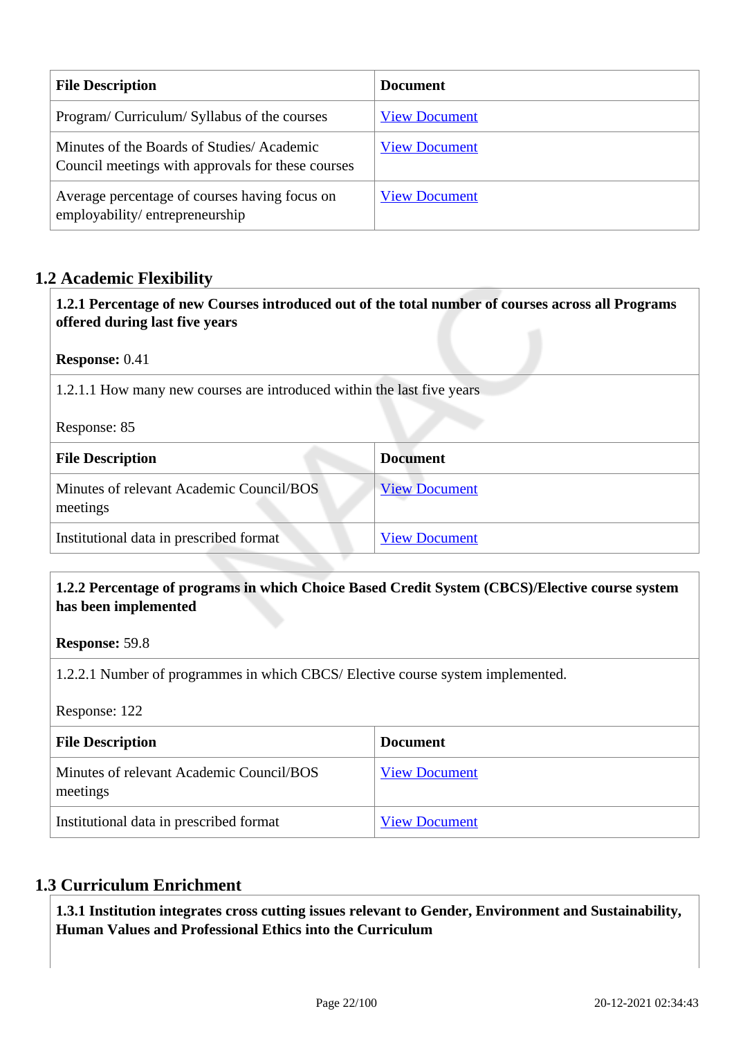| File Description | Document |
| --- | --- |
| Program/ Curriculum/ Syllabus of the courses | View Document |
| Minutes of the Boards of Studies/ Academic Council meetings with approvals for these courses | View Document |
| Average percentage of courses having focus on employability/ entrepreneurship | View Document |

## 1.2 Academic Flexibility

**1.2.1 Percentage of new Courses introduced out of the total number of courses across all Programs offered during last five years**

**Response:** 0.41

1.2.1.1 How many new courses are introduced within the last five years

Response: 85

| File Description | Document |
| --- | --- |
| Minutes of relevant Academic Council/BOS meetings | View Document |
| Institutional data in prescribed format | View Document |

**1.2.2 Percentage of programs in which Choice Based Credit System (CBCS)/Elective course system has been implemented**

**Response:** 59.8

1.2.2.1 Number of programmes in which CBCS/ Elective course system implemented.

Response: 122

| File Description | Document |
| --- | --- |
| Minutes of relevant Academic Council/BOS meetings | View Document |
| Institutional data in prescribed format | View Document |

## 1.3 Curriculum Enrichment

**1.3.1 Institution integrates cross cutting issues relevant to Gender, Environment and Sustainability, Human Values and Professional Ethics into the Curriculum**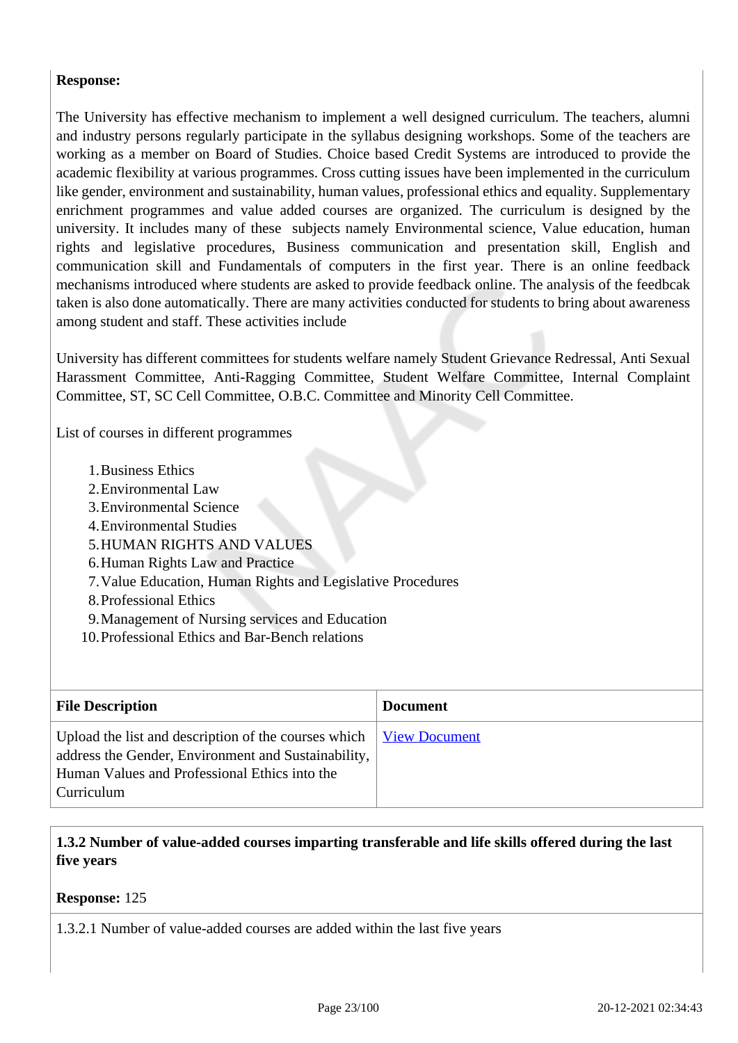**Response:**

The University has effective mechanism to implement a well designed curriculum. The teachers, alumni and industry persons regularly participate in the syllabus designing workshops. Some of the teachers are working as a member on Board of Studies. Choice based Credit Systems are introduced to provide the academic flexibility at various programmes. Cross cutting issues have been implemented in the curriculum like gender, environment and sustainability, human values, professional ethics and equality. Supplementary enrichment programmes and value added courses are organized. The curriculum is designed by the university. It includes many of these subjects namely Environmental science, Value education, human rights and legislative procedures, Business communication and presentation skill, English and communication skill and Fundamentals of computers in the first year. There is an online feedback mechanisms introduced where students are asked to provide feedback online. The analysis of the feedbcak taken is also done automatically. There are many activities conducted for students to bring about awareness among student and staff. These activities include

University has different committees for students welfare namely Student Grievance Redressal, Anti Sexual Harassment Committee, Anti-Ragging Committee, Student Welfare Committee, Internal Complaint Committee, ST, SC Cell Committee, O.B.C. Committee and Minority Cell Committee.

List of courses in different programmes

1. Business Ethics
2. Environmental Law
3. Environmental Science
4. Environmental Studies
5. HUMAN RIGHTS AND VALUES
6. Human Rights Law and Practice
7. Value Education, Human Rights and Legislative Procedures
8. Professional Ethics
9. Management of Nursing services and Education
10. Professional Ethics and Bar-Bench relations

| File Description | Document |
|---|---|
| Upload the list and description of the courses which address the Gender, Environment and Sustainability, Human Values and Professional Ethics into the Curriculum | View Document |

**1.3.2 Number of value-added courses imparting transferable and life skills offered during the last five years**

**Response:** 125

1.3.2.1 Number of value-added courses are added within the last five years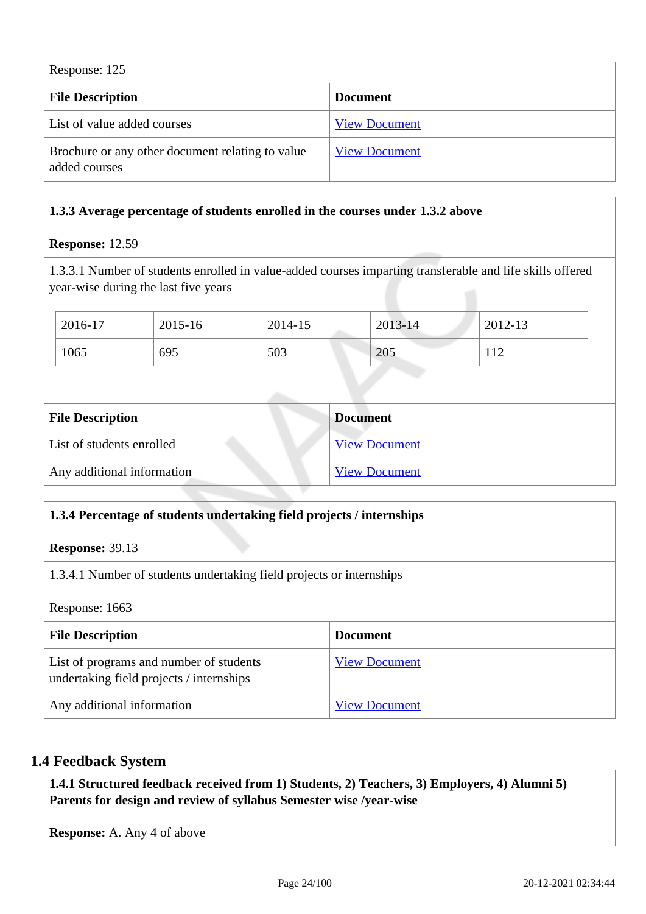Response: 125

| File Description | Document |
| --- | --- |
| List of value added courses | View Document |
| Brochure or any other document relating to value added courses | View Document |

**1.3.3 Average percentage of students enrolled in the courses under 1.3.2 above**

**Response:** 12.59

1.3.3.1 Number of students enrolled in value-added courses imparting transferable and life skills offered year-wise during the last five years

| 2016-17 | 2015-16 | 2014-15 | 2013-14 | 2012-13 |
| --- | --- | --- | --- | --- |
| 1065 | 695 | 503 | 205 | 112 |

| File Description | Document |
| --- | --- |
| List of students enrolled | View Document |
| Any additional information | View Document |

**1.3.4 Percentage of students undertaking field projects / internships**

**Response:** 39.13

1.3.4.1 Number of students undertaking field projects or internships

Response: 1663

| File Description | Document |
| --- | --- |
| List of programs and number of students undertaking field projects / internships | View Document |
| Any additional information | View Document |

## 1.4 Feedback System

**1.4.1 Structured feedback received from 1) Students, 2) Teachers, 3) Employers, 4) Alumni 5) Parents for design and review of syllabus Semester wise /year-wise**

**Response:** A. Any 4 of above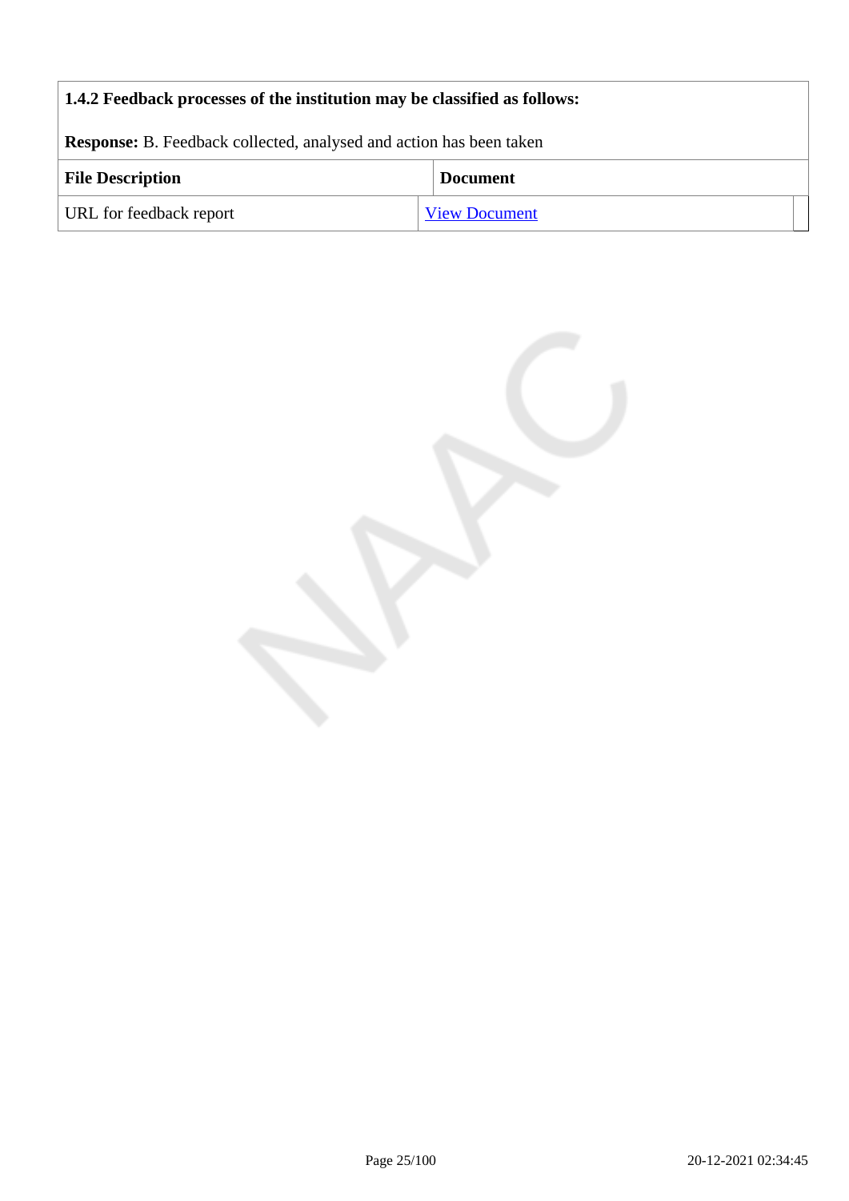**1.4.2 Feedback processes of the institution may be classified as follows:**

**Response:** B. Feedback collected, analysed and action has been taken

| File Description | Document |
|---|---|
| URL for feedback report | View Document |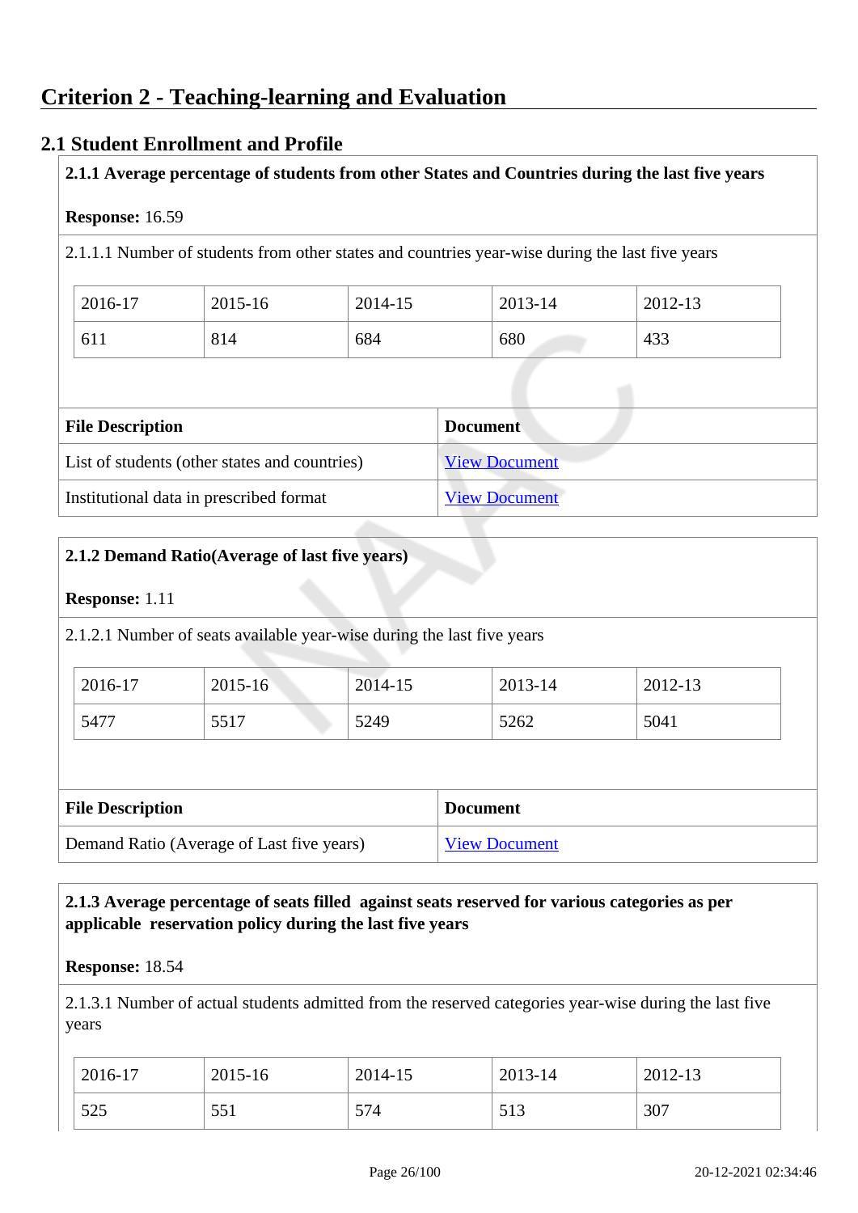# Criterion 2 - Teaching-learning and Evaluation

## 2.1 Student Enrollment and Profile

**2.1.1 Average percentage of students from other States and Countries during the last five years**

**Response:** 16.59

2.1.1.1 Number of students from other states and countries year-wise during the last five years

| 2016-17 | 2015-16 | 2014-15 | 2013-14 | 2012-13 |
|---|---|---|---|---|
| 611 | 814 | 684 | 680 | 433 |

| File Description | Document |
|---|---|
| List of students (other states and countries) | View Document |
| Institutional data in prescribed format | View Document |

**2.1.2 Demand Ratio(Average of last five years)**

**Response:** 1.11

2.1.2.1 Number of seats available year-wise during the last five years

| 2016-17 | 2015-16 | 2014-15 | 2013-14 | 2012-13 |
|---|---|---|---|---|
| 5477 | 5517 | 5249 | 5262 | 5041 |

| File Description | Document |
|---|---|
| Demand Ratio (Average of Last five years) | View Document |

**2.1.3 Average percentage of seats filled against seats reserved for various categories as per applicable reservation policy during the last five years**

**Response:** 18.54

2.1.3.1 Number of actual students admitted from the reserved categories year-wise during the last five years

| 2016-17 | 2015-16 | 2014-15 | 2013-14 | 2012-13 |
|---|---|---|---|---|
| 525 | 551 | 574 | 513 | 307 |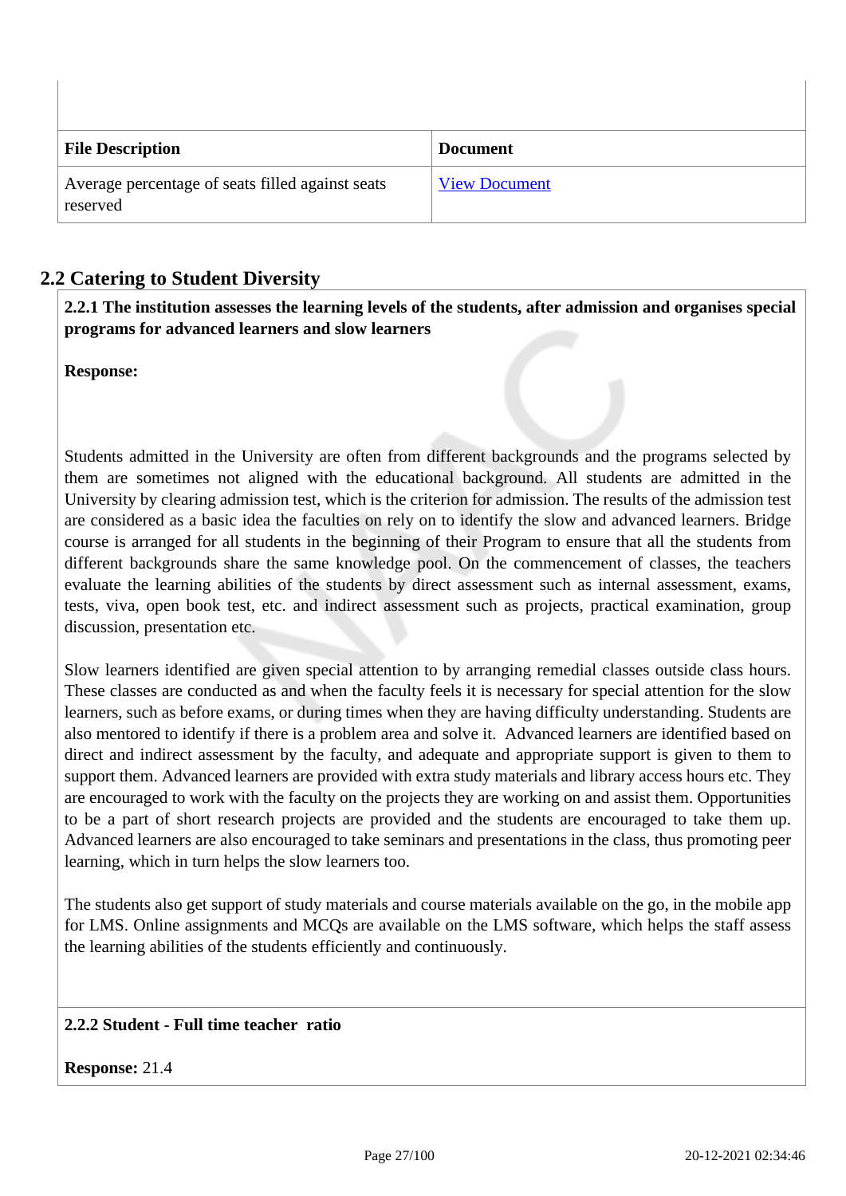| File Description | Document |
|---|---|
| Average percentage of seats filled against seats reserved | View Document |

## 2.2 Catering to Student Diversity

**2.2.1 The institution assesses the learning levels of the students, after admission and organises special programs for advanced learners and slow learners**

**Response:**

Students admitted in the University are often from different backgrounds and the programs selected by them are sometimes not aligned with the educational background. All students are admitted in the University by clearing admission test, which is the criterion for admission. The results of the admission test are considered as a basic idea the faculties on rely on to identify the slow and advanced learners. Bridge course is arranged for all students in the beginning of their Program to ensure that all the students from different backgrounds share the same knowledge pool. On the commencement of classes, the teachers evaluate the learning abilities of the students by direct assessment such as internal assessment, exams, tests, viva, open book test, etc. and indirect assessment such as projects, practical examination, group discussion, presentation etc.

Slow learners identified are given special attention to by arranging remedial classes outside class hours. These classes are conducted as and when the faculty feels it is necessary for special attention for the slow learners, such as before exams, or during times when they are having difficulty understanding. Students are also mentored to identify if there is a problem area and solve it. Advanced learners are identified based on direct and indirect assessment by the faculty, and adequate and appropriate support is given to them to support them. Advanced learners are provided with extra study materials and library access hours etc. They are encouraged to work with the faculty on the projects they are working on and assist them. Opportunities to be a part of short research projects are provided and the students are encouraged to take them up. Advanced learners are also encouraged to take seminars and presentations in the class, thus promoting peer learning, which in turn helps the slow learners too.

The students also get support of study materials and course materials available on the go, in the mobile app for LMS. Online assignments and MCQs are available on the LMS software, which helps the staff assess the learning abilities of the students efficiently and continuously.

**2.2.2 Student - Full time teacher ratio**

**Response:** 21.4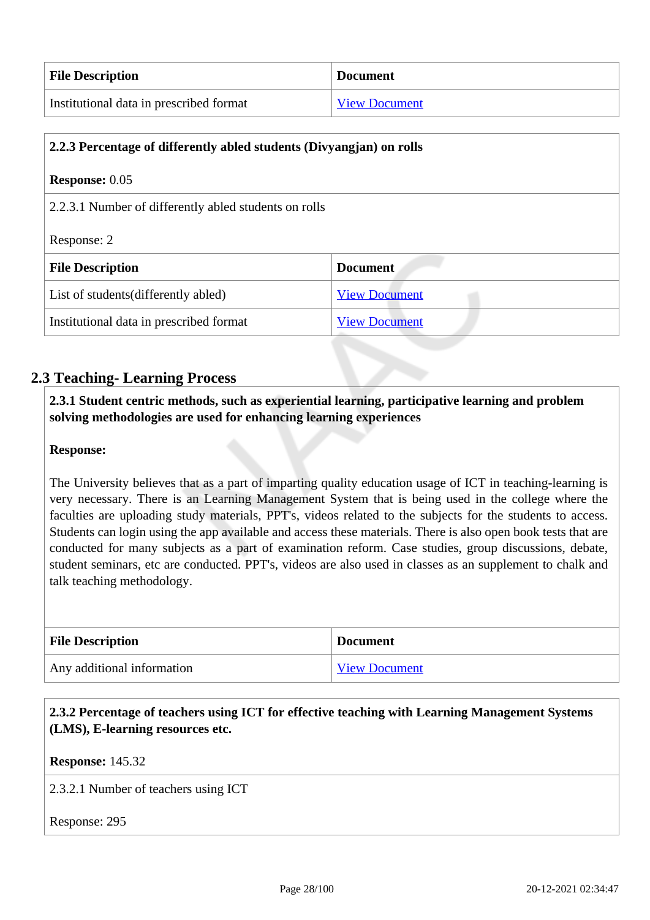| File Description | Document |
| --- | --- |
| Institutional data in prescribed format | View Document |

**2.2.3 Percentage of differently abled students (Divyangjan) on rolls**

**Response:** 0.05

2.2.3.1 Number of differently abled students on rolls

Response: 2

| File Description | Document |
| --- | --- |
| List of students(differently abled) | View Document |
| Institutional data in prescribed format | View Document |

## 2.3 Teaching- Learning Process

**2.3.1 Student centric methods, such as experiential learning, participative learning and problem solving methodologies are used for enhancing learning experiences**

**Response:**

The University believes that as a part of imparting quality education usage of ICT in teaching-learning is very necessary. There is an Learning Management System that is being used in the college where the faculties are uploading study materials, PPT's, videos related to the subjects for the students to access. Students can login using the app available and access these materials. There is also open book tests that are conducted for many subjects as a part of examination reform. Case studies, group discussions, debate, student seminars, etc are conducted. PPT's, videos are also used in classes as an supplement to chalk and talk teaching methodology.

| File Description | Document |
| --- | --- |
| Any additional information | View Document |

**2.3.2 Percentage of teachers using ICT for effective teaching with Learning Management Systems (LMS), E-learning resources etc.**

**Response:** 145.32

2.3.2.1 Number of teachers using ICT

Response: 295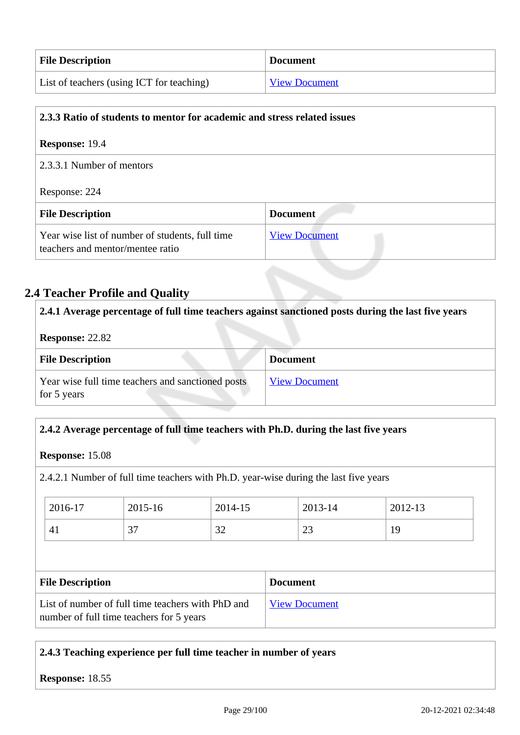| File Description | Document |
|---|---|
| List of teachers (using ICT for teaching) | View Document |

**2.3.3 Ratio of students to mentor for academic and stress related issues**

**Response:** 19.4

2.3.3.1 Number of mentors

Response: 224

| File Description | Document |
|---|---|
| Year wise list of number of students, full time teachers and mentor/mentee ratio | View Document |

## 2.4 Teacher Profile and Quality

**2.4.1 Average percentage of full time teachers against sanctioned posts during the last five years**

**Response:** 22.82

| File Description | Document |
|---|---|
| Year wise full time teachers and sanctioned posts for 5 years | View Document |

**2.4.2 Average percentage of full time teachers with Ph.D. during the last five years**

**Response:** 15.08

2.4.2.1 Number of full time teachers with Ph.D. year-wise during the last five years

| 2016-17 | 2015-16 | 2014-15 | 2013-14 | 2012-13 |
|---|---|---|---|---|
| 41 | 37 | 32 | 23 | 19 |

| File Description | Document |
|---|---|
| List of number of full time teachers with PhD and number of full time teachers for 5 years | View Document |

**2.4.3 Teaching experience per full time teacher in number of years**

**Response:** 18.55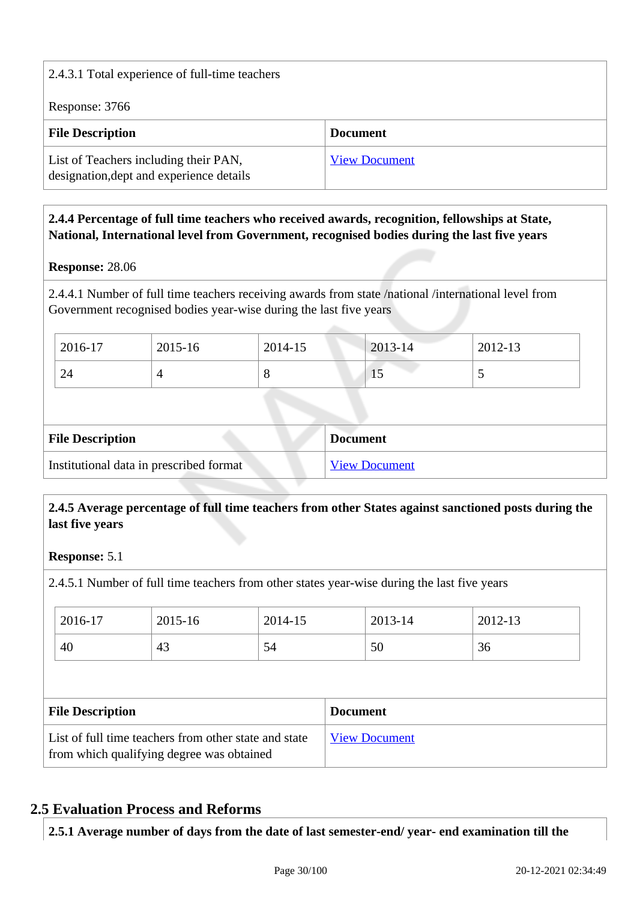2.4.3.1 Total experience of full-time teachers

Response: 3766

| File Description | Document |
|---|---|
| List of Teachers including their PAN, designation,dept and experience details | View Document |

**2.4.4 Percentage of full time teachers who received awards, recognition, fellowships at State, National, International level from Government, recognised bodies during the last five years**

**Response:** 28.06

2.4.4.1 Number of full time teachers receiving awards from state /national /international level from Government recognised bodies year-wise during the last five years

| 2016-17 | 2015-16 | 2014-15 | 2013-14 | 2012-13 |
|---|---|---|---|---|
| 24 | 4 | 8 | 15 | 5 |

| File Description | Document |
|---|---|
| Institutional data in prescribed format | View Document |

**2.4.5 Average percentage of full time teachers from other States against sanctioned posts during the last five years**

**Response:** 5.1

2.4.5.1 Number of full time teachers from other states year-wise during the last five years

| 2016-17 | 2015-16 | 2014-15 | 2013-14 | 2012-13 |
|---|---|---|---|---|
| 40 | 43 | 54 | 50 | 36 |

| File Description | Document |
|---|---|
| List of full time teachers from other state and state from which qualifying degree was obtained | View Document |

## 2.5 Evaluation Process and Reforms

**2.5.1 Average number of days from the date of last semester-end/ year- end examination till the**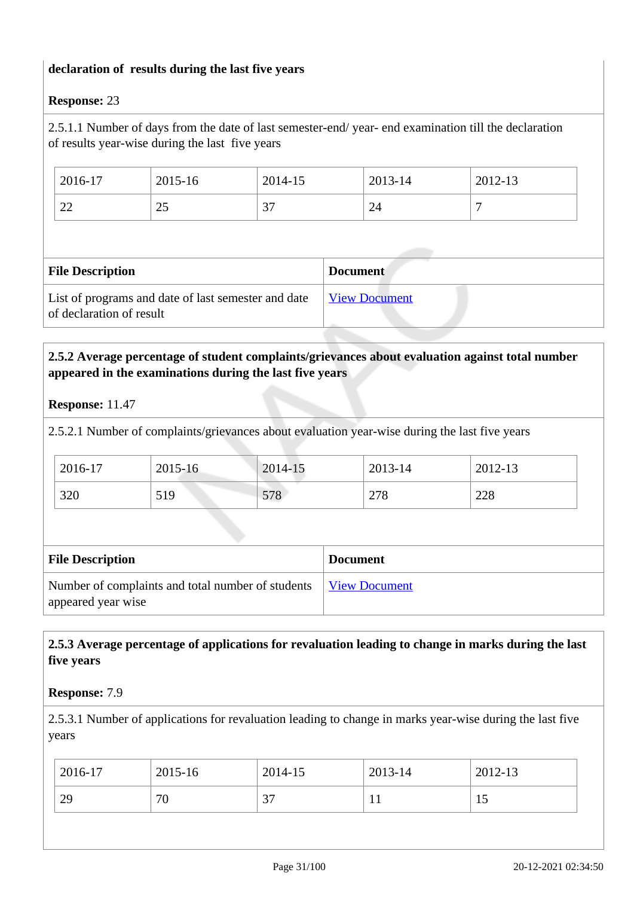**declaration of results during the last five years**

**Response:** 23

2.5.1.1 Number of days from the date of last semester-end/ year- end examination till the declaration of results year-wise during the last five years

| 2016-17 | 2015-16 | 2014-15 | 2013-14 | 2012-13 |
|---|---|---|---|---|
| 22 | 25 | 37 | 24 | 7 |

| File Description | Document |
|---|---|
| List of programs and date of last semester and date of declaration of result | View Document |

**2.5.2 Average percentage of student complaints/grievances about evaluation against total number appeared in the examinations during the last five years**

**Response:** 11.47

2.5.2.1 Number of complaints/grievances about evaluation year-wise during the last five years

| 2016-17 | 2015-16 | 2014-15 | 2013-14 | 2012-13 |
|---|---|---|---|---|
| 320 | 519 | 578 | 278 | 228 |

| File Description | Document |
|---|---|
| Number of complaints and total number of students appeared year wise | View Document |

**2.5.3 Average percentage of applications for revaluation leading to change in marks during the last five years**

**Response:** 7.9

2.5.3.1 Number of applications for revaluation leading to change in marks year-wise during the last five years

| 2016-17 | 2015-16 | 2014-15 | 2013-14 | 2012-13 |
|---|---|---|---|---|
| 29 | 70 | 37 | 11 | 15 |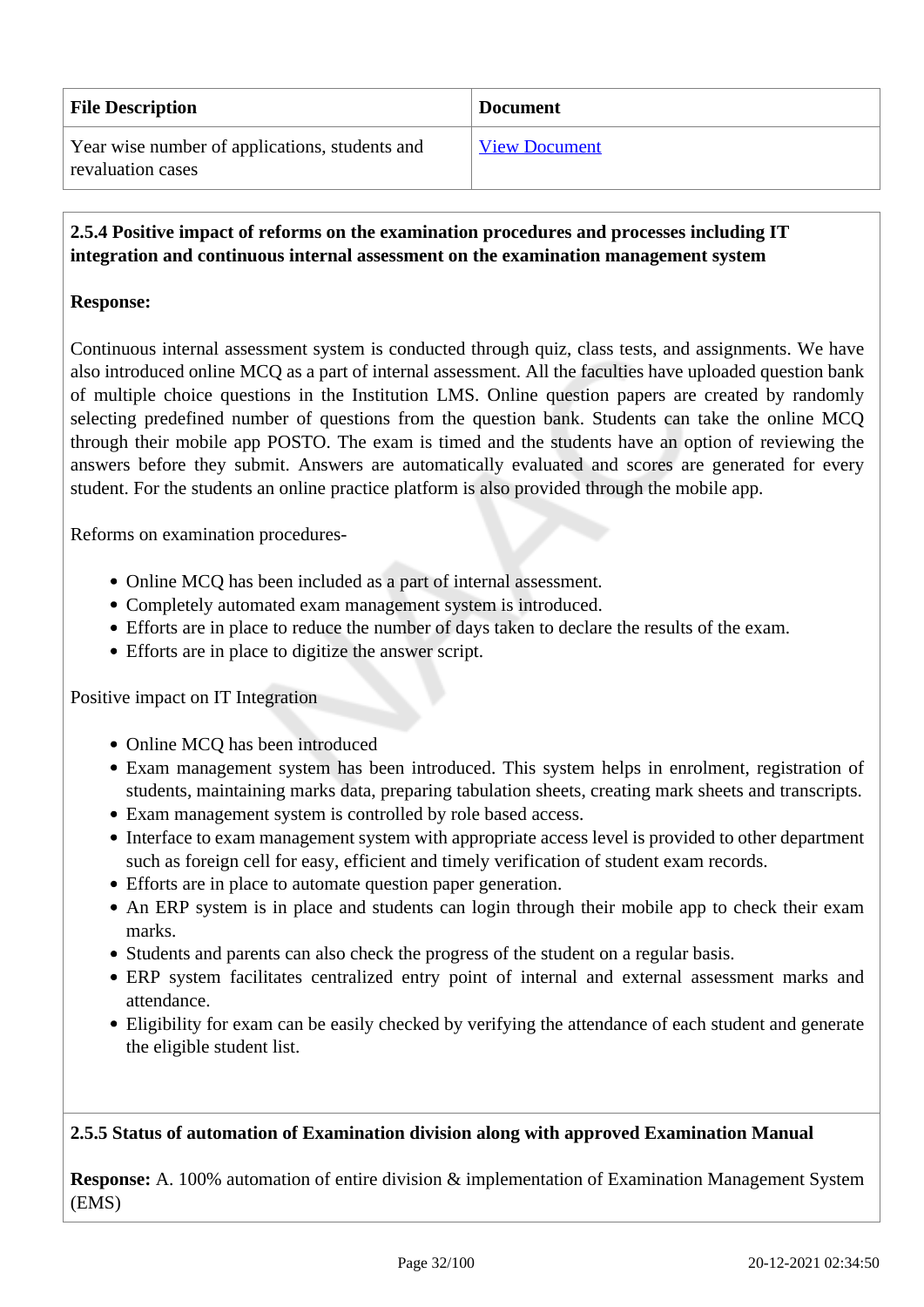| File Description | Document |
|---|---|
| Year wise number of applications, students and revaluation cases | View Document |

**2.5.4 Positive impact of reforms on the examination procedures and processes including IT integration and continuous internal assessment on the examination management system**

**Response:**

Continuous internal assessment system is conducted through quiz, class tests, and assignments. We have also introduced online MCQ as a part of internal assessment. All the faculties have uploaded question bank of multiple choice questions in the Institution LMS. Online question papers are created by randomly selecting predefined number of questions from the question bank. Students can take the online MCQ through their mobile app POSTO. The exam is timed and the students have an option of reviewing the answers before they submit. Answers are automatically evaluated and scores are generated for every student. For the students an online practice platform is also provided through the mobile app.

Reforms on examination procedures-

- Online MCQ has been included as a part of internal assessment.
- Completely automated exam management system is introduced.
- Efforts are in place to reduce the number of days taken to declare the results of the exam.
- Efforts are in place to digitize the answer script.

Positive impact on IT Integration

- Online MCQ has been introduced
- Exam management system has been introduced. This system helps in enrolment, registration of students, maintaining marks data, preparing tabulation sheets, creating mark sheets and transcripts.
- Exam management system is controlled by role based access.
- Interface to exam management system with appropriate access level is provided to other department such as foreign cell for easy, efficient and timely verification of student exam records.
- Efforts are in place to automate question paper generation.
- An ERP system is in place and students can login through their mobile app to check their exam marks.
- Students and parents can also check the progress of the student on a regular basis.
- ERP system facilitates centralized entry point of internal and external assessment marks and attendance.
- Eligibility for exam can be easily checked by verifying the attendance of each student and generate the eligible student list.

**2.5.5 Status of automation of Examination division along with approved Examination Manual**

**Response:** A. 100% automation of entire division & implementation of Examination Management System (EMS)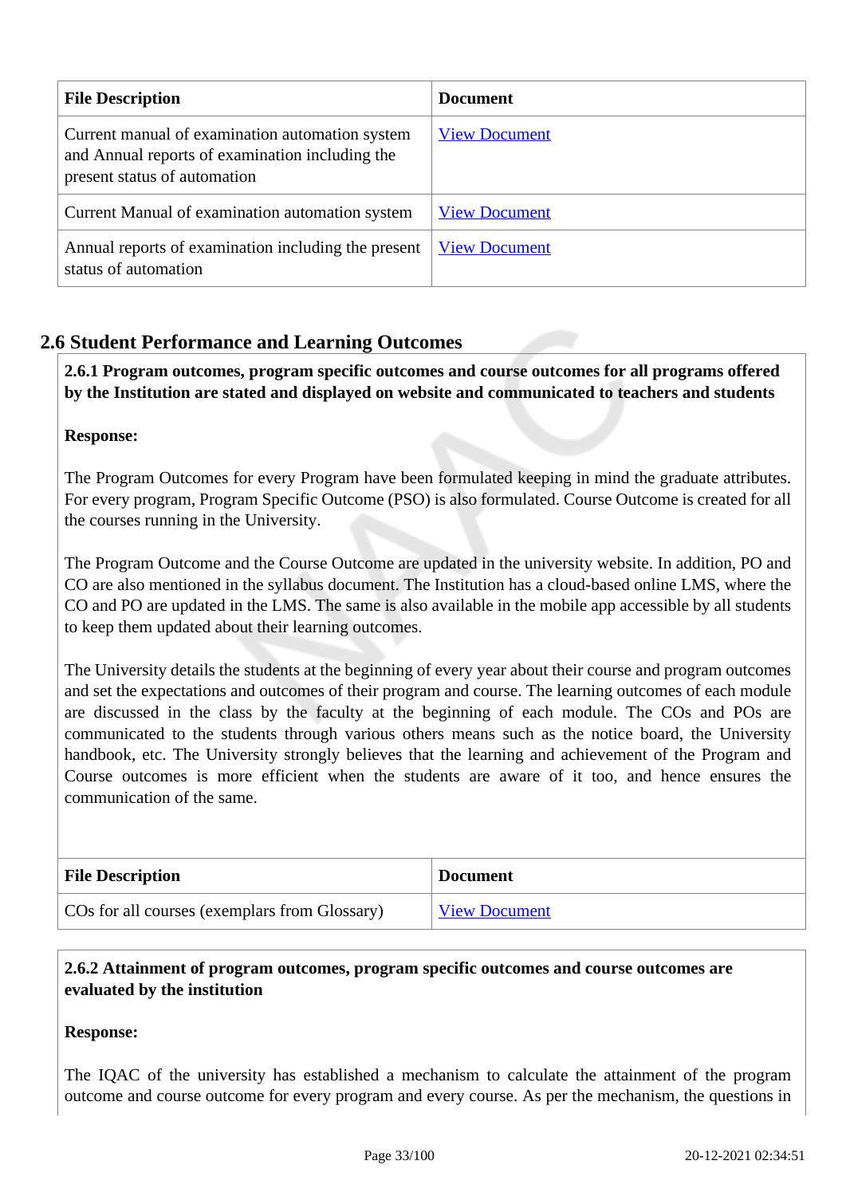| File Description | Document |
| --- | --- |
| Current manual of examination automation system and Annual reports of examination including the present status of automation | View Document |
| Current Manual of examination automation system | View Document |
| Annual reports of examination including the present status of automation | View Document |

## 2.6 Student Performance and Learning Outcomes

**2.6.1 Program outcomes, program specific outcomes and course outcomes for all programs offered by the Institution are stated and displayed on website and communicated to teachers and students**

**Response:**

The Program Outcomes for every Program have been formulated keeping in mind the graduate attributes. For every program, Program Specific Outcome (PSO) is also formulated. Course Outcome is created for all the courses running in the University.

The Program Outcome and the Course Outcome are updated in the university website. In addition, PO and CO are also mentioned in the syllabus document. The Institution has a cloud-based online LMS, where the CO and PO are updated in the LMS. The same is also available in the mobile app accessible by all students to keep them updated about their learning outcomes.

The University details the students at the beginning of every year about their course and program outcomes and set the expectations and outcomes of their program and course. The learning outcomes of each module are discussed in the class by the faculty at the beginning of each module. The COs and POs are communicated to the students through various others means such as the notice board, the University handbook, etc. The University strongly believes that the learning and achievement of the Program and Course outcomes is more efficient when the students are aware of it too, and hence ensures the communication of the same.

| File Description | Document |
| --- | --- |
| COs for all courses (exemplars from Glossary) | View Document |

**2.6.2 Attainment of program outcomes, program specific outcomes and course outcomes are evaluated by the institution**

**Response:**

The IQAC of the university has established a mechanism to calculate the attainment of the program outcome and course outcome for every program and every course. As per the mechanism, the questions in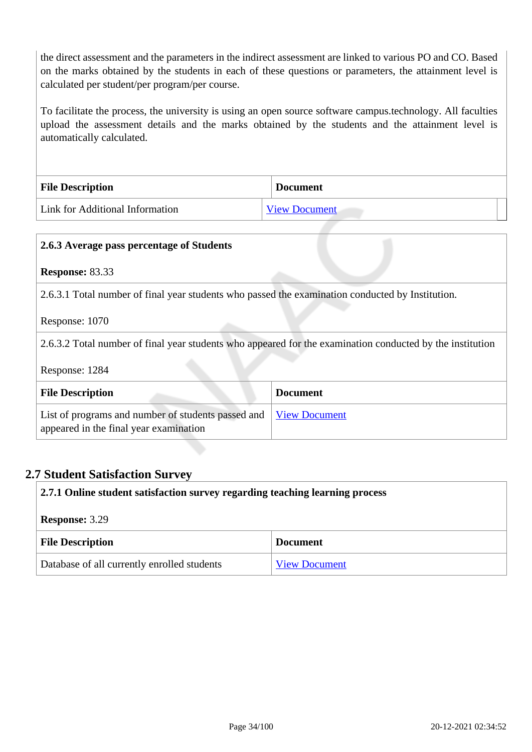the direct assessment and the parameters in the indirect assessment are linked to various PO and CO. Based on the marks obtained by the students in each of these questions or parameters, the attainment level is calculated per student/per program/per course.

To facilitate the process, the university is using an open source software campus.technology. All faculties upload the assessment details and the marks obtained by the students and the attainment level is automatically calculated.

| File Description | Document |
|---|---|
| Link for Additional Information | View Document |

**2.6.3 Average pass percentage of Students**

**Response:** 83.33

2.6.3.1 Total number of final year students who passed the examination conducted by Institution.

Response: 1070

2.6.3.2 Total number of final year students who appeared for the examination conducted by the institution

Response: 1284

| File Description | Document |
|---|---|
| List of programs and number of students passed and appeared in the final year examination | View Document |

## 2.7 Student Satisfaction Survey

**2.7.1 Online student satisfaction survey regarding teaching learning process**

**Response:** 3.29

| File Description | Document |
|---|---|
| Database of all currently enrolled students | View Document |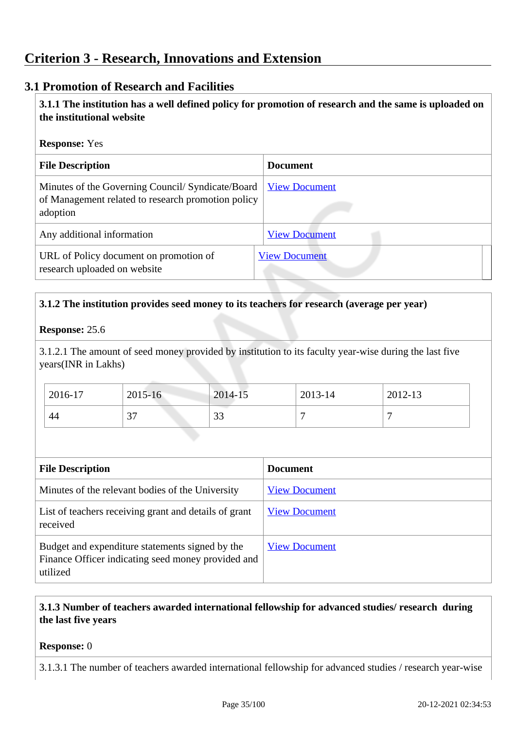# Criterion 3 - Research, Innovations and Extension

## 3.1 Promotion of Research and Facilities

**3.1.1 The institution has a well defined policy for promotion of research and the same is uploaded on the institutional website**

**Response:** Yes

| File Description | Document |
|---|---|
| Minutes of the Governing Council/ Syndicate/Board of Management related to research promotion policy adoption | View Document |
| Any additional information | View Document |
| URL of Policy document on promotion of research uploaded on website | View Document |

**3.1.2 The institution provides seed money to its teachers for research (average per year)**

**Response:** 25.6

3.1.2.1 The amount of seed money provided by institution to its faculty year-wise during the last five years(INR in Lakhs)

| 2016-17 | 2015-16 | 2014-15 | 2013-14 | 2012-13 |
|---|---|---|---|---|
| 44 | 37 | 33 | 7 | 7 |

| File Description | Document |
|---|---|
| Minutes of the relevant bodies of the University | View Document |
| List of teachers receiving grant and details of grant received | View Document |
| Budget and expenditure statements signed by the Finance Officer indicating seed money provided and utilized | View Document |

**3.1.3 Number of teachers awarded international fellowship for advanced studies/ research during the last five years**

**Response:** 0

3.1.3.1 The number of teachers awarded international fellowship for advanced studies / research year-wise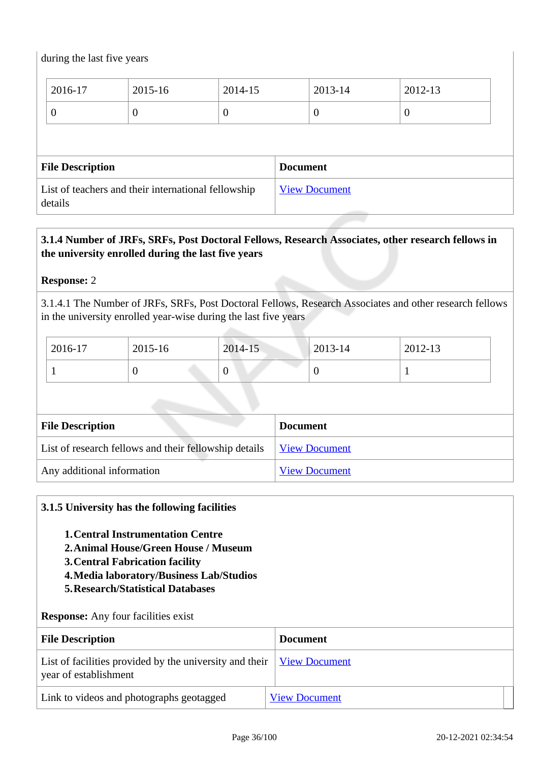during the last five years

| 2016-17 | 2015-16 | 2014-15 | 2013-14 | 2012-13 |
|---|---|---|---|---|
| 0 | 0 | 0 | 0 | 0 |

| File Description | Document |
|---|---|
| List of teachers and their international fellowship details | View Document |

**3.1.4 Number of JRFs, SRFs, Post Doctoral Fellows, Research Associates, other research fellows in the university enrolled during the last five years**

**Response:** 2

3.1.4.1 The Number of JRFs, SRFs, Post Doctoral Fellows, Research Associates and other research fellows in the university enrolled year-wise during the last five years

| 2016-17 | 2015-16 | 2014-15 | 2013-14 | 2012-13 |
|---|---|---|---|---|
| 1 | 0 | 0 | 0 | 1 |

| File Description | Document |
|---|---|
| List of research fellows and their fellowship details | View Document |
| Any additional information | View Document |

**3.1.5 University has the following facilities**

1. **Central Instrumentation Centre**
2. **Animal House/Green House / Museum**
3. **Central Fabrication facility**
4. **Media laboratory/Business Lab/Studios**
5. **Research/Statistical Databases**

**Response:** Any four facilities exist

| File Description | Document |
|---|---|
| List of facilities provided by the university and their year of establishment | View Document |
| Link to videos and photographs geotagged | View Document |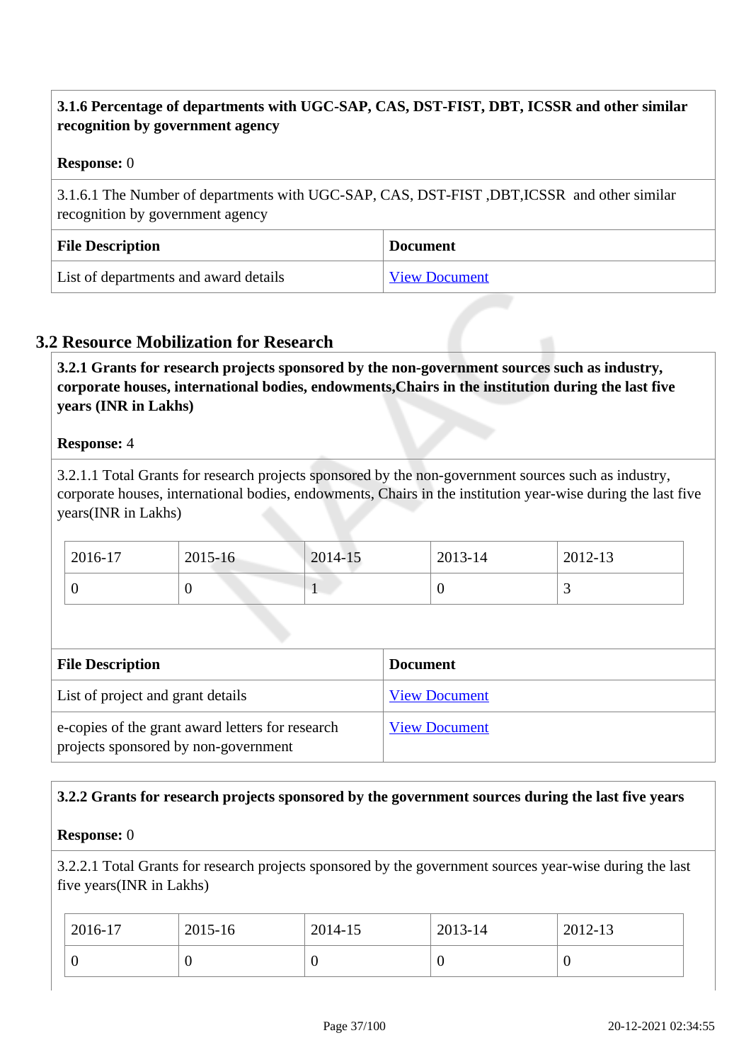**3.1.6 Percentage of departments with UGC-SAP, CAS, DST-FIST, DBT, ICSSR and other similar recognition by government agency**

**Response:** 0

3.1.6.1 The Number of departments with UGC-SAP, CAS, DST-FIST ,DBT,ICSSR and other similar recognition by government agency

| File Description | Document |
| --- | --- |
| List of departments and award details | View Document |

## 3.2 Resource Mobilization for Research

**3.2.1 Grants for research projects sponsored by the non-government sources such as industry, corporate houses, international bodies, endowments,Chairs in the institution during the last five years (INR in Lakhs)**

**Response:** 4

3.2.1.1 Total Grants for research projects sponsored by the non-government sources such as industry, corporate houses, international bodies, endowments, Chairs in the institution year-wise during the last five years(INR in Lakhs)

| 2016-17 | 2015-16 | 2014-15 | 2013-14 | 2012-13 |
| --- | --- | --- | --- | --- |
| 0 | 0 | 1 | 0 | 3 |

| File Description | Document |
| --- | --- |
| List of project and grant details | View Document |
| e-copies of the grant award letters for research projects sponsored by non-government | View Document |

**3.2.2 Grants for research projects sponsored by the government sources during the last five years**

**Response:** 0

3.2.2.1 Total Grants for research projects sponsored by the government sources year-wise during the last five years(INR in Lakhs)

| 2016-17 | 2015-16 | 2014-15 | 2013-14 | 2012-13 |
| --- | --- | --- | --- | --- |
| 0 | 0 | 0 | 0 | 0 |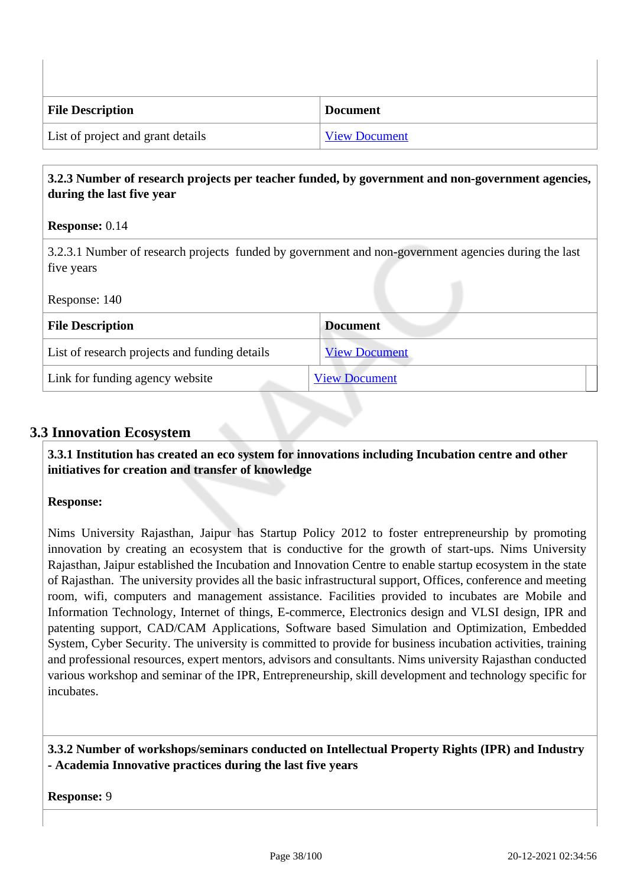| File Description | Document |
|---|---|
| List of project and grant details | View Document |

**3.2.3 Number of research projects per teacher funded, by government and non-government agencies, during the last five year**

**Response:** 0.14

3.2.3.1 Number of research projects funded by government and non-government agencies during the last five years

Response: 140

| File Description | Document |
|---|---|
| List of research projects and funding details | View Document |
| Link for funding agency website | View Document |

## 3.3 Innovation Ecosystem

**3.3.1 Institution has created an eco system for innovations including Incubation centre and other initiatives for creation and transfer of knowledge**

**Response:**

Nims University Rajasthan, Jaipur has Startup Policy 2012 to foster entrepreneurship by promoting innovation by creating an ecosystem that is conductive for the growth of start-ups. Nims University Rajasthan, Jaipur established the Incubation and Innovation Centre to enable startup ecosystem in the state of Rajasthan. The university provides all the basic infrastructural support, Offices, conference and meeting room, wifi, computers and management assistance. Facilities provided to incubates are Mobile and Information Technology, Internet of things, E-commerce, Electronics design and VLSI design, IPR and patenting support, CAD/CAM Applications, Software based Simulation and Optimization, Embedded System, Cyber Security. The university is committed to provide for business incubation activities, training and professional resources, expert mentors, advisors and consultants. Nims university Rajasthan conducted various workshop and seminar of the IPR, Entrepreneurship, skill development and technology specific for incubates.

**3.3.2 Number of workshops/seminars conducted on Intellectual Property Rights (IPR) and Industry - Academia Innovative practices during the last five years**

**Response:** 9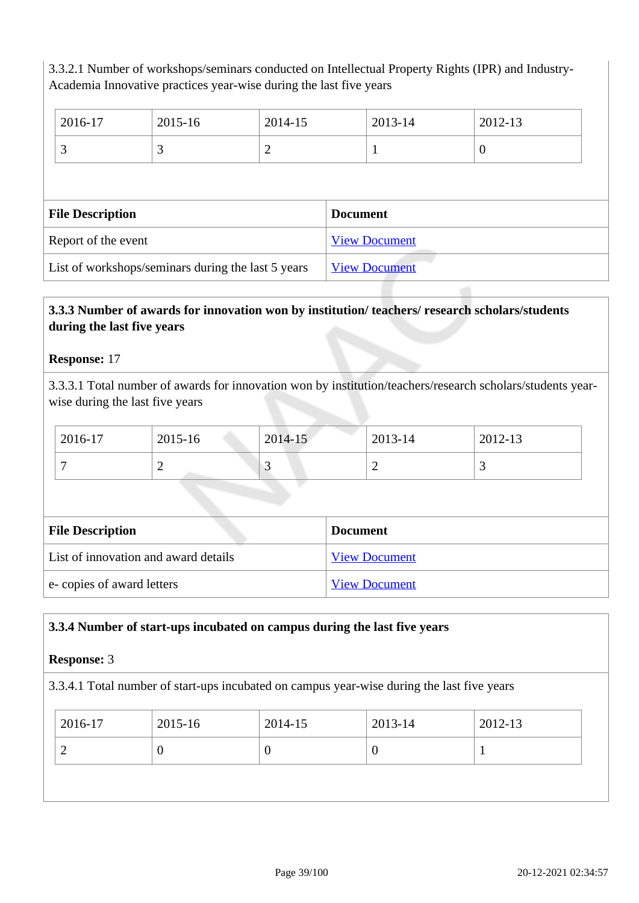3.3.2.1 Number of workshops/seminars conducted on Intellectual Property Rights (IPR) and Industry-Academia Innovative practices year-wise during the last five years

| 2016-17 | 2015-16 | 2014-15 | 2013-14 | 2012-13 |
|---|---|---|---|---|
| 3 | 3 | 2 | 1 | 0 |

| File Description | Document |
|---|---|
| Report of the event | View Document |
| List of workshops/seminars during the last 5 years | View Document |

**3.3.3 Number of awards for innovation won by institution/ teachers/ research scholars/students during the last five years**

**Response:** 17

3.3.3.1 Total number of awards for innovation won by institution/teachers/research scholars/students year-wise during the last five years

| 2016-17 | 2015-16 | 2014-15 | 2013-14 | 2012-13 |
|---|---|---|---|---|
| 7 | 2 | 3 | 2 | 3 |

| File Description | Document |
|---|---|
| List of innovation and award details | View Document |
| e- copies of award letters | View Document |

**3.3.4 Number of start-ups incubated on campus during the last five years**

**Response:** 3

3.3.4.1 Total number of start-ups incubated on campus year-wise during the last five years

| 2016-17 | 2015-16 | 2014-15 | 2013-14 | 2012-13 |
|---|---|---|---|---|
| 2 | 0 | 0 | 0 | 1 |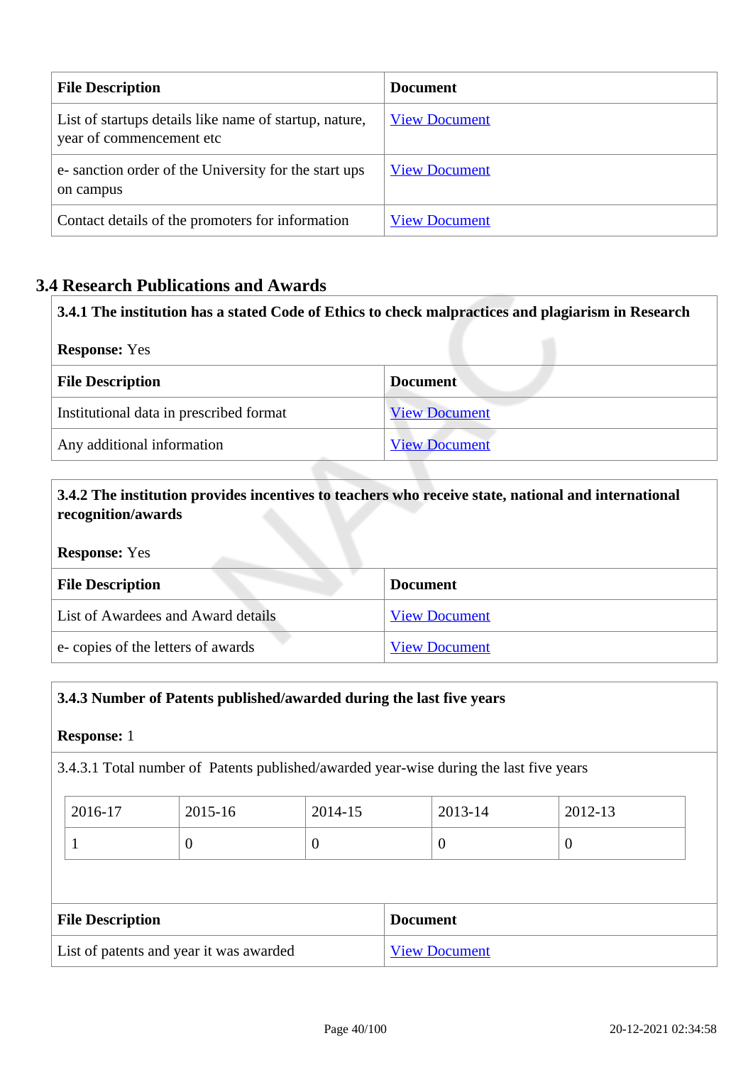| File Description | Document |
|---|---|
| List of startups details like name of startup, nature, year of commencement etc | View Document |
| e- sanction order of the University for the start ups on campus | View Document |
| Contact details of the promoters for information | View Document |

## 3.4 Research Publications and Awards

**3.4.1 The institution has a stated Code of Ethics to check malpractices and plagiarism in Research**

**Response:** Yes

| File Description | Document |
|---|---|
| Institutional data in prescribed format | View Document |
| Any additional information | View Document |

**3.4.2 The institution provides incentives to teachers who receive state, national and international recognition/awards**

**Response:** Yes

| File Description | Document |
|---|---|
| List of Awardees and Award details | View Document |
| e- copies of the letters of awards | View Document |

**3.4.3 Number of Patents published/awarded during the last five years**

**Response:** 1

3.4.3.1 Total number of Patents published/awarded year-wise during the last five years

| 2016-17 | 2015-16 | 2014-15 | 2013-14 | 2012-13 |
|---|---|---|---|---|
| 1 | 0 | 0 | 0 | 0 |

| File Description | Document |
|---|---|
| List of patents and year it was awarded | View Document |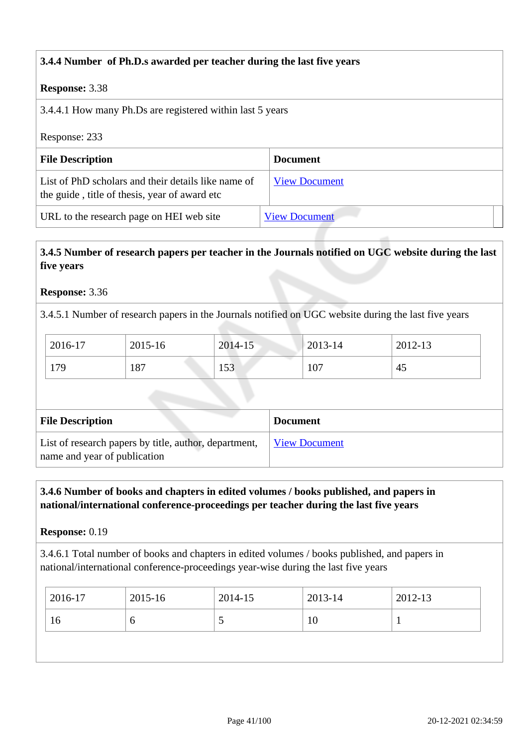**3.4.4 Number of Ph.D.s awarded per teacher during the last five years**

**Response:** 3.38

3.4.4.1 How many Ph.Ds are registered within last 5 years

Response: 233

| File Description | Document |
|---|---|
| List of PhD scholars and their details like name of the guide , title of thesis, year of award etc | View Document |
| URL to the research page on HEI web site | View Document |

**3.4.5 Number of research papers per teacher in the Journals notified on UGC website during the last five years**

**Response:** 3.36

3.4.5.1 Number of research papers in the Journals notified on UGC website during the last five years

| 2016-17 | 2015-16 | 2014-15 | 2013-14 | 2012-13 |
|---|---|---|---|---|
| 179 | 187 | 153 | 107 | 45 |

| File Description | Document |
|---|---|
| List of research papers by title, author, department, name and year of publication | View Document |

**3.4.6 Number of books and chapters in edited volumes / books published, and papers in national/international conference-proceedings per teacher during the last five years**

**Response:** 0.19

3.4.6.1 Total number of books and chapters in edited volumes / books published, and papers in national/international conference-proceedings year-wise during the last five years

| 2016-17 | 2015-16 | 2014-15 | 2013-14 | 2012-13 |
|---|---|---|---|---|
| 16 | 6 | 5 | 10 | 1 |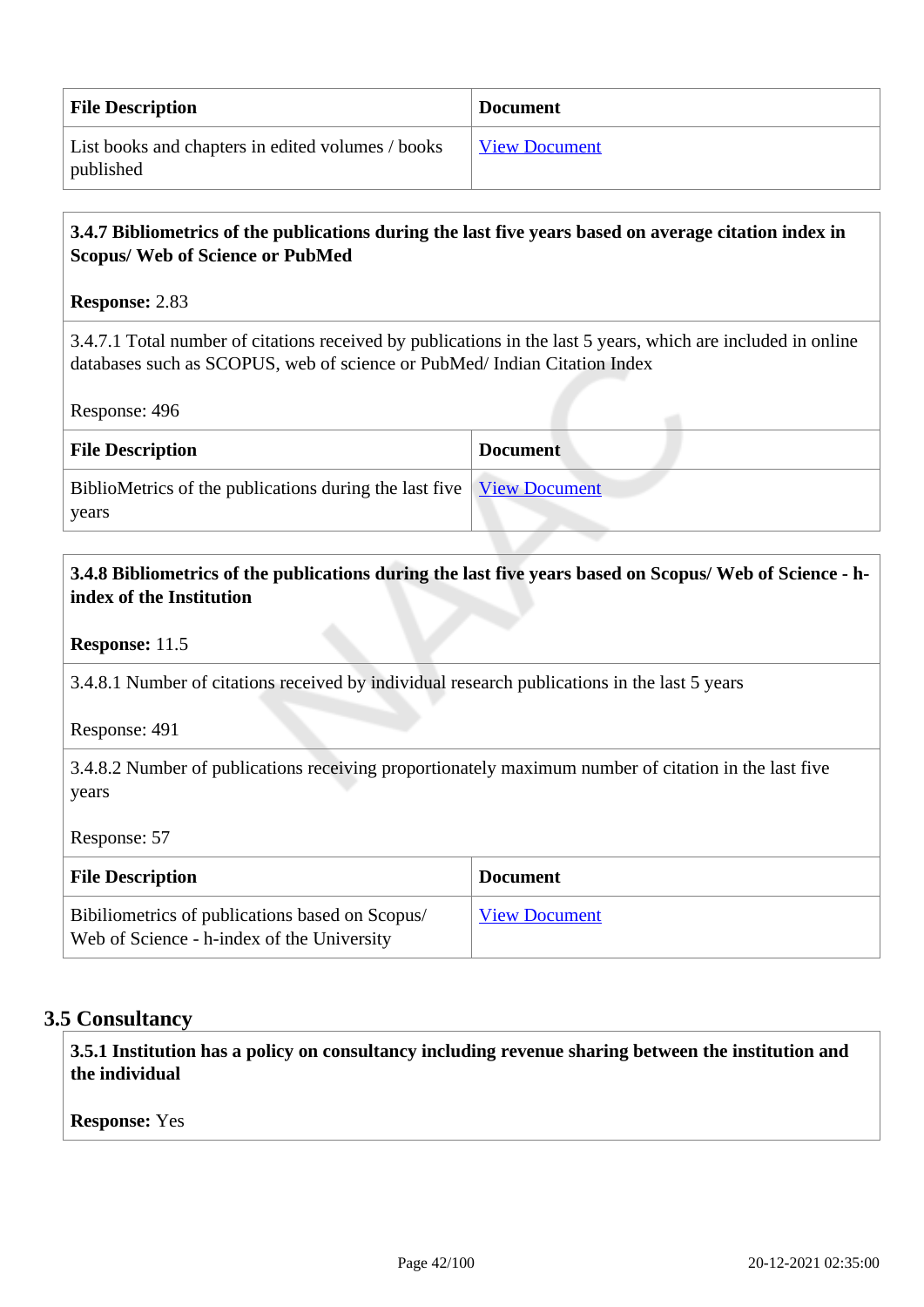| File Description | Document |
| --- | --- |
| List books and chapters in edited volumes / books published | View Document |

**3.4.7 Bibliometrics of the publications during the last five years based on average citation index in Scopus/ Web of Science or PubMed**

**Response:** 2.83

3.4.7.1 Total number of citations received by publications in the last 5 years, which are included in online databases such as SCOPUS, web of science or PubMed/ Indian Citation Index

Response: 496

| File Description | Document |
| --- | --- |
| BiblioMetrics of the publications during the last five years | View Document |

**3.4.8 Bibliometrics of the publications during the last five years based on Scopus/ Web of Science - h-index of the Institution**

**Response:** 11.5

3.4.8.1 Number of citations received by individual research publications in the last 5 years

Response: 491

3.4.8.2 Number of publications receiving proportionately maximum number of citation in the last five years

Response: 57

| File Description | Document |
| --- | --- |
| Bibiliometrics of publications based on Scopus/ Web of Science - h-index of the University | View Document |

## 3.5 Consultancy

**3.5.1 Institution has a policy on consultancy including revenue sharing between the institution and the individual**

**Response:** Yes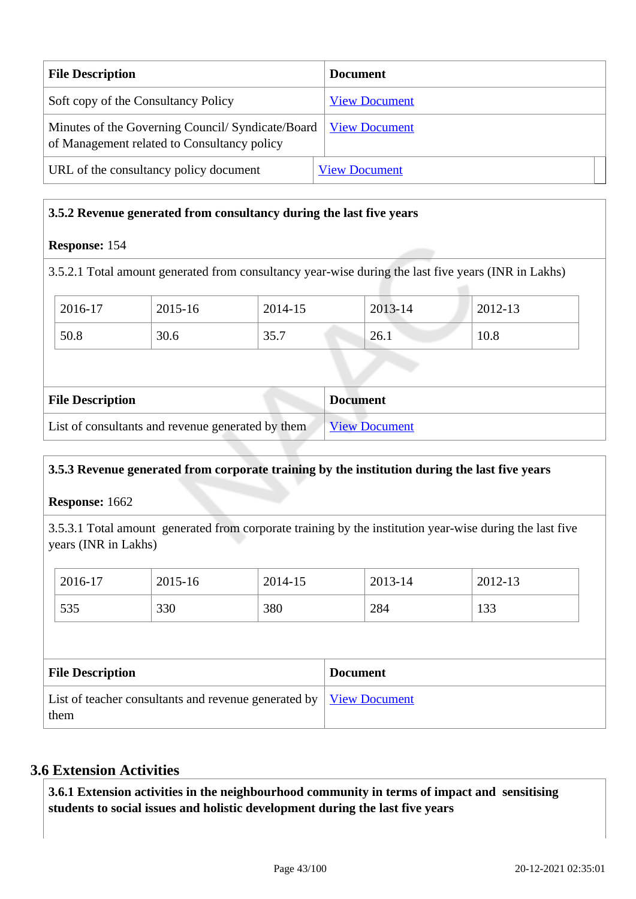| File Description | Document |
| --- | --- |
| Soft copy of the Consultancy Policy | View Document |
| Minutes of the Governing Council/ Syndicate/Board of Management related to Consultancy policy | View Document |
| URL of the consultancy policy document | View Document |

**3.5.2 Revenue generated from consultancy during the last five years**

**Response:** 154

3.5.2.1 Total amount generated from consultancy year-wise during the last five years (INR in Lakhs)

| 2016-17 | 2015-16 | 2014-15 | 2013-14 | 2012-13 |
| --- | --- | --- | --- | --- |
| 50.8 | 30.6 | 35.7 | 26.1 | 10.8 |

| File Description | Document |
| --- | --- |
| List of consultants and revenue generated by them | View Document |

**3.5.3 Revenue generated from corporate training by the institution during the last five years**

**Response:** 1662

3.5.3.1 Total amount generated from corporate training by the institution year-wise during the last five years (INR in Lakhs)

| 2016-17 | 2015-16 | 2014-15 | 2013-14 | 2012-13 |
| --- | --- | --- | --- | --- |
| 535 | 330 | 380 | 284 | 133 |

| File Description | Document |
| --- | --- |
| List of teacher consultants and revenue generated by them | View Document |

## 3.6 Extension Activities

**3.6.1 Extension activities in the neighbourhood community in terms of impact and sensitising students to social issues and holistic development during the last five years**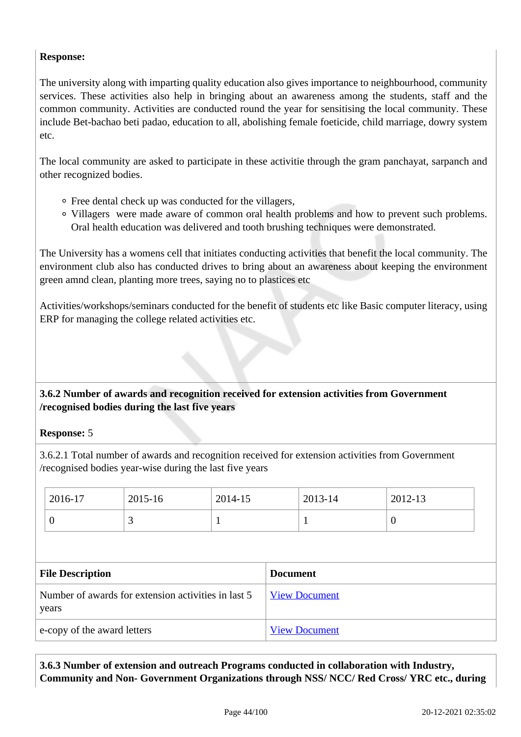**Response:**

The university along with imparting quality education also gives importance to neighbourhood, community services. These activities also help in bringing about an awareness among the students, staff and the common community. Activities are conducted round the year for sensitising the local community. These include Bet-bachao beti padao, education to all, abolishing female foeticide, child marriage, dowry system etc.

The local community are asked to participate in these activitie through the gram panchayat, sarpanch and other recognized bodies.

- Free dental check up was conducted for the villagers,
- Villagers were made aware of common oral health problems and how to prevent such problems. Oral health education was delivered and tooth brushing techniques were demonstrated.

The University has a womens cell that initiates conducting activities that benefit the local community. The environment club also has conducted drives to bring about an awareness about keeping the environment green amnd clean, planting more trees, saying no to plastices etc

Activities/workshops/seminars conducted for the benefit of students etc like Basic computer literacy, using ERP for managing the college related activities etc.

**3.6.2 Number of awards and recognition received for extension activities from Government /recognised bodies during the last five years**

**Response:** 5

3.6.2.1 Total number of awards and recognition received for extension activities from Government /recognised bodies year-wise during the last five years

| 2016-17 | 2015-16 | 2014-15 | 2013-14 | 2012-13 |
|---|---|---|---|---|
| 0 | 3 | 1 | 1 | 0 |

| File Description | Document |
|---|---|
| Number of awards for extension activities in last 5 years | View Document |
| e-copy of the award letters | View Document |

**3.6.3 Number of extension and outreach Programs conducted in collaboration with Industry, Community and Non- Government Organizations through NSS/ NCC/ Red Cross/ YRC etc., during**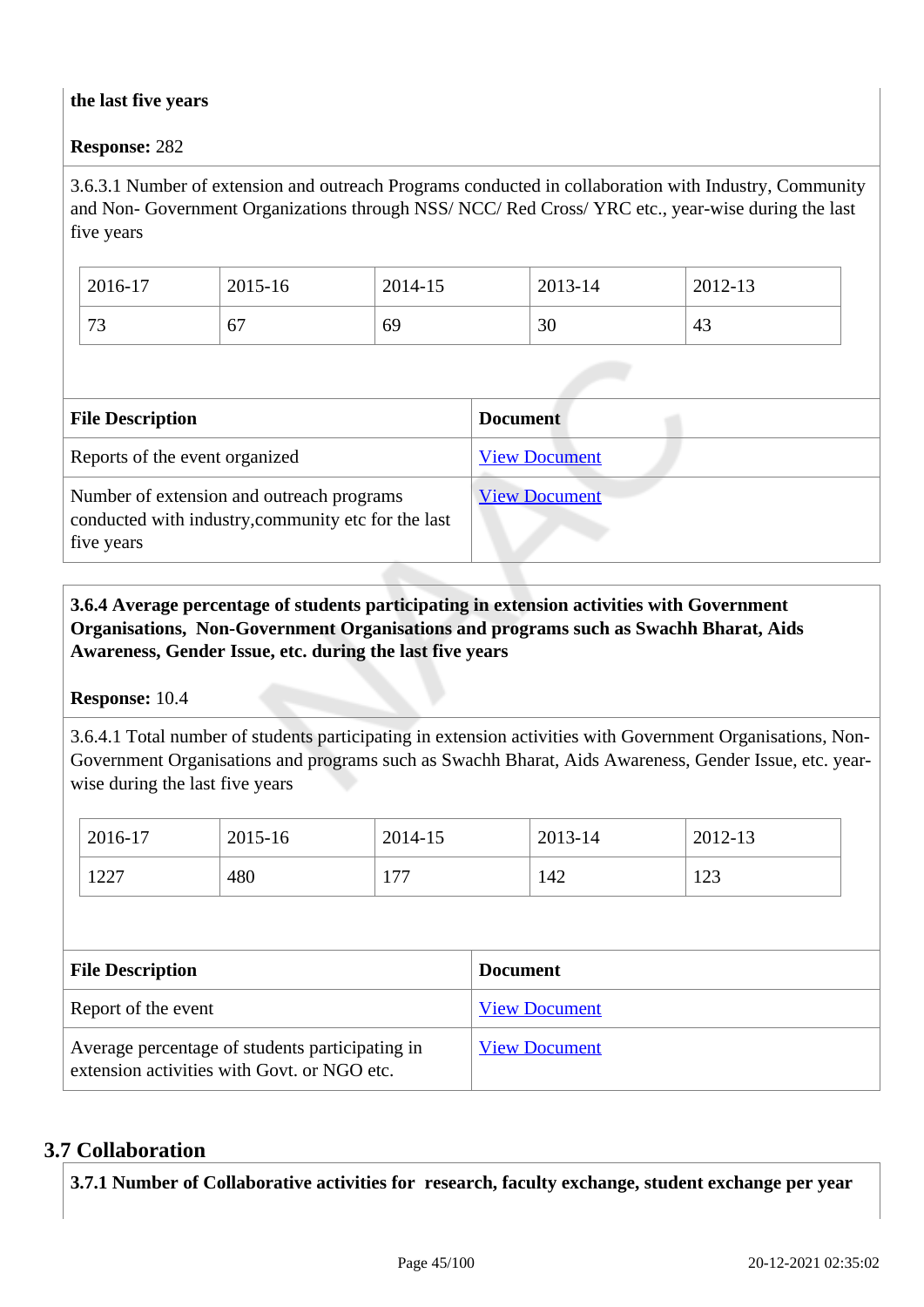**the last five years**

**Response:** 282

3.6.3.1 Number of extension and outreach Programs conducted in collaboration with Industry, Community and Non- Government Organizations through NSS/ NCC/ Red Cross/ YRC etc., year-wise during the last five years

| 2016-17 | 2015-16 | 2014-15 | 2013-14 | 2012-13 |
|---|---|---|---|---|
| 73 | 67 | 69 | 30 | 43 |

| File Description | Document |
|---|---|
| Reports of the event organized | View Document |
| Number of extension and outreach programs conducted with industry,community etc for the last five years | View Document |

**3.6.4 Average percentage of students participating in extension activities with Government Organisations, Non-Government Organisations and programs such as Swachh Bharat, Aids Awareness, Gender Issue, etc. during the last five years**

**Response:** 10.4

3.6.4.1 Total number of students participating in extension activities with Government Organisations, Non-Government Organisations and programs such as Swachh Bharat, Aids Awareness, Gender Issue, etc. year-wise during the last five years

| 2016-17 | 2015-16 | 2014-15 | 2013-14 | 2012-13 |
|---|---|---|---|---|
| 1227 | 480 | 177 | 142 | 123 |

| File Description | Document |
|---|---|
| Report of the event | View Document |
| Average percentage of students participating in extension activities with Govt. or NGO etc. | View Document |

## 3.7 Collaboration

**3.7.1 Number of Collaborative activities for research, faculty exchange, student exchange per year**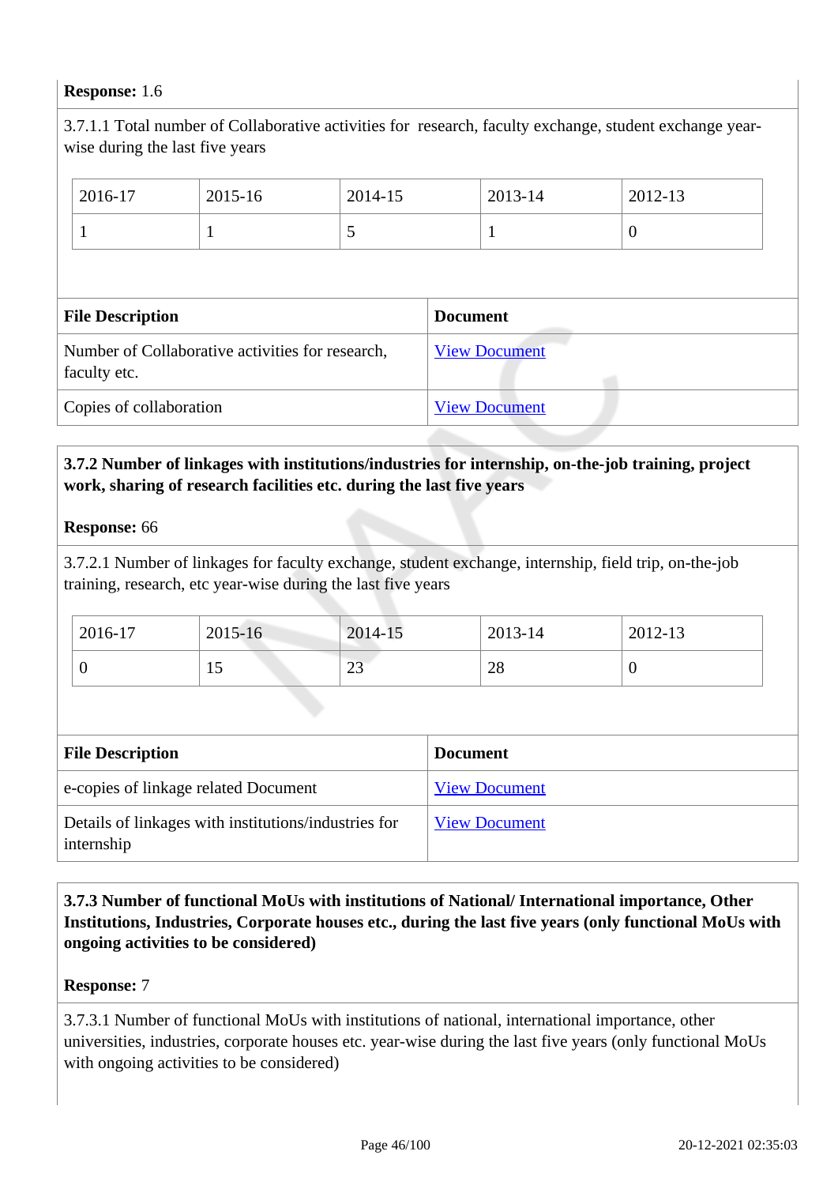**Response:** 1.6

3.7.1.1 Total number of Collaborative activities for research, faculty exchange, student exchange year-wise during the last five years

| 2016-17 | 2015-16 | 2014-15 | 2013-14 | 2012-13 |
|---|---|---|---|---|
| 1 | 1 | 5 | 1 | 0 |

| File Description | Document |
|---|---|
| Number of Collaborative activities for research, faculty etc. | View Document |
| Copies of collaboration | View Document |

**3.7.2 Number of linkages with institutions/industries for internship, on-the-job training, project work, sharing of research facilities etc. during the last five years**

**Response:** 66

3.7.2.1 Number of linkages for faculty exchange, student exchange, internship, field trip, on-the-job training, research, etc year-wise during the last five years

| 2016-17 | 2015-16 | 2014-15 | 2013-14 | 2012-13 |
|---|---|---|---|---|
| 0 | 15 | 23 | 28 | 0 |

| File Description | Document |
|---|---|
| e-copies of linkage related Document | View Document |
| Details of linkages with institutions/industries for internship | View Document |

**3.7.3 Number of functional MoUs with institutions of National/ International importance, Other Institutions, Industries, Corporate houses etc., during the last five years (only functional MoUs with ongoing activities to be considered)**

**Response:** 7

3.7.3.1 Number of functional MoUs with institutions of national, international importance, other universities, industries, corporate houses etc. year-wise during the last five years (only functional MoUs with ongoing activities to be considered)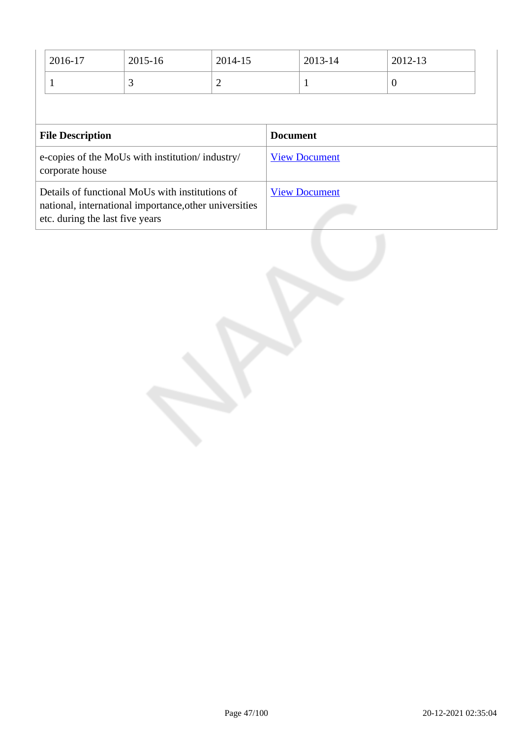| 2016-17 | 2015-16 | 2014-15 | 2013-14 | 2012-13 |
|---|---|---|---|---|
| 1 | 3 | 2 | 1 | 0 |

| File Description | Document |
|---|---|
| e-copies of the MoUs with institution/ industry/ corporate house | View Document |
| Details of functional MoUs with institutions of national, international importance,other universities etc. during the last five years | View Document |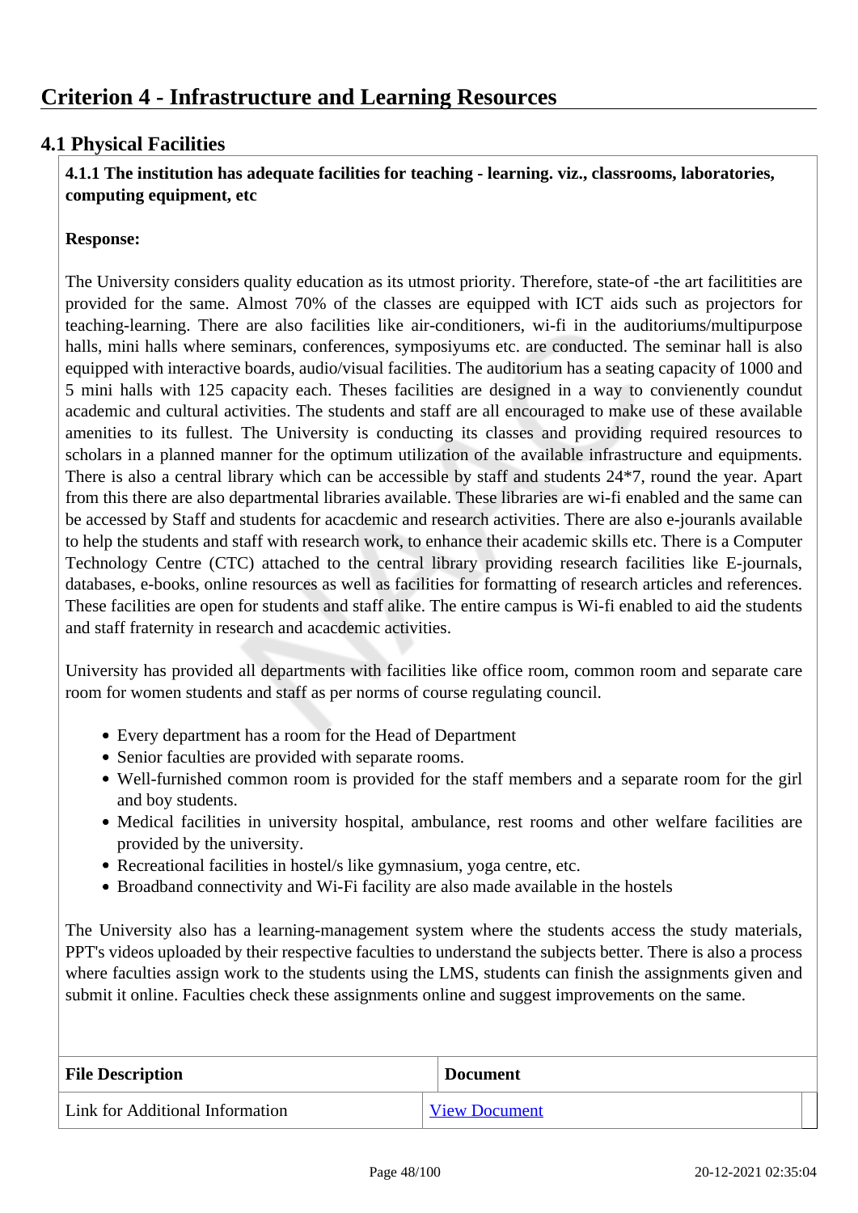# Criterion 4 - Infrastructure and Learning Resources

## 4.1 Physical Facilities

**4.1.1 The institution has adequate facilities for teaching - learning. viz., classrooms, laboratories, computing equipment, etc**

**Response:**

The University considers quality education as its utmost priority. Therefore, state-of -the art facilitities are provided for the same. Almost 70% of the classes are equipped with ICT aids such as projectors for teaching-learning. There are also facilities like air-conditioners, wi-fi in the auditoriums/multipurpose halls, mini halls where seminars, conferences, symposiyums etc. are conducted. The seminar hall is also equipped with interactive boards, audio/visual facilities. The auditorium has a seating capacity of 1000 and 5 mini halls with 125 capacity each. Theses facilities are designed in a way to convienently coundut academic and cultural activities. The students and staff are all encouraged to make use of these available amenities to its fullest. The University is conducting its classes and providing required resources to scholars in a planned manner for the optimum utilization of the available infrastructure and equipments. There is also a central library which can be accessible by staff and students 24*7, round the year. Apart from this there are also departmental libraries available. These libraries are wi-fi enabled and the same can be accessed by Staff and students for acacdemic and research activities. There are also e-jouranls available to help the students and staff with research work, to enhance their academic skills etc. There is a Computer Technology Centre (CTC) attached to the central library providing research facilities like E-journals, databases, e-books, online resources as well as facilities for formatting of research articles and references. These facilities are open for students and staff alike. The entire campus is Wi-fi enabled to aid the students and staff fraternity in research and acacdemic activities.

University has provided all departments with facilities like office room, common room and separate care room for women students and staff as per norms of course regulating council.

- Every department has a room for the Head of Department
- Senior faculties are provided with separate rooms.
- Well-furnished common room is provided for the staff members and a separate room for the girl and boy students.
- Medical facilities in university hospital, ambulance, rest rooms and other welfare facilities are provided by the university.
- Recreational facilities in hostel/s like gymnasium, yoga centre, etc.
- Broadband connectivity and Wi-Fi facility are also made available in the hostels

The University also has a learning-management system where the students access the study materials, PPT's videos uploaded by their respective faculties to understand the subjects better. There is also a process where faculties assign work to the students using the LMS, students can finish the assignments given and submit it online. Faculties check these assignments online and suggest improvements on the same.

| File Description | Document |
|---|---|
| Link for Additional Information | View Document |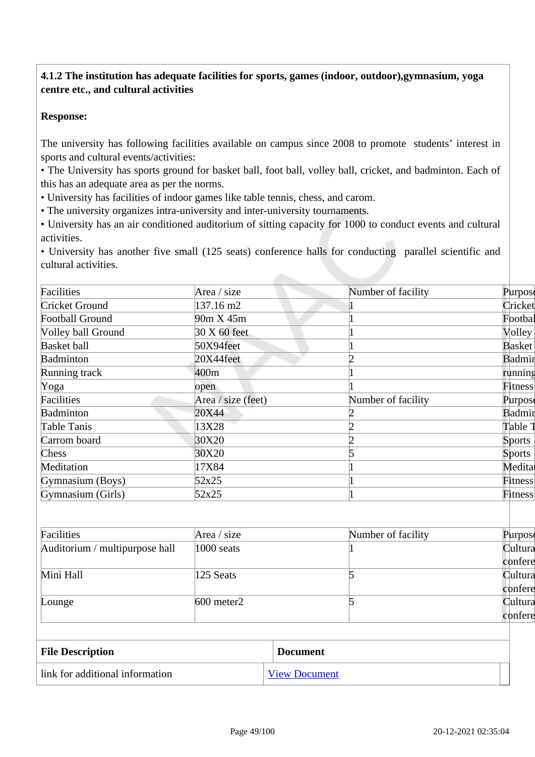**4.1.2 The institution has adequate facilities for sports, games (indoor, outdoor),gymnasium, yoga centre etc., and cultural activities**

**Response:**

The university has following facilities available on campus since 2008 to promote students' interest in sports and cultural events/activities:

- The University has sports ground for basket ball, foot ball, volley ball, cricket, and badminton. Each of this has an adequate area as per the norms.
- University has facilities of indoor games like table tennis, chess, and carom.
- The university organizes intra-university and inter-university tournaments.
- University has an air conditioned auditorium of sitting capacity for 1000 to conduct events and cultural activities.
- University has another five small (125 seats) conference halls for conducting parallel scientific and cultural activities.

| Facilities | Area / size | Number of facility | Purpose |
|---|---|---|---|
| Cricket Ground | 137.16 m2 | 1 | Cricket |
| Football Ground | 90m X 45m | 1 | Footbal |
| Volley ball Ground | 30 X 60 feet | 1 | Volley |
| Basket ball | 50X94feet | 1 | Basket |
| Badminton | 20X44feet | 2 | Badmin |
| Running track | 400m | 1 | running |
| Yoga | open | 1 | Fitness |
| Facilities | Area / size (feet) | Number of facility | Purpose |
| Badminton | 20X44 | 2 | Badmin |
| Table Tanis | 13X28 | 2 | Table T |
| Carrom board | 30X20 | 2 | Sports |
| Chess | 30X20 | 5 | Sports |
| Meditation | 17X84 | 1 | Medita |
| Gymnasium (Boys) | 52x25 | 1 | Fitness |
| Gymnasium (Girls) | 52x25 | 1 | Fitness |

| Facilities | Area / size | Number of facility | Purpose |
|---|---|---|---|
| Auditorium / multipurpose hall | 1000 seats | 1 | Cultura confere |
| Mini Hall | 125 Seats | 5 | Cultura confere |
| Lounge | 600 meter2 | 5 | Cultura confere |

| File Description | Document |
|---|---|
| link for additional information | View Document |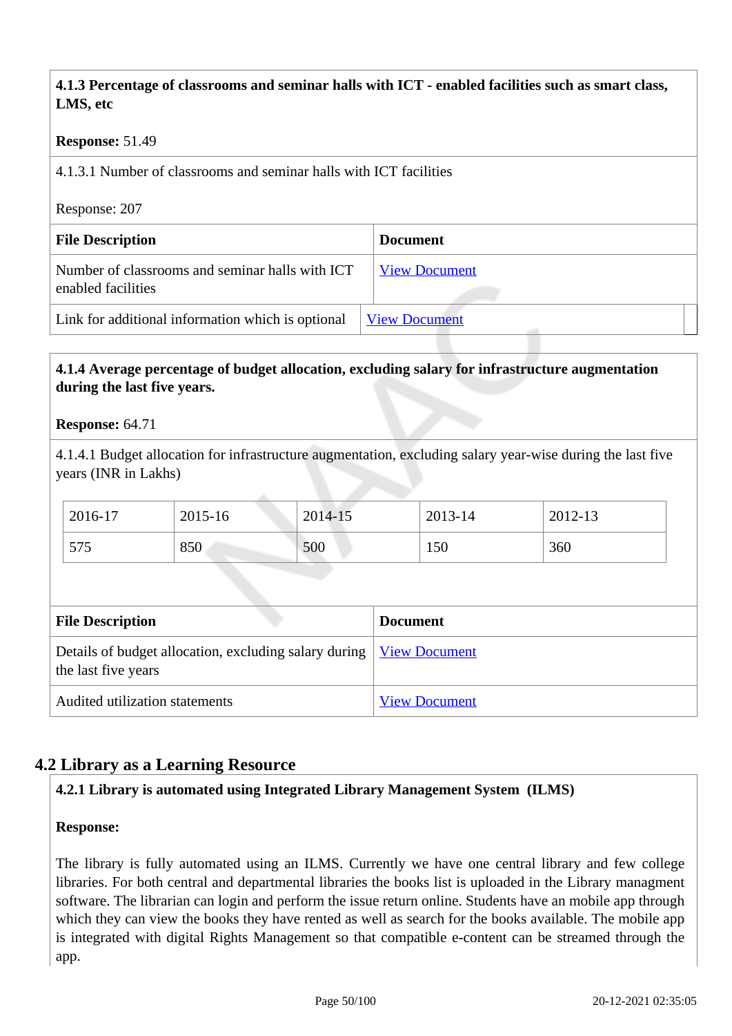**4.1.3 Percentage of classrooms and seminar halls with ICT - enabled facilities such as smart class, LMS, etc**

**Response:** 51.49

4.1.3.1 Number of classrooms and seminar halls with ICT facilities

Response: 207

| File Description | Document |
|---|---|
| Number of classrooms and seminar halls with ICT enabled facilities | View Document |
| Link for additional information which is optional | View Document |

**4.1.4 Average percentage of budget allocation, excluding salary for infrastructure augmentation during the last five years.**

**Response:** 64.71

4.1.4.1 Budget allocation for infrastructure augmentation, excluding salary year-wise during the last five years (INR in Lakhs)

| 2016-17 | 2015-16 | 2014-15 | 2013-14 | 2012-13 |
|---|---|---|---|---|
| 575 | 850 | 500 | 150 | 360 |

| File Description | Document |
|---|---|
| Details of budget allocation, excluding salary during the last five years | View Document |
| Audited utilization statements | View Document |

## 4.2 Library as a Learning Resource

**4.2.1 Library is automated using Integrated Library Management System (ILMS)**

**Response:**

The library is fully automated using an ILMS. Currently we have one central library and few college libraries. For both central and departmental libraries the books list is uploaded in the Library managment software. The librarian can login and perform the issue return online. Students have an mobile app through which they can view the books they have rented as well as search for the books available. The mobile app is integrated with digital Rights Management so that compatible e-content can be streamed through the app.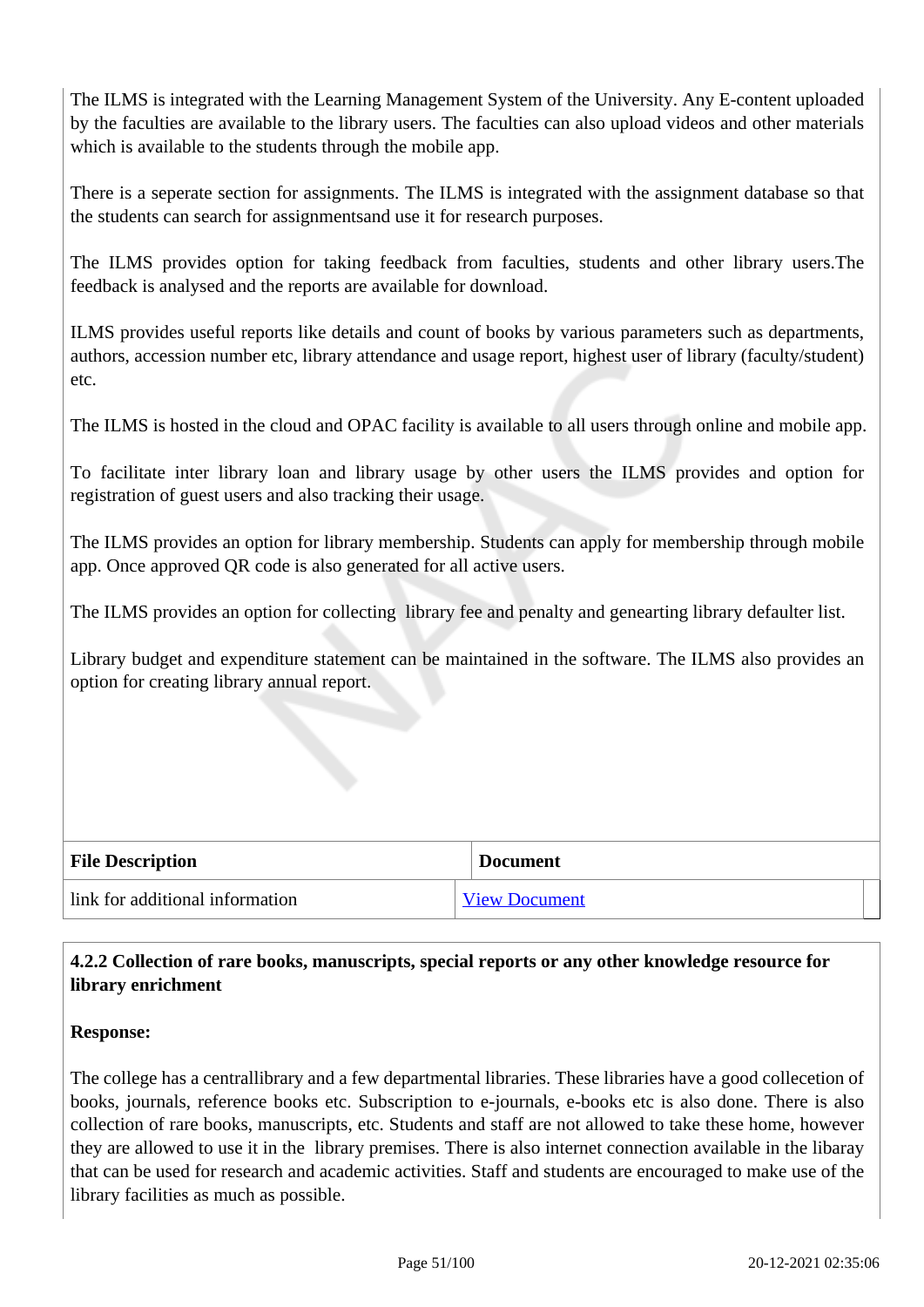The ILMS is integrated with the Learning Management System of the University. Any E-content uploaded by the faculties are available to the library users. The faculties can also upload videos and other materials which is available to the students through the mobile app.

There is a seperate section for assignments. The ILMS is integrated with the assignment database so that the students can search for assignmentsand use it for research purposes.

The ILMS provides option for taking feedback from faculties, students and other library users.The feedback is analysed and the reports are available for download.

ILMS provides useful reports like details and count of books by various parameters such as departments, authors, accession number etc, library attendance and usage report, highest user of library (faculty/student) etc.

The ILMS is hosted in the cloud and OPAC facility is available to all users through online and mobile app.

To facilitate inter library loan and library usage by other users the ILMS provides and option for registration of guest users and also tracking their usage.

The ILMS provides an option for library membership. Students can apply for membership through mobile app. Once approved QR code is also generated for all active users.

The ILMS provides an option for collecting  library fee and penalty and genearting library defaulter list.

Library budget and expenditure statement can be maintained in the software. The ILMS also provides an option for creating library annual report.

| File Description | Document |
|---|---|
| link for additional information | View Document |

**4.2.2 Collection of rare books, manuscripts, special reports or any other knowledge resource for library enrichment**

**Response:**

The college has a centrallibrary and a few departmental libraries. These libraries have a good collecetion of books, journals, reference books etc. Subscription to e-journals, e-books etc is also done. There is also collection of rare books, manuscripts, etc. Students and staff are not allowed to take these home, however they are allowed to use it in the  library premises. There is also internet connection available in the libaray that can be used for research and academic activities. Staff and students are encouraged to make use of the library facilities as much as possible.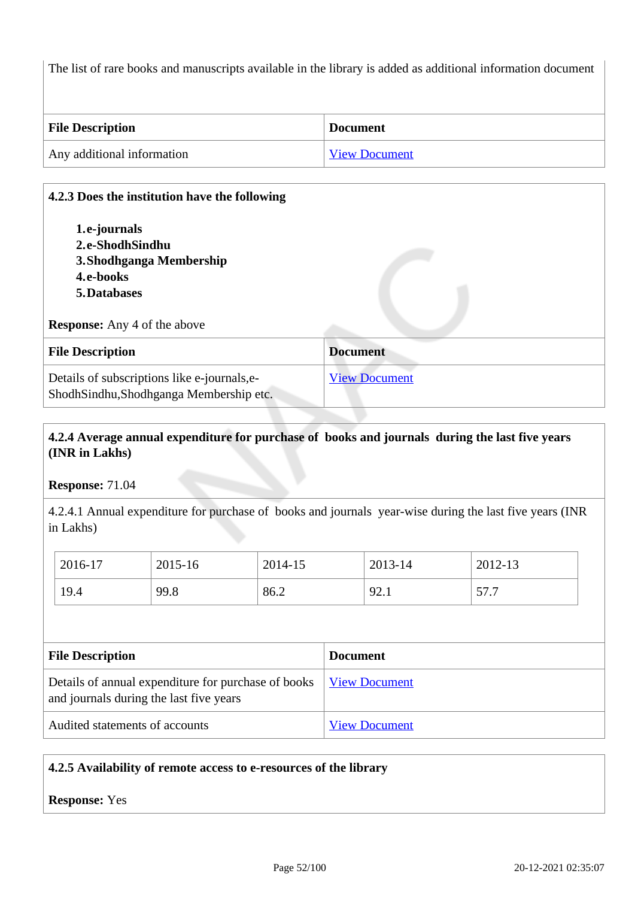The list of rare books and manuscripts available in the library is added as additional information document

| File Description | Document |
|---|---|
| Any additional information | View Document |

**4.2.3 Does the institution have the following**

1. **e-journals**
2. **e-ShodhSindhu**
3. **Shodhganga Membership**
4. **e-books**
5. **Databases**

**Response:** Any 4 of the above

| File Description | Document |
|---|---|
| Details of subscriptions like e-journals,e-ShodhSindhu,Shodhganga Membership etc. | View Document |

**4.2.4 Average annual expenditure for purchase of books and journals during the last five years (INR in Lakhs)**

**Response:** 71.04

4.2.4.1 Annual expenditure for purchase of books and journals year-wise during the last five years (INR in Lakhs)

| 2016-17 | 2015-16 | 2014-15 | 2013-14 | 2012-13 |
|---|---|---|---|---|
| 19.4 | 99.8 | 86.2 | 92.1 | 57.7 |

| File Description | Document |
|---|---|
| Details of annual expenditure for purchase of books and journals during the last five years | View Document |
| Audited statements of accounts | View Document |

**4.2.5 Availability of remote access to e-resources of the library**

**Response:** Yes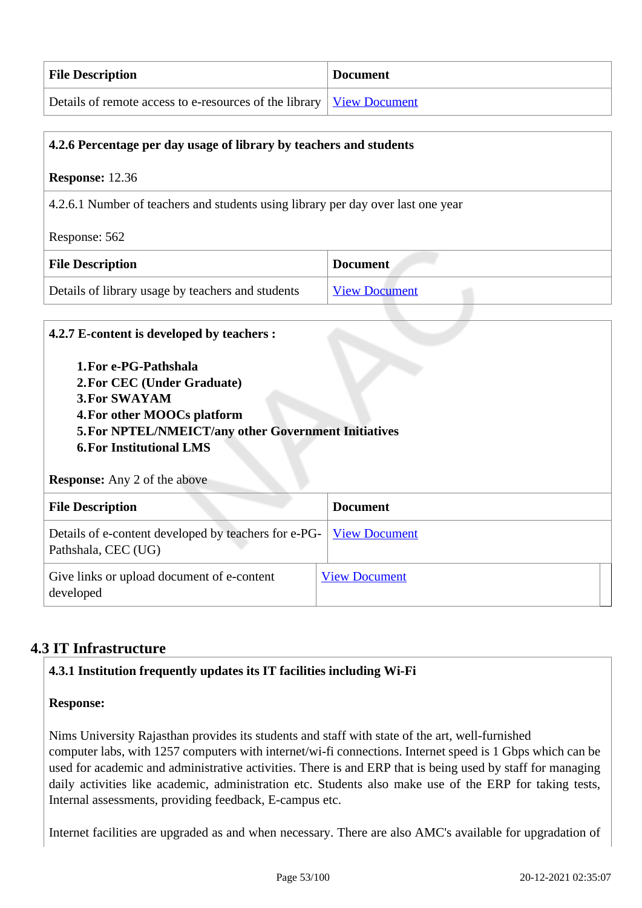| File Description | Document |
|---|---|
| Details of remote access to e-resources of the library | View Document |

**4.2.6 Percentage per day usage of library by teachers and students**

**Response:** 12.36

4.2.6.1 Number of teachers and students using library per day over last one year

Response: 562

| File Description | Document |
|---|---|
| Details of library usage by teachers and students | View Document |

**4.2.7 E-content is developed by teachers :**

1. **For e-PG-Pathshala**
2. **For CEC (Under Graduate)**
3. **For SWAYAM**
4. **For other MOOCs platform**
5. **For NPTEL/NMEICT/any other Government Initiatives**
6. **For Institutional LMS**

**Response:** Any 2 of the above

| File Description | Document |
|---|---|
| Details of e-content developed by teachers for e-PG-Pathshala, CEC (UG) | View Document |
| Give links or upload document of e-content developed | View Document |

## 4.3 IT Infrastructure

**4.3.1 Institution frequently updates its IT facilities including Wi-Fi**

**Response:**

Nims University Rajasthan provides its students and staff with state of the art, well-furnished computer labs, with 1257 computers with internet/wi-fi connections. Internet speed is 1 Gbps which can be used for academic and administrative activities. There is and ERP that is being used by staff for managing daily activities like academic, administration etc. Students also make use of the ERP for taking tests, Internal assessments, providing feedback, E-campus etc.

Internet facilities are upgraded as and when necessary. There are also AMC's available for upgradation of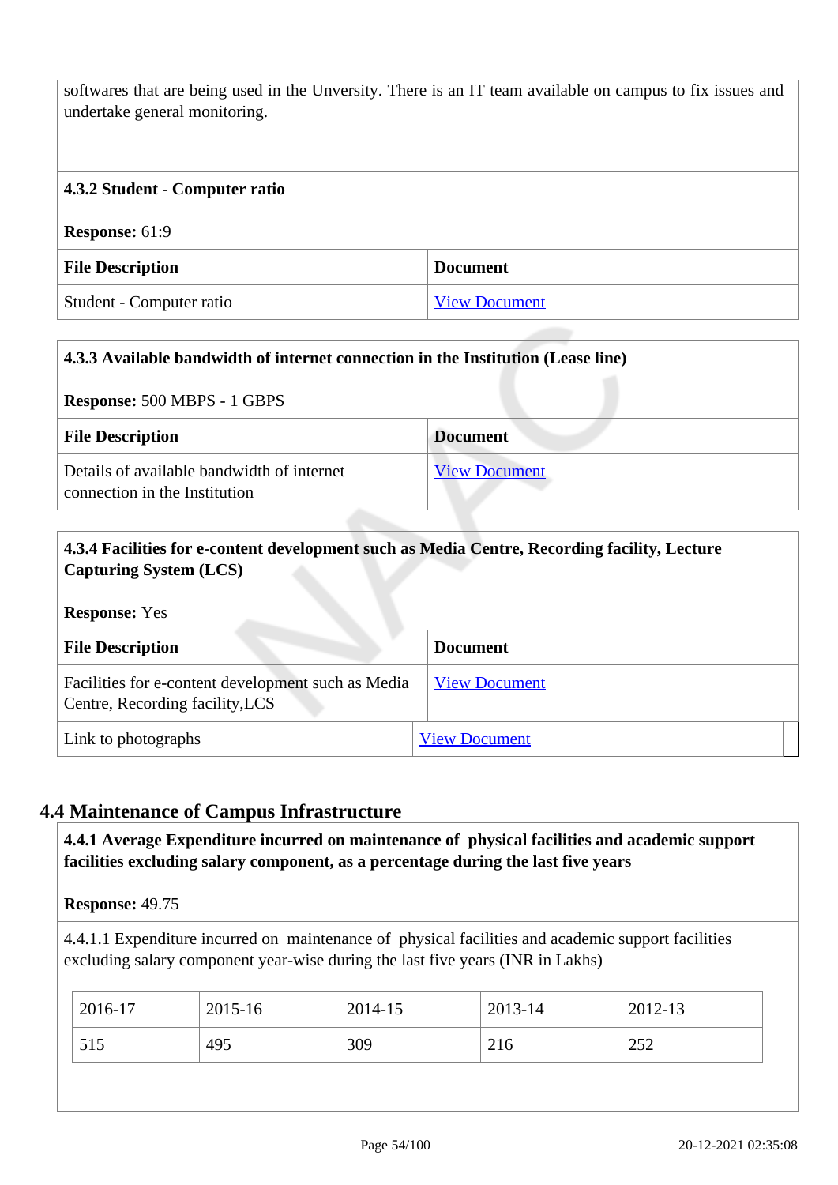softwares that are being used in the Unversity. There is an IT team available on campus to fix issues and undertake general monitoring.

**4.3.2 Student - Computer ratio**

**Response:** 61:9

| File Description | Document |
|---|---|
| Student - Computer ratio | View Document |

**4.3.3 Available bandwidth of internet connection in the Institution (Lease line)**

**Response:** 500 MBPS - 1 GBPS

| File Description | Document |
|---|---|
| Details of available bandwidth of internet connection in the Institution | View Document |

**4.3.4 Facilities for e-content development such as Media Centre, Recording facility, Lecture Capturing System (LCS)**

**Response:** Yes

| File Description | Document |
|---|---|
| Facilities for e-content development such as Media Centre, Recording facility,LCS | View Document |
| Link to photographs | View Document |

## 4.4 Maintenance of Campus Infrastructure

**4.4.1 Average Expenditure incurred on maintenance of physical facilities and academic support facilities excluding salary component, as a percentage during the last five years**

**Response:** 49.75

4.4.1.1 Expenditure incurred on maintenance of physical facilities and academic support facilities excluding salary component year-wise during the last five years (INR in Lakhs)

| 2016-17 | 2015-16 | 2014-15 | 2013-14 | 2012-13 |
|---|---|---|---|---|
| 515 | 495 | 309 | 216 | 252 |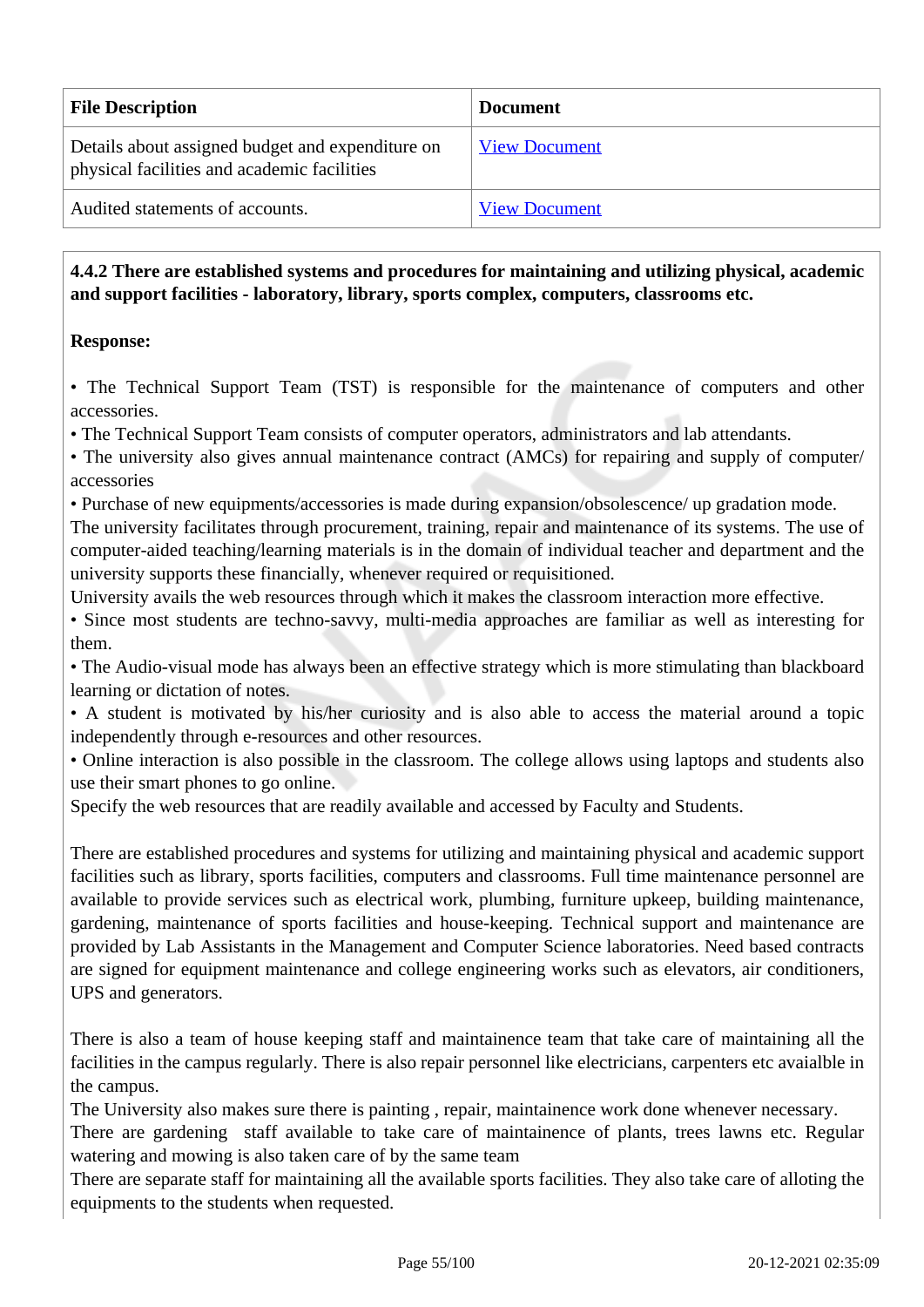| File Description | Document |
| --- | --- |
| Details about assigned budget and expenditure on physical facilities and academic facilities | View Document |
| Audited statements of accounts. | View Document |

**4.4.2 There are established systems and procedures for maintaining and utilizing physical, academic and support facilities - laboratory, library, sports complex, computers, classrooms etc.**

**Response:**

• The Technical Support Team (TST) is responsible for the maintenance of computers and other accessories.
• The Technical Support Team consists of computer operators, administrators and lab attendants.
• The university also gives annual maintenance contract (AMCs) for repairing and supply of computer/ accessories
• Purchase of new equipments/accessories is made during expansion/obsolescence/ up gradation mode.
The university facilitates through procurement, training, repair and maintenance of its systems. The use of computer-aided teaching/learning materials is in the domain of individual teacher and department and the university supports these financially, whenever required or requisitioned.
University avails the web resources through which it makes the classroom interaction more effective.
• Since most students are techno-savvy, multi-media approaches are familiar as well as interesting for them.
• The Audio-visual mode has always been an effective strategy which is more stimulating than blackboard learning or dictation of notes.
• A student is motivated by his/her curiosity and is also able to access the material around a topic independently through e-resources and other resources.
• Online interaction is also possible in the classroom. The college allows using laptops and students also use their smart phones to go online.
Specify the web resources that are readily available and accessed by Faculty and Students.

There are established procedures and systems for utilizing and maintaining physical and academic support facilities such as library, sports facilities, computers and classrooms. Full time maintenance personnel are available to provide services such as electrical work, plumbing, furniture upkeep, building maintenance, gardening, maintenance of sports facilities and house-keeping. Technical support and maintenance are provided by Lab Assistants in the Management and Computer Science laboratories. Need based contracts are signed for equipment maintenance and college engineering works such as elevators, air conditioners, UPS and generators.

There is also a team of house keeping staff and maintainence team that take care of maintaining all the facilities in the campus regularly. There is also repair personnel like electricians, carpenters etc avaialble in the campus.
The University also makes sure there is painting , repair, maintainence work done whenever necessary.
There are gardening staff available to take care of maintainence of plants, trees lawns etc. Regular watering and mowing is also taken care of by the same team
There are separate staff for maintaining all the available sports facilities. They also take care of alloting the equipments to the students when requested.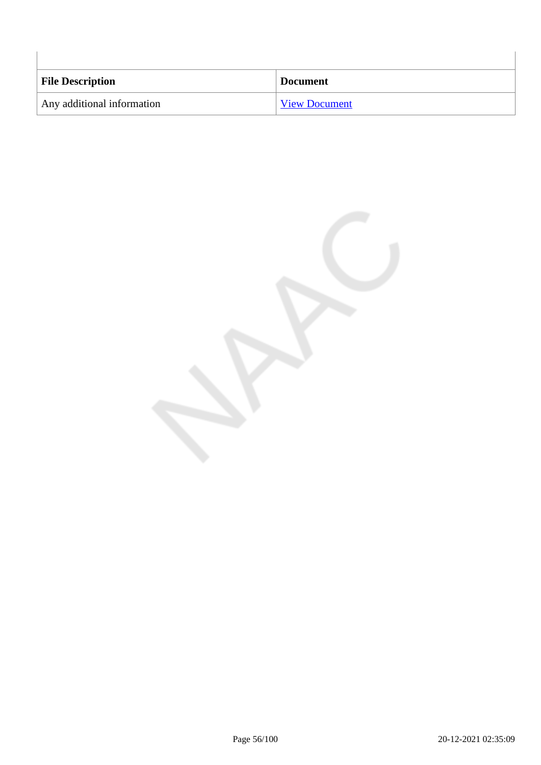| File Description | Document |
|---|---|
| Any additional information | View Document |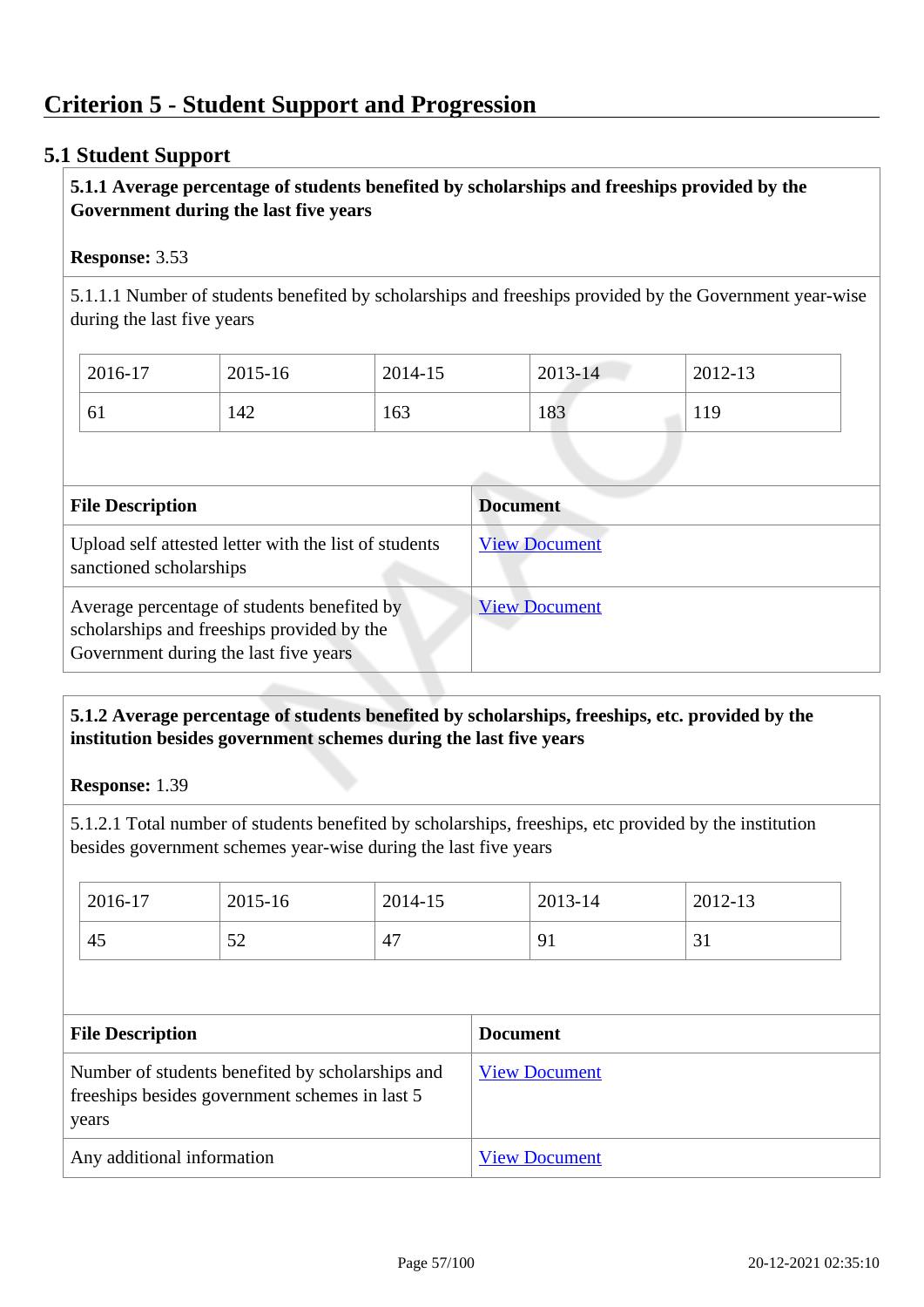# Criterion 5 - Student Support and Progression

## 5.1 Student Support

**5.1.1 Average percentage of students benefited by scholarships and freeships provided by the Government during the last five years**

**Response:** 3.53

5.1.1.1 Number of students benefited by scholarships and freeships provided by the Government year-wise during the last five years

| 2016-17 | 2015-16 | 2014-15 | 2013-14 | 2012-13 |
|---|---|---|---|---|
| 61 | 142 | 163 | 183 | 119 |

| File Description | Document |
|---|---|
| Upload self attested letter with the list of students sanctioned scholarships | View Document |
| Average percentage of students benefited by scholarships and freeships provided by the Government during the last five years | View Document |

**5.1.2 Average percentage of students benefited by scholarships, freeships, etc. provided by the institution besides government schemes during the last five years**

**Response:** 1.39

5.1.2.1 Total number of students benefited by scholarships, freeships, etc provided by the institution besides government schemes year-wise during the last five years

| 2016-17 | 2015-16 | 2014-15 | 2013-14 | 2012-13 |
|---|---|---|---|---|
| 45 | 52 | 47 | 91 | 31 |

| File Description | Document |
|---|---|
| Number of students benefited by scholarships and freeships besides government schemes in last 5 years | View Document |
| Any additional information | View Document |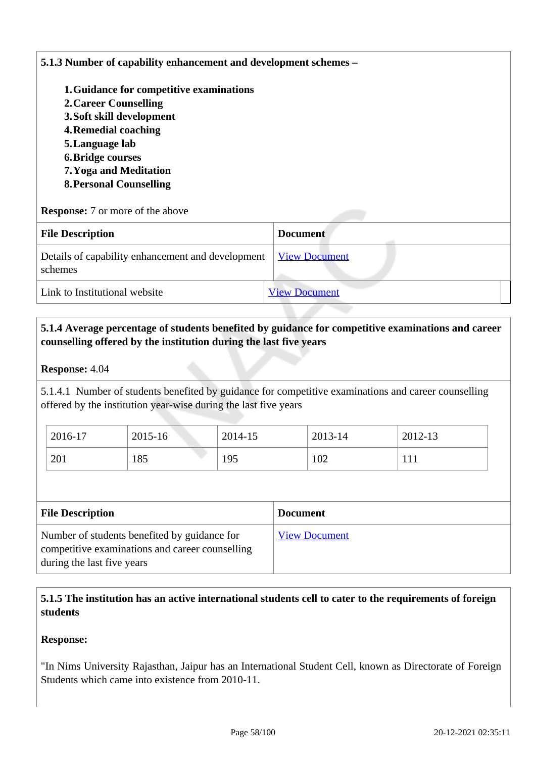**5.1.3 Number of capability enhancement and development schemes –**

1. **Guidance for competitive examinations**
2. **Career Counselling**
3. **Soft skill development**
4. **Remedial coaching**
5. **Language lab**
6. **Bridge courses**
7. **Yoga and Meditation**
8. **Personal Counselling**

**Response:** 7 or more of the above

| File Description | Document |
|---|---|
| Details of capability enhancement and development schemes | View Document |
| Link to Institutional website | View Document |

**5.1.4 Average percentage of students benefited by guidance for competitive examinations and career counselling offered by the institution during the last five years**

**Response:** 4.04

5.1.4.1 Number of students benefited by guidance for competitive examinations and career counselling offered by the institution year-wise during the last five years

| 2016-17 | 2015-16 | 2014-15 | 2013-14 | 2012-13 |
|---|---|---|---|---|
| 201 | 185 | 195 | 102 | 111 |

| File Description | Document |
|---|---|
| Number of students benefited by guidance for competitive examinations and career counselling during the last five years | View Document |

**5.1.5 The institution has an active international students cell to cater to the requirements of foreign students**

**Response:**

"In Nims University Rajasthan, Jaipur has an International Student Cell, known as Directorate of Foreign Students which came into existence from 2010-11.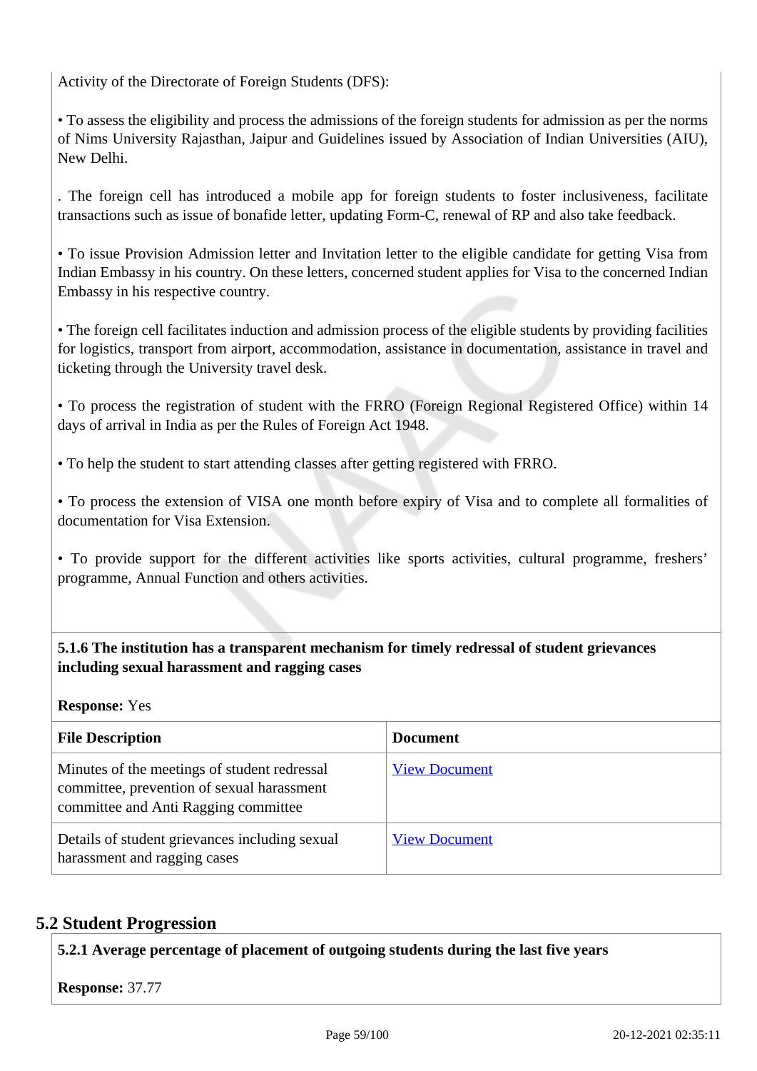Activity of the Directorate of Foreign Students (DFS):

• To assess the eligibility and process the admissions of the foreign students for admission as per the norms of Nims University Rajasthan, Jaipur and Guidelines issued by Association of Indian Universities (AIU), New Delhi.

. The foreign cell has introduced a mobile app for foreign students to foster inclusiveness, facilitate transactions such as issue of bonafide letter, updating Form-C, renewal of RP and also take feedback.

• To issue Provision Admission letter and Invitation letter to the eligible candidate for getting Visa from Indian Embassy in his country. On these letters, concerned student applies for Visa to the concerned Indian Embassy in his respective country.

• The foreign cell facilitates induction and admission process of the eligible students by providing facilities for logistics, transport from airport, accommodation, assistance in documentation, assistance in travel and ticketing through the University travel desk.

• To process the registration of student with the FRRO (Foreign Regional Registered Office) within 14 days of arrival in India as per the Rules of Foreign Act 1948.

• To help the student to start attending classes after getting registered with FRRO.

• To process the extension of VISA one month before expiry of Visa and to complete all formalities of documentation for Visa Extension.

• To provide support for the different activities like sports activities, cultural programme, freshers' programme, Annual Function and others activities.

**5.1.6 The institution has a transparent mechanism for timely redressal of student grievances including sexual harassment and ragging cases**

**Response:** Yes

| File Description | Document |
|---|---|
| Minutes of the meetings of student redressal committee, prevention of sexual harassment committee and Anti Ragging committee | View Document |
| Details of student grievances including sexual harassment and ragging cases | View Document |

## 5.2 Student Progression

**5.2.1 Average percentage of placement of outgoing students during the last five years**

**Response:** 37.77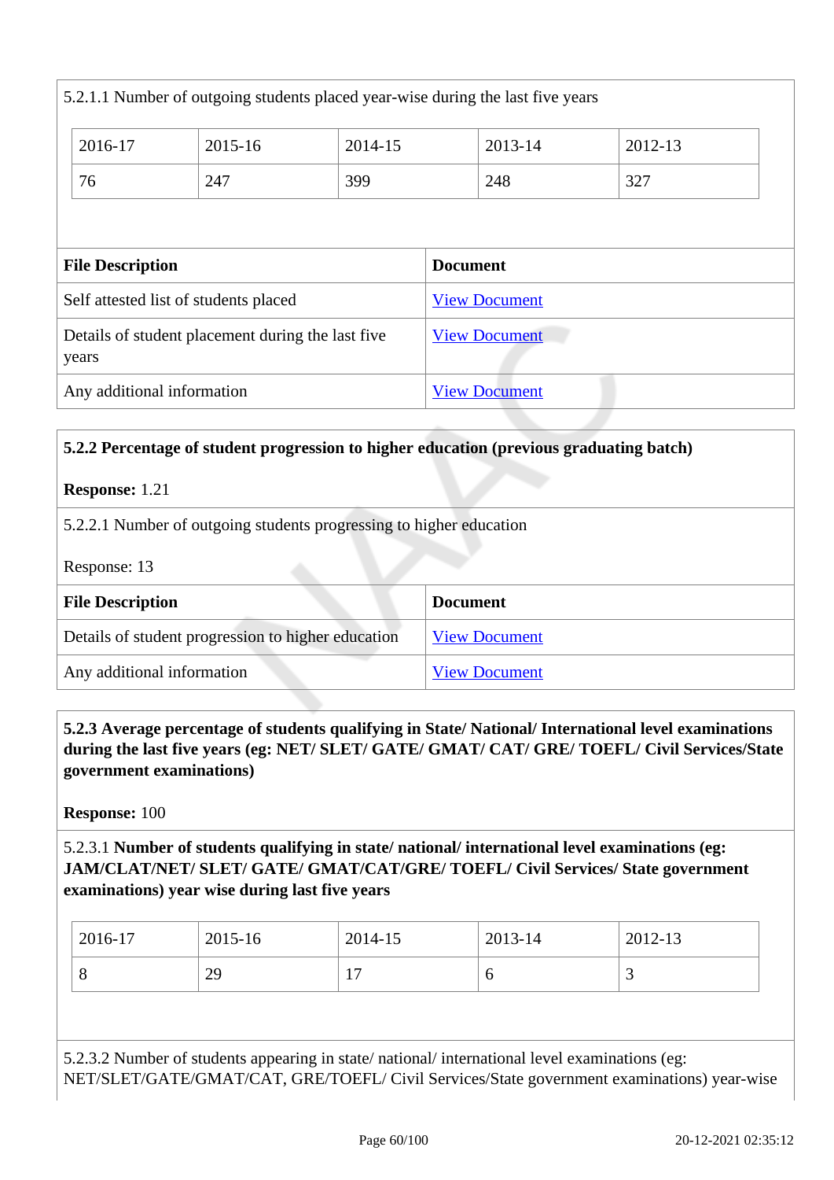5.2.1.1 Number of outgoing students placed year-wise during the last five years

| 2016-17 | 2015-16 | 2014-15 | 2013-14 | 2012-13 |
|---|---|---|---|---|
| 76 | 247 | 399 | 248 | 327 |

| File Description | Document |
|---|---|
| Self attested list of students placed | View Document |
| Details of student placement during the last five years | View Document |
| Any additional information | View Document |

**5.2.2 Percentage of student progression to higher education (previous graduating batch)**

**Response:** 1.21

5.2.2.1 Number of outgoing students progressing to higher education

Response: 13

| File Description | Document |
|---|---|
| Details of student progression to higher education | View Document |
| Any additional information | View Document |

**5.2.3 Average percentage of students qualifying in State/ National/ International level examinations during the last five years (eg: NET/ SLET/ GATE/ GMAT/ CAT/ GRE/ TOEFL/ Civil Services/State government examinations)**

**Response:** 100

5.2.3.1 **Number of students qualifying in state/ national/ international level examinations (eg: JAM/CLAT/NET/ SLET/ GATE/ GMAT/CAT/GRE/ TOEFL/ Civil Services/ State government examinations) year wise during last five years**

| 2016-17 | 2015-16 | 2014-15 | 2013-14 | 2012-13 |
|---|---|---|---|---|
| 8 | 29 | 17 | 6 | 3 |

5.2.3.2 Number of students appearing in state/ national/ international level examinations (eg: NET/SLET/GATE/GMAT/CAT, GRE/TOEFL/ Civil Services/State government examinations) year-wise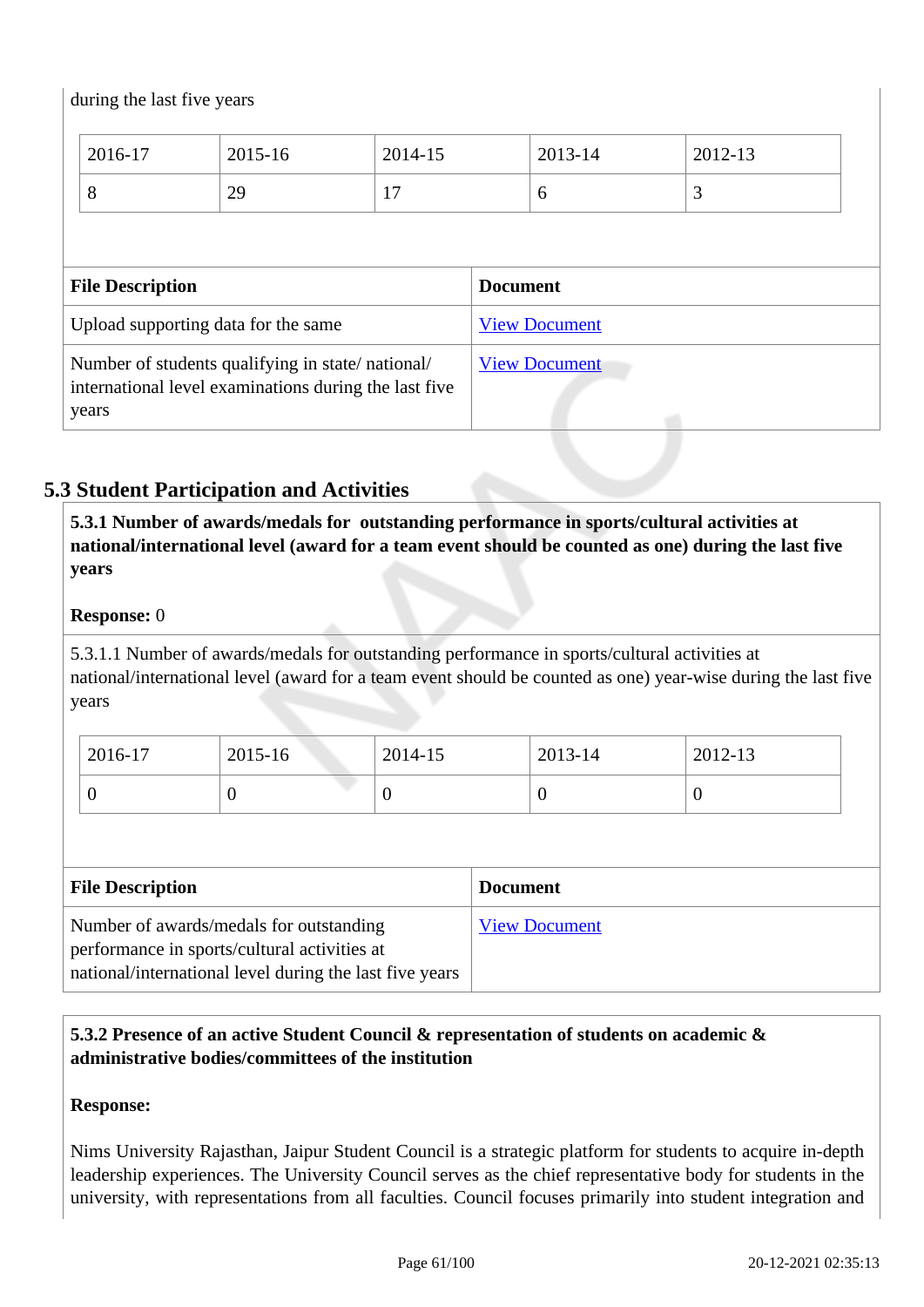during the last five years

| 2016-17 | 2015-16 | 2014-15 | 2013-14 | 2012-13 |
|---|---|---|---|---|
| 8 | 29 | 17 | 6 | 3 |

| File Description | Document |
|---|---|
| Upload supporting data for the same | View Document |
| Number of students qualifying in state/ national/ international level examinations during the last five years | View Document |

## 5.3 Student Participation and Activities

**5.3.1 Number of awards/medals for outstanding performance in sports/cultural activities at national/international level (award for a team event should be counted as one) during the last five years**

**Response:** 0

5.3.1.1 Number of awards/medals for outstanding performance in sports/cultural activities at national/international level (award for a team event should be counted as one) year-wise during the last five years

| 2016-17 | 2015-16 | 2014-15 | 2013-14 | 2012-13 |
|---|---|---|---|---|
| 0 | 0 | 0 | 0 | 0 |

| File Description | Document |
|---|---|
| Number of awards/medals for outstanding performance in sports/cultural activities at national/international level during the last five years | View Document |

**5.3.2 Presence of an active Student Council & representation of students on academic & administrative bodies/committees of the institution**

**Response:**

Nims University Rajasthan, Jaipur Student Council is a strategic platform for students to acquire in-depth leadership experiences. The University Council serves as the chief representative body for students in the university, with representations from all faculties. Council focuses primarily into student integration and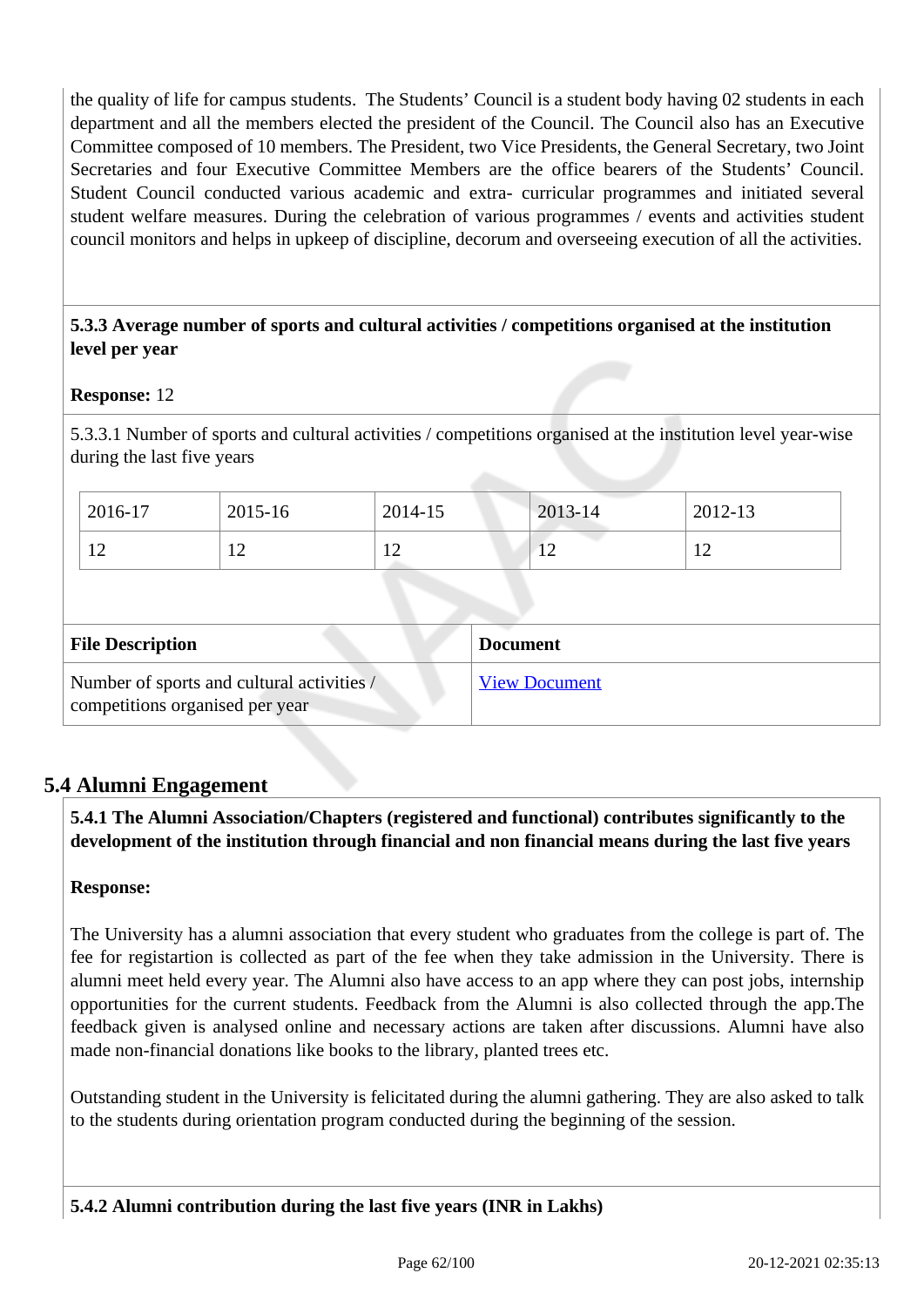the quality of life for campus students. The Students' Council is a student body having 02 students in each department and all the members elected the president of the Council. The Council also has an Executive Committee composed of 10 members. The President, two Vice Presidents, the General Secretary, two Joint Secretaries and four Executive Committee Members are the office bearers of the Students' Council. Student Council conducted various academic and extra- curricular programmes and initiated several student welfare measures. During the celebration of various programmes / events and activities student council monitors and helps in upkeep of discipline, decorum and overseeing execution of all the activities.

**5.3.3 Average number of sports and cultural activities / competitions organised at the institution level per year**

**Response:** 12

5.3.3.1 Number of sports and cultural activities / competitions organised at the institution level year-wise during the last five years

| 2016-17 | 2015-16 | 2014-15 | 2013-14 | 2012-13 |
|---|---|---|---|---|
| 12 | 12 | 12 | 12 | 12 |

| File Description | Document |
|---|---|
| Number of sports and cultural activities / competitions organised per year | View Document |

## 5.4 Alumni Engagement

**5.4.1 The Alumni Association/Chapters (registered and functional) contributes significantly to the development of the institution through financial and non financial means during the last five years**

**Response:**

The University has a alumni association that every student who graduates from the college is part of. The fee for registartion is collected as part of the fee when they take admission in the University. There is alumni meet held every year. The Alumni also have access to an app where they can post jobs, internship opportunities for the current students. Feedback from the Alumni is also collected through the app.The feedback given is analysed online and necessary actions are taken after discussions. Alumni have also made non-financial donations like books to the library, planted trees etc.

Outstanding student in the University is felicitated during the alumni gathering. They are also asked to talk to the students during orientation program conducted during the beginning of the session.

**5.4.2 Alumni contribution during the last five years (INR in Lakhs)**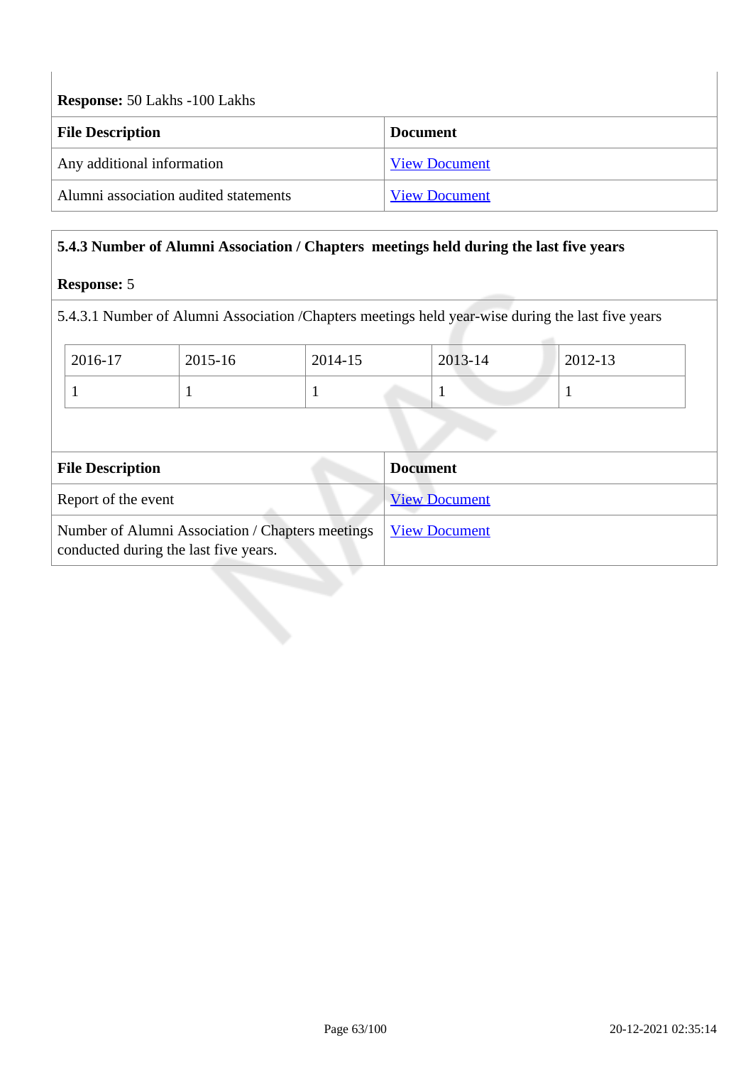**Response:** 50 Lakhs -100 Lakhs

| File Description | Document |
|---|---|
| Any additional information | View Document |
| Alumni association audited statements | View Document |

**5.4.3 Number of Alumni Association / Chapters meetings held during the last five years**

**Response:** 5

5.4.3.1 Number of Alumni Association /Chapters meetings held year-wise during the last five years

| 2016-17 | 2015-16 | 2014-15 | 2013-14 | 2012-13 |
|---|---|---|---|---|
| 1 | 1 | 1 | 1 | 1 |

| File Description | Document |
|---|---|
| Report of the event | View Document |
| Number of Alumni Association / Chapters meetings conducted during the last five years. | View Document |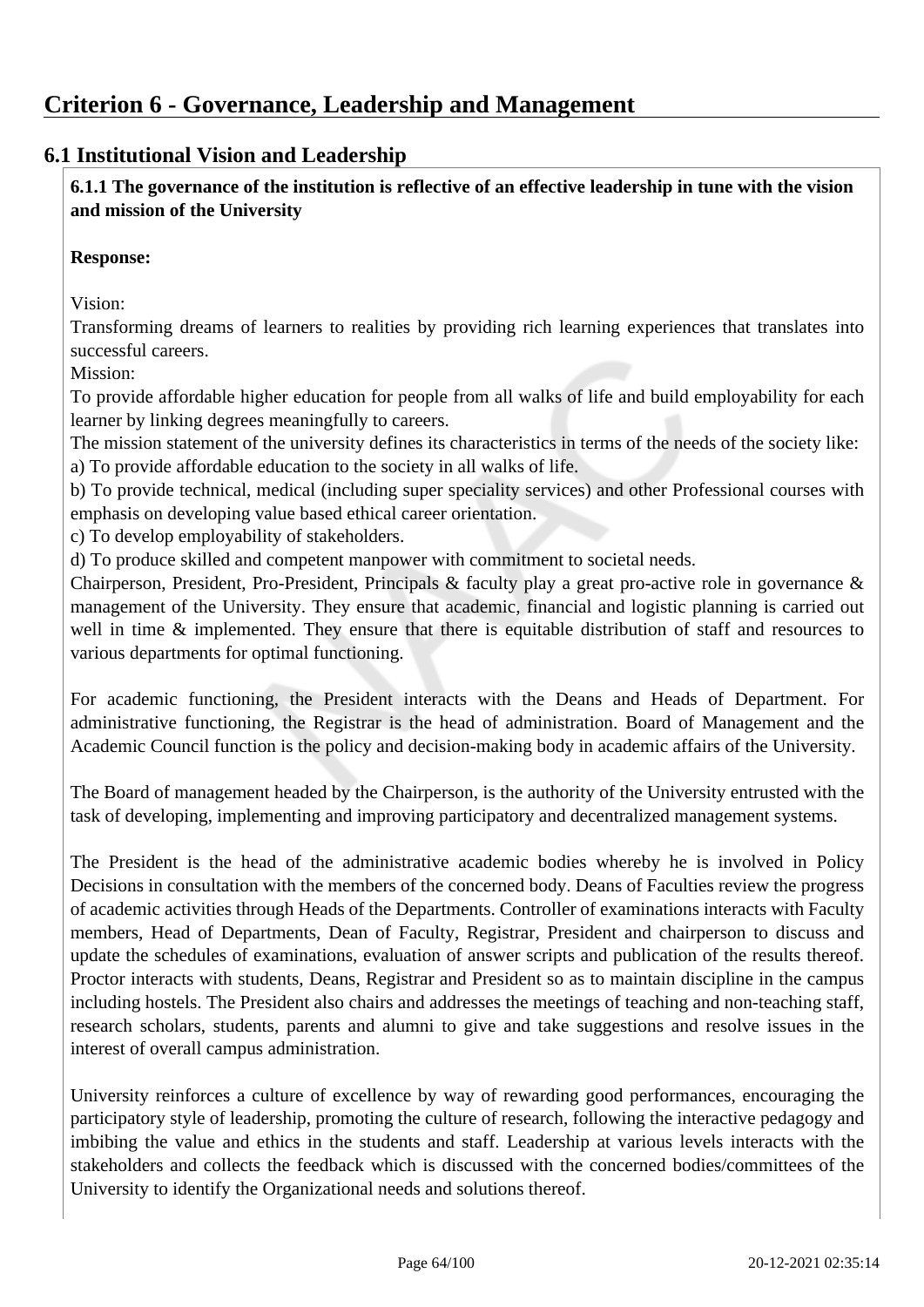# Criterion 6 - Governance, Leadership and Management

## 6.1 Institutional Vision and Leadership

**6.1.1 The governance of the institution is reflective of an effective leadership in tune with the vision and mission of the University**

**Response:**

Vision:
Transforming dreams of learners to realities by providing rich learning experiences that translates into successful careers.
Mission:
To provide affordable higher education for people from all walks of life and build employability for each learner by linking degrees meaningfully to careers.
The mission statement of the university defines its characteristics in terms of the needs of the society like:
a) To provide affordable education to the society in all walks of life.
b) To provide technical, medical (including super speciality services) and other Professional courses with emphasis on developing value based ethical career orientation.
c) To develop employability of stakeholders.
d) To produce skilled and competent manpower with commitment to societal needs.
Chairperson, President, Pro-President, Principals & faculty play a great pro-active role in governance & management of the University. They ensure that academic, financial and logistic planning is carried out well in time & implemented. They ensure that there is equitable distribution of staff and resources to various departments for optimal functioning.

For academic functioning, the President interacts with the Deans and Heads of Department. For administrative functioning, the Registrar is the head of administration. Board of Management and the Academic Council function is the policy and decision-making body in academic affairs of the University.

The Board of management headed by the Chairperson, is the authority of the University entrusted with the task of developing, implementing and improving participatory and decentralized management systems.

The President is the head of the administrative academic bodies whereby he is involved in Policy Decisions in consultation with the members of the concerned body. Deans of Faculties review the progress of academic activities through Heads of the Departments. Controller of examinations interacts with Faculty members, Head of Departments, Dean of Faculty, Registrar, President and chairperson to discuss and update the schedules of examinations, evaluation of answer scripts and publication of the results thereof. Proctor interacts with students, Deans, Registrar and President so as to maintain discipline in the campus including hostels. The President also chairs and addresses the meetings of teaching and non-teaching staff, research scholars, students, parents and alumni to give and take suggestions and resolve issues in the interest of overall campus administration.

University reinforces a culture of excellence by way of rewarding good performances, encouraging the participatory style of leadership, promoting the culture of research, following the interactive pedagogy and imbibing the value and ethics in the students and staff. Leadership at various levels interacts with the stakeholders and collects the feedback which is discussed with the concerned bodies/committees of the University to identify the Organizational needs and solutions thereof.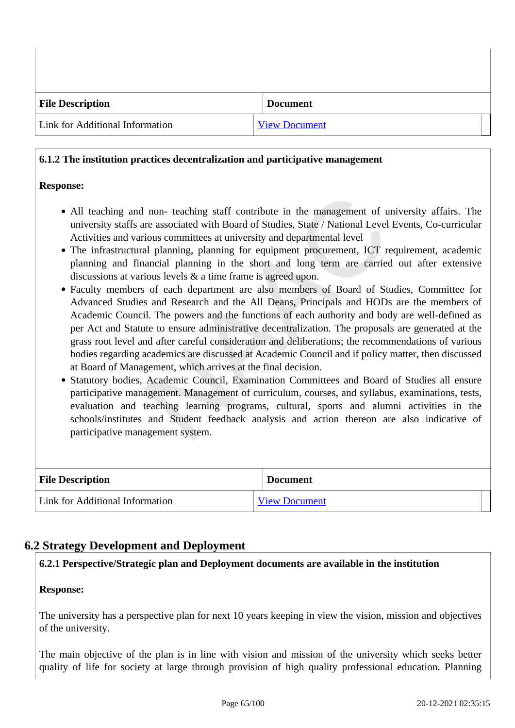| File Description | Document |
|---|---|
| Link for Additional Information | View Document |

**6.1.2 The institution practices decentralization and participative management**

**Response:**

- All teaching and non- teaching staff contribute in the management of university affairs. The university staffs are associated with Board of Studies, State / National Level Events, Co-curricular Activities and various committees at university and departmental level
- The infrastructural planning, planning for equipment procurement, ICT requirement, academic planning and financial planning in the short and long term are carried out after extensive discussions at various levels & a time frame is agreed upon.
- Faculty members of each department are also members of Board of Studies, Committee for Advanced Studies and Research and the All Deans, Principals and HODs are the members of Academic Council. The powers and the functions of each authority and body are well-defined as per Act and Statute to ensure administrative decentralization. The proposals are generated at the grass root level and after careful consideration and deliberations; the recommendations of various bodies regarding academics are discussed at Academic Council and if policy matter, then discussed at Board of Management, which arrives at the final decision.
- Statutory bodies, Academic Council, Examination Committees and Board of Studies all ensure participative management. Management of curriculum, courses, and syllabus, examinations, tests, evaluation and teaching learning programs, cultural, sports and alumni activities in the schools/institutes and Student feedback analysis and action thereon are also indicative of participative management system.

| File Description | Document |
|---|---|
| Link for Additional Information | View Document |

## 6.2 Strategy Development and Deployment

**6.2.1 Perspective/Strategic plan and Deployment documents are available in the institution**

**Response:**

The university has a perspective plan for next 10 years keeping in view the vision, mission and objectives of the university.

The main objective of the plan is in line with vision and mission of the university which seeks better quality of life for society at large through provision of high quality professional education. Planning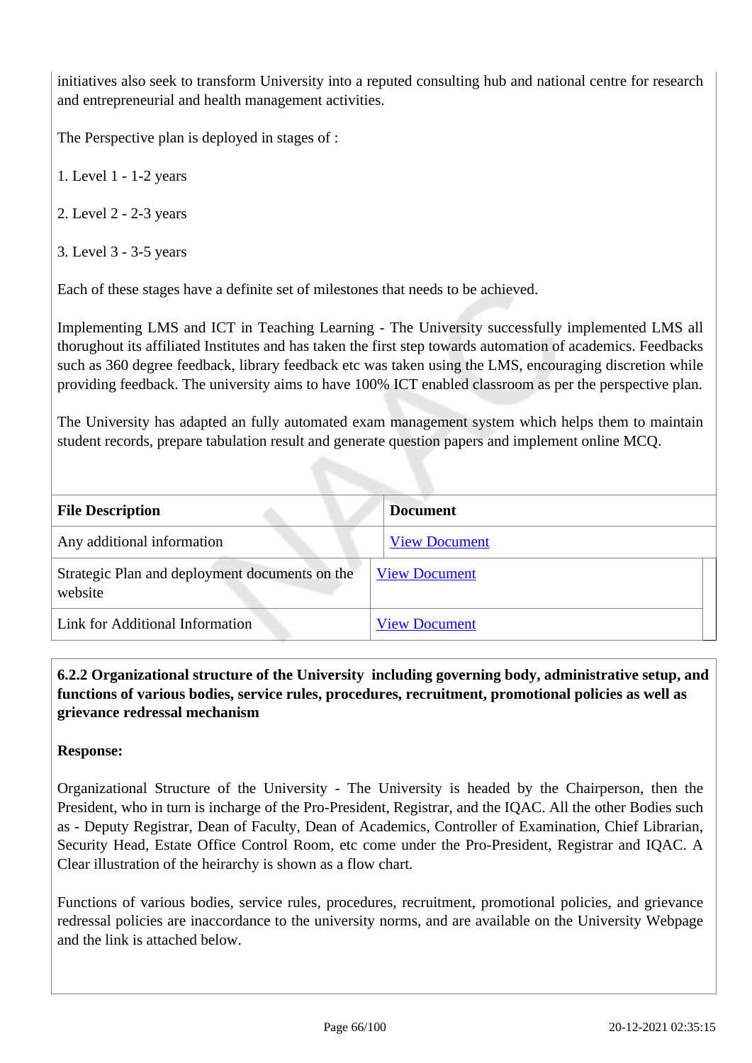initiatives also seek to transform University into a reputed consulting hub and national centre for research and entrepreneurial and health management activities.

The Perspective plan is deployed in stages of :

1. Level 1 - 1-2 years

2. Level 2 - 2-3 years

3. Level 3 - 3-5 years

Each of these stages have a definite set of milestones that needs to be achieved.

Implementing LMS and ICT in Teaching Learning - The University successfully implemented LMS all thorughout its affiliated Institutes and has taken the first step towards automation of academics. Feedbacks such as 360 degree feedback, library feedback etc was taken using the LMS, encouraging discretion while providing feedback. The university aims to have 100% ICT enabled classroom as per the perspective plan.

The University has adapted an fully automated exam management system which helps them to maintain student records, prepare tabulation result and generate question papers and implement online MCQ.

| File Description | Document |
|---|---|
| Any additional information | View Document |
| Strategic Plan and deployment documents on the website | View Document |
| Link for Additional Information | View Document |

**6.2.2 Organizational structure of the University including governing body, administrative setup, and functions of various bodies, service rules, procedures, recruitment, promotional policies as well as grievance redressal mechanism**

**Response:**

Organizational Structure of the University - The University is headed by the Chairperson, then the President, who in turn is incharge of the Pro-President, Registrar, and the IQAC. All the other Bodies such as - Deputy Registrar, Dean of Faculty, Dean of Academics, Controller of Examination, Chief Librarian, Security Head, Estate Office Control Room, etc come under the Pro-President, Registrar and IQAC. A Clear illustration of the heirarchy is shown as a flow chart.

Functions of various bodies, service rules, procedures, recruitment, promotional policies, and grievance redressal policies are inaccordance to the university norms, and are available on the University Webpage and the link is attached below.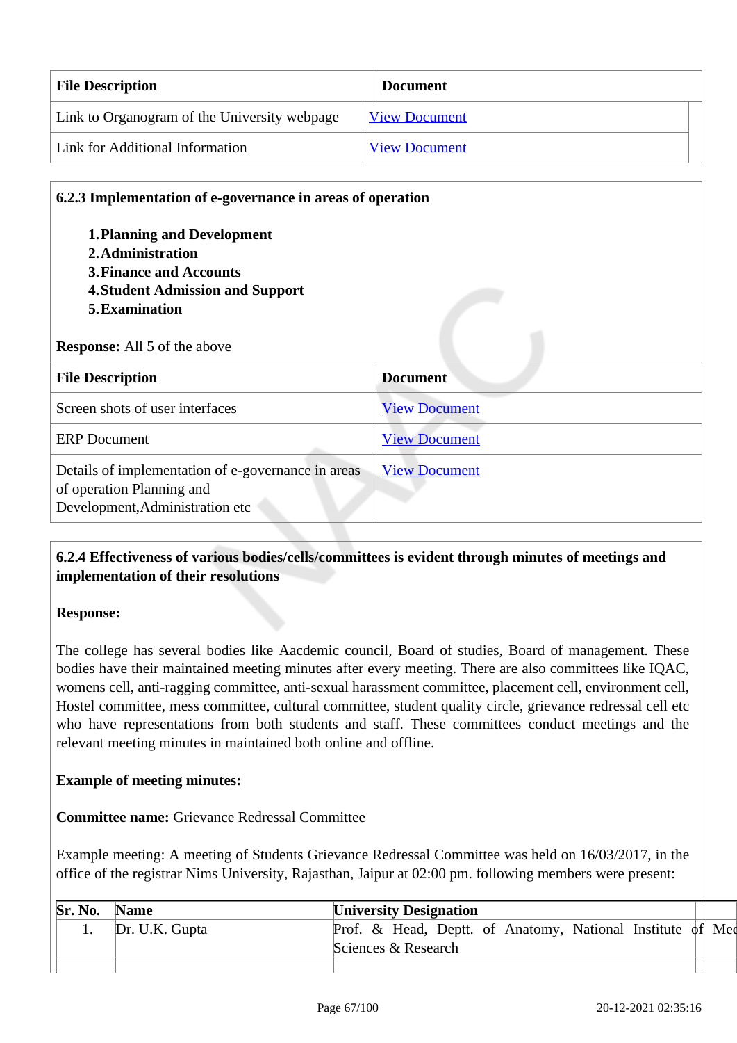| File Description | Document |
| --- | --- |
| Link to Organogram of the University webpage | View Document |
| Link for Additional Information | View Document |

**6.2.3 Implementation of e-governance in areas of operation**

1. **Planning and Development**
2. **Administration**
3. **Finance and Accounts**
4. **Student Admission and Support**
5. **Examination**

**Response:** All 5 of the above

| File Description | Document |
| --- | --- |
| Screen shots of user interfaces | View Document |
| ERP Document | View Document |
| Details of implementation of e-governance in areas of operation Planning and Development,Administration etc | View Document |

**6.2.4 Effectiveness of various bodies/cells/committees is evident through minutes of meetings and implementation of their resolutions**

**Response:**

The college has several bodies like Aacdemic council, Board of studies, Board of management. These bodies have their maintained meeting minutes after every meeting. There are also committees like IQAC, womens cell, anti-ragging committee, anti-sexual harassment committee, placement cell, environment cell, Hostel committee, mess committee, cultural committee, student quality circle, grievance redressal cell etc who have representations from both students and staff. These committees conduct meetings and the relevant meeting minutes in maintained both online and offline.

**Example of meeting minutes:**

**Committee name:** Grievance Redressal Committee

Example meeting: A meeting of Students Grievance Redressal Committee was held on 16/03/2017, in the office of the registrar Nims University, Rajasthan, Jaipur at 02:00 pm. following members were present:

| Sr. No. | Name | University Designation |
| --- | --- | --- |
| 1. | Dr. U.K. Gupta | Prof. & Head, Deptt. of Anatomy, National Institute of Med Sciences & Research |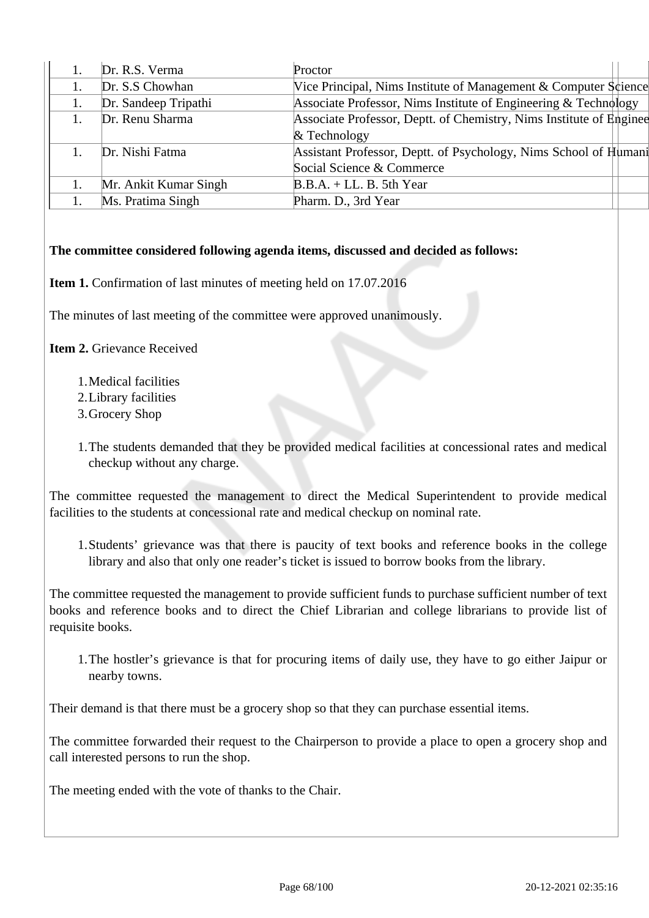| | | |
|---|---|---|
| 1. | Dr. R.S. Verma | Proctor |
| 1. | Dr. S.S Chowhan | Vice Principal, Nims Institute of Management & Computer Science |
| 1. | Dr. Sandeep Tripathi | Associate Professor, Nims Institute of Engineering & Technology |
| 1. | Dr. Renu Sharma | Associate Professor, Deptt. of Chemistry, Nims Institute of Enginee & Technology |
| 1. | Dr. Nishi Fatma | Assistant Professor, Deptt. of Psychology, Nims School of Humani Social Science & Commerce |
| 1. | Mr. Ankit Kumar Singh | B.B.A. + LL. B. 5th Year |
| 1. | Ms. Pratima Singh | Pharm. D., 3rd Year |

**The committee considered following agenda items, discussed and decided as follows:**

**Item 1.** Confirmation of last minutes of meeting held on 17.07.2016

The minutes of last meeting of the committee were approved unanimously.

**Item 2.** Grievance Received

1. Medical facilities
2. Library facilities
3. Grocery Shop

1. The students demanded that they be provided medical facilities at concessional rates and medical checkup without any charge.

The committee requested the management to direct the Medical Superintendent to provide medical facilities to the students at concessional rate and medical checkup on nominal rate.

1. Students' grievance was that there is paucity of text books and reference books in the college library and also that only one reader's ticket is issued to borrow books from the library.

The committee requested the management to provide sufficient funds to purchase sufficient number of text books and reference books and to direct the Chief Librarian and college librarians to provide list of requisite books.

1. The hostler's grievance is that for procuring items of daily use, they have to go either Jaipur or nearby towns.

Their demand is that there must be a grocery shop so that they can purchase essential items.

The committee forwarded their request to the Chairperson to provide a place to open a grocery shop and call interested persons to run the shop.

The meeting ended with the vote of thanks to the Chair.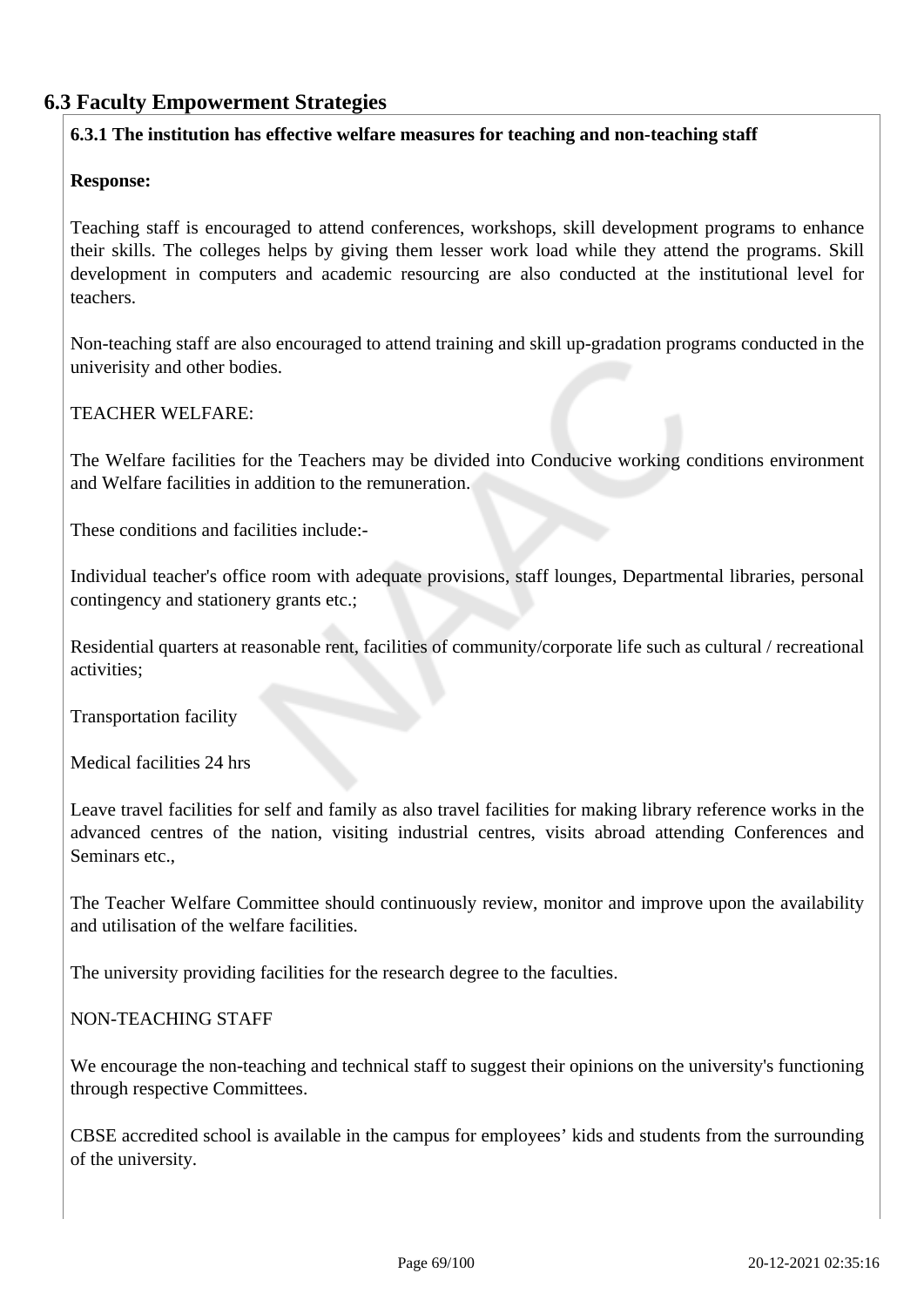## 6.3 Faculty Empowerment Strategies

**6.3.1 The institution has effective welfare measures for teaching and non-teaching staff**

**Response:**

Teaching staff is encouraged to attend conferences, workshops, skill development programs to enhance their skills. The colleges helps by giving them lesser work load while they attend the programs. Skill development in computers and academic resourcing are also conducted at the institutional level for teachers.

Non-teaching staff are also encouraged to attend training and skill up-gradation programs conducted in the univerisity and other bodies.

TEACHER WELFARE:

The Welfare facilities for the Teachers may be divided into Conducive working conditions environment and Welfare facilities in addition to the remuneration.

These conditions and facilities include:-

Individual teacher's office room with adequate provisions, staff lounges, Departmental libraries, personal contingency and stationery grants etc.;

Residential quarters at reasonable rent, facilities of community/corporate life such as cultural / recreational activities;

Transportation facility

Medical facilities 24 hrs

Leave travel facilities for self and family as also travel facilities for making library reference works in the advanced centres of the nation, visiting industrial centres, visits abroad attending Conferences and Seminars etc.,

The Teacher Welfare Committee should continuously review, monitor and improve upon the availability and utilisation of the welfare facilities.

The university providing facilities for the research degree to the faculties.

NON-TEACHING STAFF

We encourage the non-teaching and technical staff to suggest their opinions on the university's functioning through respective Committees.

CBSE accredited school is available in the campus for employees' kids and students from the surrounding of the university.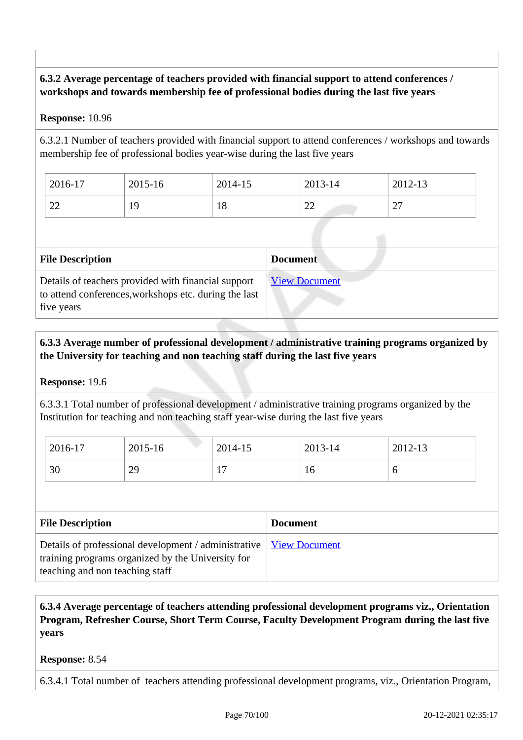**6.3.2 Average percentage of teachers provided with financial support to attend conferences / workshops and towards membership fee of professional bodies during the last five years**

**Response:** 10.96

6.3.2.1 Number of teachers provided with financial support to attend conferences / workshops and towards membership fee of professional bodies year-wise during the last five years

| 2016-17 | 2015-16 | 2014-15 | 2013-14 | 2012-13 |
|---|---|---|---|---|
| 22 | 19 | 18 | 22 | 27 |

| File Description | Document |
|---|---|
| Details of teachers provided with financial support to attend conferences,workshops etc. during the last five years | View Document |

**6.3.3 Average number of professional development / administrative training programs organized by the University for teaching and non teaching staff during the last five years**

**Response:** 19.6

6.3.3.1 Total number of professional development / administrative training programs organized by the Institution for teaching and non teaching staff year-wise during the last five years

| 2016-17 | 2015-16 | 2014-15 | 2013-14 | 2012-13 |
|---|---|---|---|---|
| 30 | 29 | 17 | 16 | 6 |

| File Description | Document |
|---|---|
| Details of professional development / administrative training programs organized by the University for teaching and non teaching staff | View Document |

**6.3.4 Average percentage of teachers attending professional development programs viz., Orientation Program, Refresher Course, Short Term Course, Faculty Development Program during the last five years**

**Response:** 8.54

6.3.4.1 Total number of teachers attending professional development programs, viz., Orientation Program,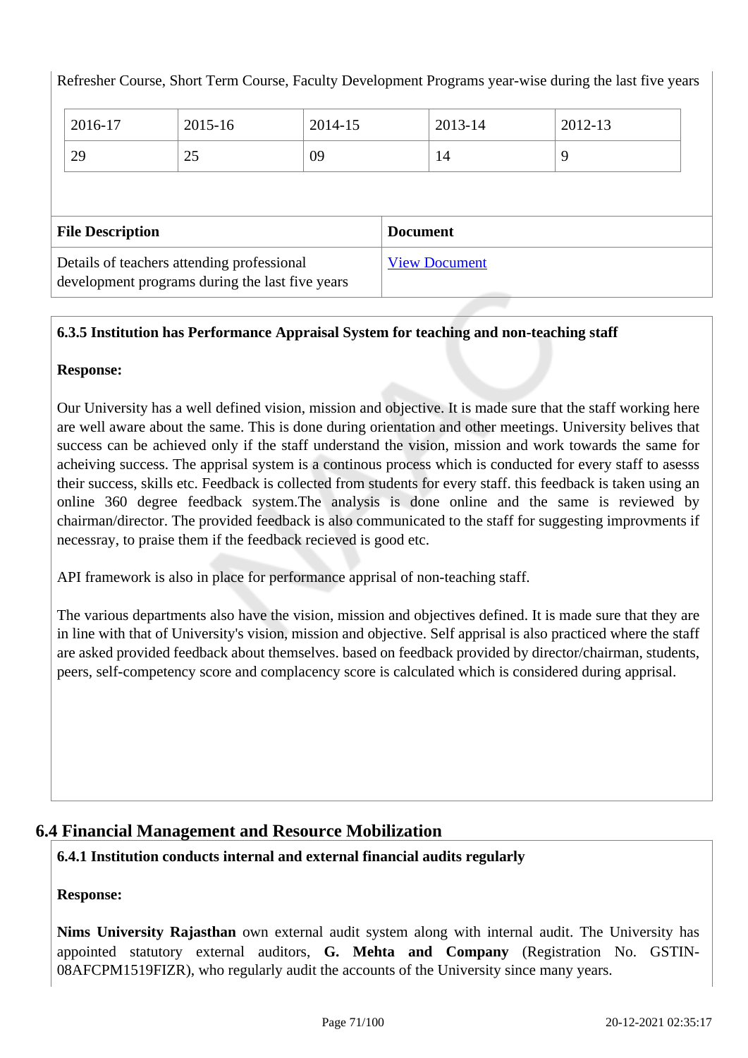Refresher Course, Short Term Course, Faculty Development Programs year-wise during the last five years

| 2016-17 | 2015-16 | 2014-15 | 2013-14 | 2012-13 |
|---|---|---|---|---|
| 29 | 25 | 09 | 14 | 9 |

| File Description | Document |
|---|---|
| Details of teachers attending professional development programs during the last five years | View Document |

**6.3.5 Institution has Performance Appraisal System for teaching and non-teaching staff**

**Response:**

Our University has a well defined vision, mission and objective. It is made sure that the staff working here are well aware about the same. This is done during orientation and other meetings. University belives that success can be achieved only if the staff understand the vision, mission and work towards the same for acheiving success. The apprisal system is a continous process which is conducted for every staff to asesss their success, skills etc. Feedback is collected from students for every staff. this feedback is taken using an online 360 degree feedback system.The analysis is done online and the same is reviewed by chairman/director. The provided feedback is also communicated to the staff for suggesting improvments if necessray, to praise them if the feedback recieved is good etc.

API framework is also in place for performance apprisal of non-teaching staff.

The various departments also have the vision, mission and objectives defined. It is made sure that they are in line with that of University's vision, mission and objective. Self apprisal is also practiced where the staff are asked provided feedback about themselves. based on feedback provided by director/chairman, students, peers, self-competency score and complacency score is calculated which is considered during apprisal.

## 6.4 Financial Management and Resource Mobilization

**6.4.1 Institution conducts internal and external financial audits regularly**

**Response:**

**Nims University Rajasthan** own external audit system along with internal audit. The University has appointed statutory external auditors, **G. Mehta and Company** (Registration No. GSTIN-08AFCPM1519FIZR), who regularly audit the accounts of the University since many years.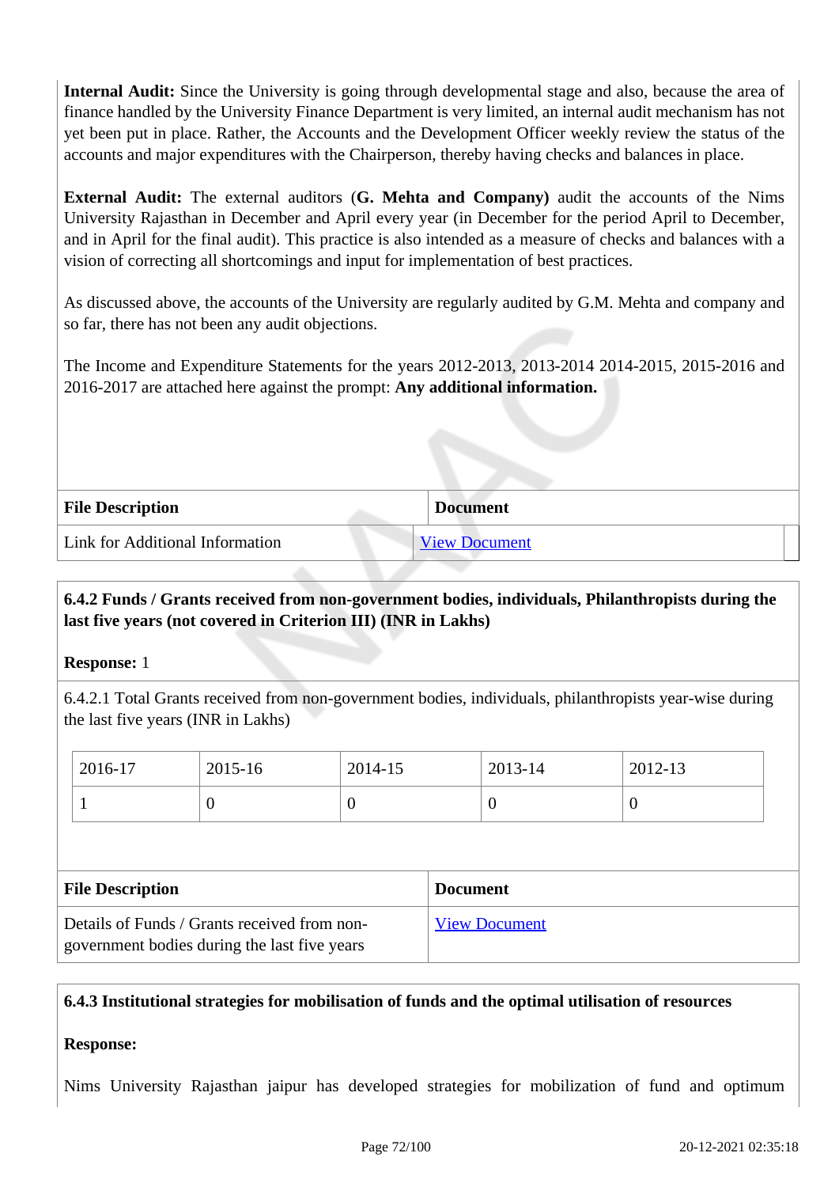**Internal Audit:** Since the University is going through developmental stage and also, because the area of finance handled by the University Finance Department is very limited, an internal audit mechanism has not yet been put in place. Rather, the Accounts and the Development Officer weekly review the status of the accounts and major expenditures with the Chairperson, thereby having checks and balances in place.

**External Audit:** The external auditors (**G. Mehta and Company)** audit the accounts of the Nims University Rajasthan in December and April every year (in December for the period April to December, and in April for the final audit). This practice is also intended as a measure of checks and balances with a vision of correcting all shortcomings and input for implementation of best practices.

As discussed above, the accounts of the University are regularly audited by G.M. Mehta and company and so far, there has not been any audit objections.

The Income and Expenditure Statements for the years 2012-2013, 2013-2014 2014-2015, 2015-2016 and 2016-2017 are attached here against the prompt: **Any additional information.**

| File Description | Document |
|---|---|
| Link for Additional Information | View Document |

**6.4.2 Funds / Grants received from non-government bodies, individuals, Philanthropists during the last five years (not covered in Criterion III) (INR in Lakhs)**

**Response:** 1

6.4.2.1 Total Grants received from non-government bodies, individuals, philanthropists year-wise during the last five years (INR in Lakhs)

| 2016-17 | 2015-16 | 2014-15 | 2013-14 | 2012-13 |
|---|---|---|---|---|
| 1 | 0 | 0 | 0 | 0 |

| File Description | Document |
|---|---|
| Details of Funds / Grants received from non-government bodies during the last five years | View Document |

**6.4.3 Institutional strategies for mobilisation of funds and the optimal utilisation of resources**

**Response:**

Nims University Rajasthan jaipur has developed strategies for mobilization of fund and optimum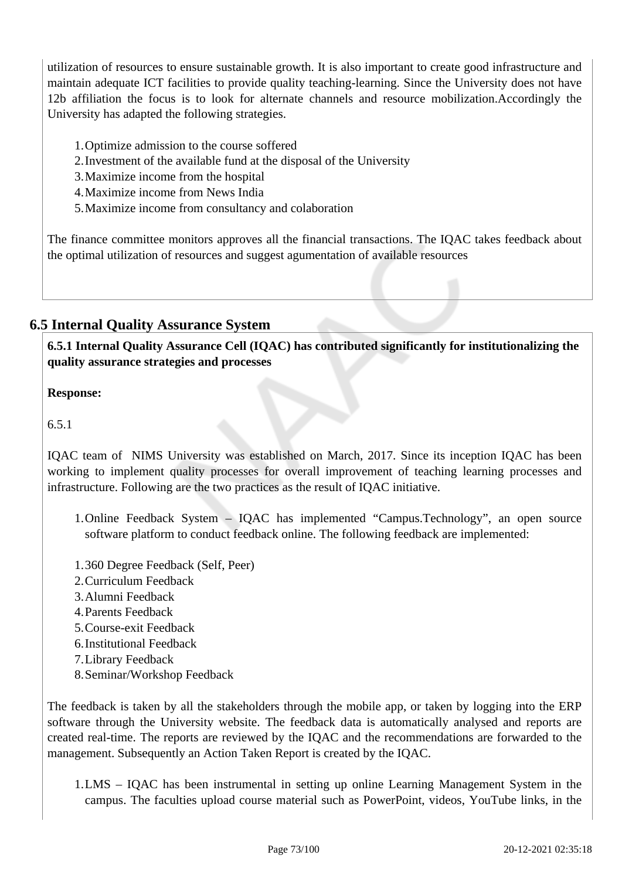utilization of resources to ensure sustainable growth. It is also important to create good infrastructure and maintain adequate ICT facilities to provide quality teaching-learning. Since the University does not have 12b affiliation the focus is to look for alternate channels and resource mobilization.Accordingly the University has adapted the following strategies.

1. Optimize admission to the course soffered
2. Investment of the available fund at the disposal of the University
3. Maximize income from the hospital
4. Maximize income from News India
5. Maximize income from consultancy and colaboration

The finance committee monitors approves all the financial transactions. The IQAC takes feedback about the optimal utilization of resources and suggest agumentation of available resources

## 6.5 Internal Quality Assurance System

**6.5.1 Internal Quality Assurance Cell (IQAC) has contributed significantly for institutionalizing the quality assurance strategies and processes**

**Response:**

6.5.1

IQAC team of NIMS University was established on March, 2017. Since its inception IQAC has been working to implement quality processes for overall improvement of teaching learning processes and infrastructure. Following are the two practices as the result of IQAC initiative.

1. Online Feedback System – IQAC has implemented “Campus.Technology”, an open source software platform to conduct feedback online. The following feedback are implemented:

1. 360 Degree Feedback (Self, Peer)
2. Curriculum Feedback
3. Alumni Feedback
4. Parents Feedback
5. Course-exit Feedback
6. Institutional Feedback
7. Library Feedback
8. Seminar/Workshop Feedback

The feedback is taken by all the stakeholders through the mobile app, or taken by logging into the ERP software through the University website. The feedback data is automatically analysed and reports are created real-time. The reports are reviewed by the IQAC and the recommendations are forwarded to the management. Subsequently an Action Taken Report is created by the IQAC.

1. LMS – IQAC has been instrumental in setting up online Learning Management System in the campus. The faculties upload course material such as PowerPoint, videos, YouTube links, in the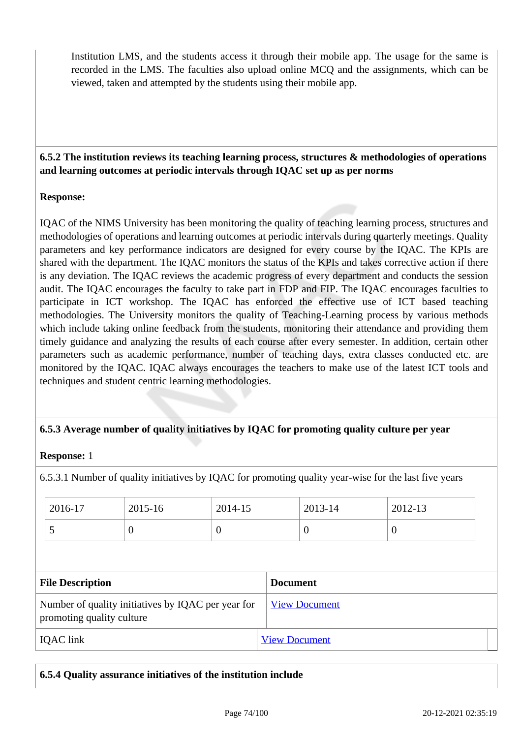Institution LMS, and the students access it through their mobile app. The usage for the same is recorded in the LMS. The faculties also upload online MCQ and the assignments, which can be viewed, taken and attempted by the students using their mobile app.

**6.5.2 The institution reviews its teaching learning process, structures & methodologies of operations and learning outcomes at periodic intervals through IQAC set up as per norms**

**Response:**

IQAC of the NIMS University has been monitoring the quality of teaching learning process, structures and methodologies of operations and learning outcomes at periodic intervals during quarterly meetings. Quality parameters and key performance indicators are designed for every course by the IQAC. The KPIs are shared with the department. The IQAC monitors the status of the KPIs and takes corrective action if there is any deviation. The IQAC reviews the academic progress of every department and conducts the session audit. The IQAC encourages the faculty to take part in FDP and FIP. The IQAC encourages faculties to participate in ICT workshop. The IQAC has enforced the effective use of ICT based teaching methodologies. The University monitors the quality of Teaching-Learning process by various methods which include taking online feedback from the students, monitoring their attendance and providing them timely guidance and analyzing the results of each course after every semester. In addition, certain other parameters such as academic performance, number of teaching days, extra classes conducted etc. are monitored by the IQAC. IQAC always encourages the teachers to make use of the latest ICT tools and techniques and student centric learning methodologies.

**6.5.3 Average number of quality initiatives by IQAC for promoting quality culture per year**

**Response:** 1

6.5.3.1 Number of quality initiatives by IQAC for promoting quality year-wise for the last five years

| 2016-17 | 2015-16 | 2014-15 | 2013-14 | 2012-13 |
|---|---|---|---|---|
| 5 | 0 | 0 | 0 | 0 |

| File Description | Document |
|---|---|
| Number of quality initiatives by IQAC per year for promoting quality culture | View Document |
| IQAC link | View Document |

**6.5.4 Quality assurance initiatives of the institution include**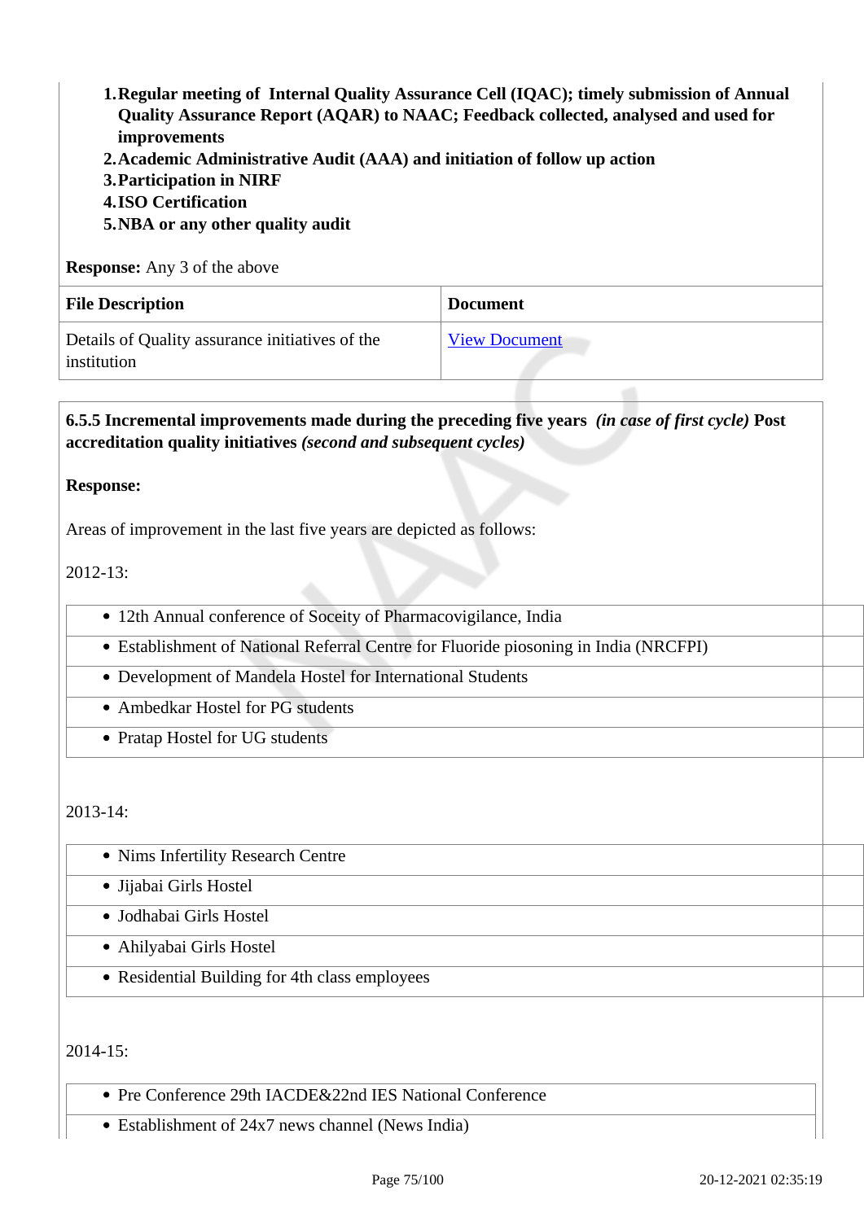1. **Regular meeting of Internal Quality Assurance Cell (IQAC); timely submission of Annual Quality Assurance Report (AQAR) to NAAC; Feedback collected, analysed and used for improvements**
2. **Academic Administrative Audit (AAA) and initiation of follow up action**
3. **Participation in NIRF**
4. **ISO Certification**
5. **NBA or any other quality audit**

**Response:** Any 3 of the above

| File Description | Document |
|---|---|
| Details of Quality assurance initiatives of the institution | View Document |

**6.5.5 Incremental improvements made during the preceding five years** ***(in case of first cycle)*** **Post accreditation quality initiatives** ***(second and subsequent cycles)***

**Response:**

Areas of improvement in the last five years are depicted as follows:

2012-13:

- 12th Annual conference of Soceity of Pharmacovigilance, India
- Establishment of National Referral Centre for Fluoride piosoning in India (NRCFPI)
- Development of Mandela Hostel for International Students
- Ambedkar Hostel for PG students
- Pratap Hostel for UG students

2013-14:

- Nims Infertility Research Centre
- Jijabai Girls Hostel
- Jodhabai Girls Hostel
- Ahilyabai Girls Hostel
- Residential Building for 4th class employees

2014-15:

- Pre Conference 29th IACDE&22nd IES National Conference
- Establishment of 24x7 news channel (News India)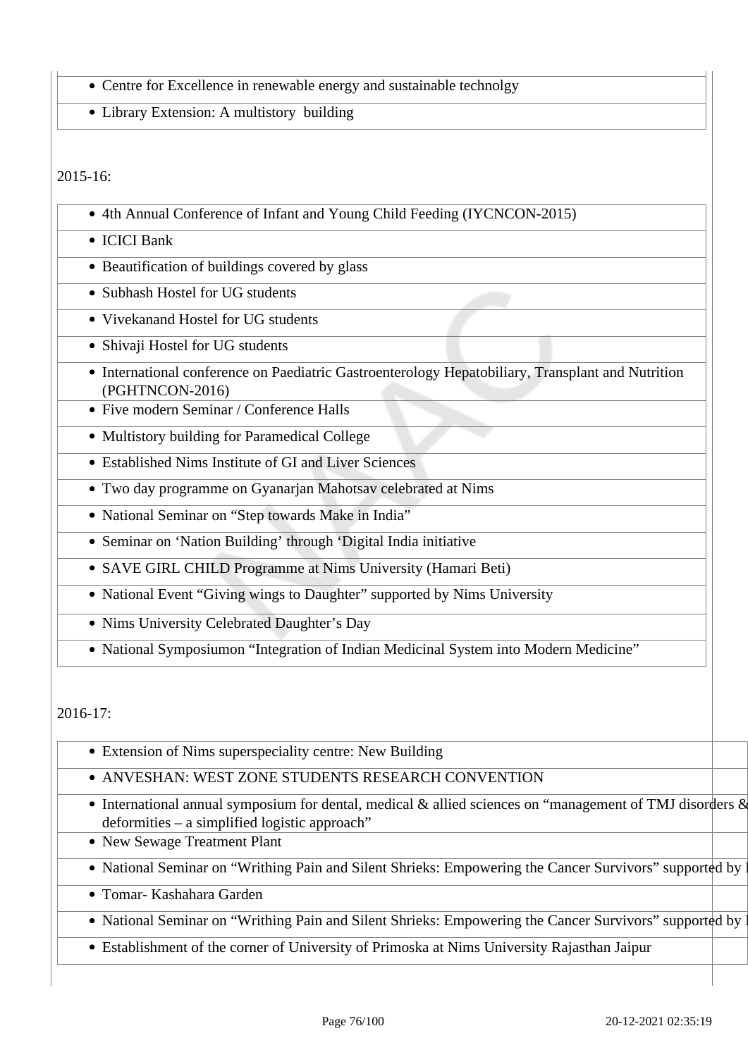- Centre for Excellence in renewable energy and sustainable technolgy
- Library Extension: A multistory building

2015-16:

- 4th Annual Conference of Infant and Young Child Feeding (IYCNCON-2015)
- ICICI Bank
- Beautification of buildings covered by glass
- Subhash Hostel for UG students
- Vivekanand Hostel for UG students
- Shivaji Hostel for UG students
- International conference on Paediatric Gastroenterology Hepatobiliary, Transplant and Nutrition (PGHTNCON-2016)
- Five modern Seminar / Conference Halls
- Multistory building for Paramedical College
- Established Nims Institute of GI and Liver Sciences
- Two day programme on Gyanarjan Mahotsav celebrated at Nims
- National Seminar on "Step towards Make in India"
- Seminar on 'Nation Building' through 'Digital India initiative
- SAVE GIRL CHILD Programme at Nims University (Hamari Beti)
- National Event "Giving wings to Daughter" supported by Nims University
- Nims University Celebrated Daughter's Day
- National Symposiumon "Integration of Indian Medicinal System into Modern Medicine"

2016-17:

- Extension of Nims superspeciality centre: New Building
- ANVESHAN: WEST ZONE STUDENTS RESEARCH CONVENTION
- International annual symposium for dental, medical & allied sciences on "management of TMJ disorders & deformities – a simplified logistic approach"
- New Sewage Treatment Plant
- National Seminar on "Writhing Pain and Silent Shrieks: Empowering the Cancer Survivors" supported by
- Tomar- Kashahara Garden
- National Seminar on "Writhing Pain and Silent Shrieks: Empowering the Cancer Survivors" supported by
- Establishment of the corner of University of Primoska at Nims University Rajasthan Jaipur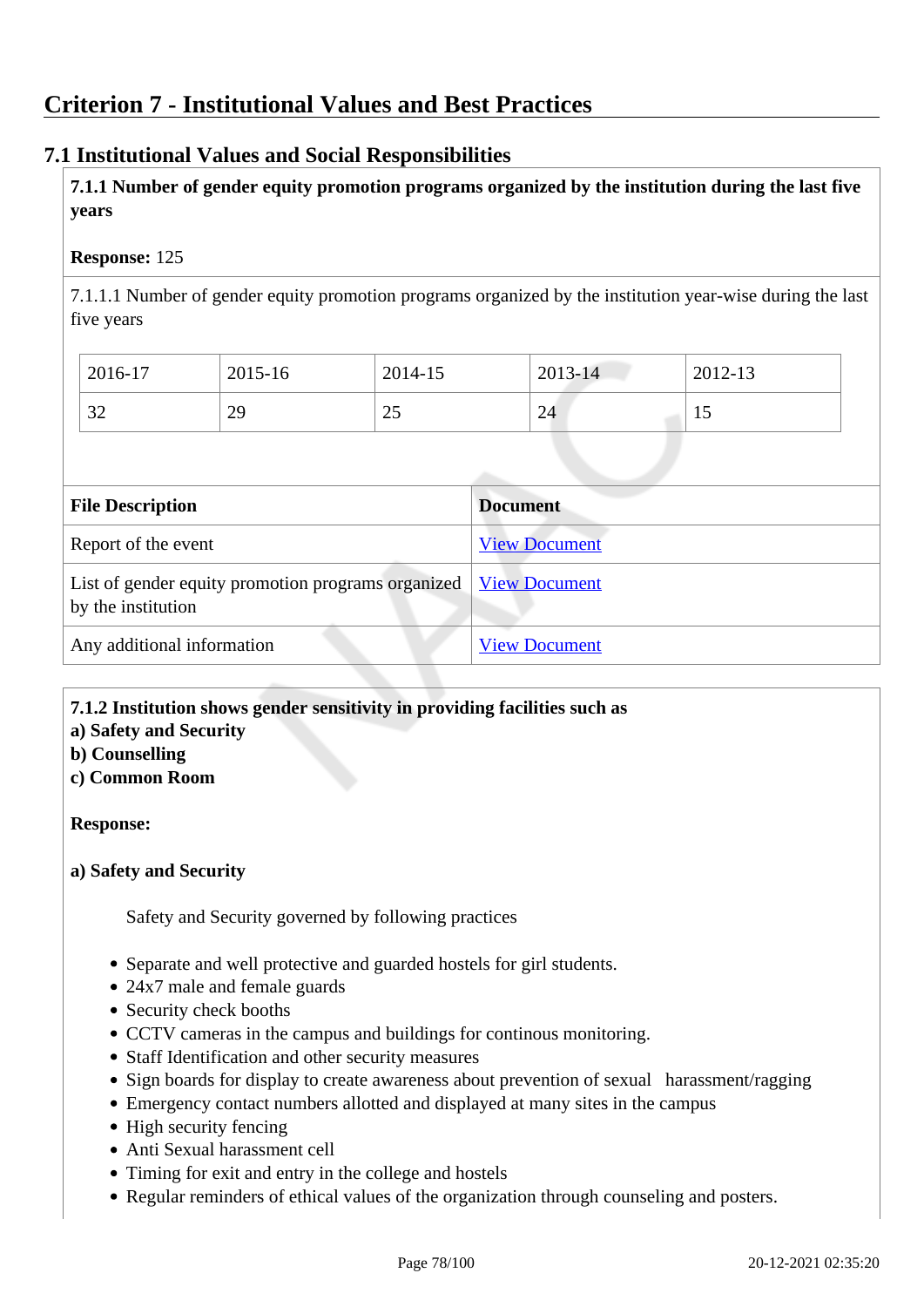# Criterion 7 - Institutional Values and Best Practices

## 7.1 Institutional Values and Social Responsibilities

**7.1.1 Number of gender equity promotion programs organized by the institution during the last five years**

**Response:** 125

7.1.1.1 Number of gender equity promotion programs organized by the institution year-wise during the last five years

| 2016-17 | 2015-16 | 2014-15 | 2013-14 | 2012-13 |
|---|---|---|---|---|
| 32 | 29 | 25 | 24 | 15 |

| File Description | Document |
|---|---|
| Report of the event | View Document |
| List of gender equity promotion programs organized by the institution | View Document |
| Any additional information | View Document |

**7.1.2 Institution shows gender sensitivity in providing facilities such as**
**a) Safety and Security**
**b) Counselling**
**c) Common Room**

**Response:**

**a) Safety and Security**

Safety and Security governed by following practices

- Separate and well protective and guarded hostels for girl students.
- 24x7 male and female guards
- Security check booths
- CCTV cameras in the campus and buildings for continous monitoring.
- Staff Identification and other security measures
- Sign boards for display to create awareness about prevention of sexual harassment/ragging
- Emergency contact numbers allotted and displayed at many sites in the campus
- High security fencing
- Anti Sexual harassment cell
- Timing for exit and entry in the college and hostels
- Regular reminders of ethical values of the organization through counseling and posters.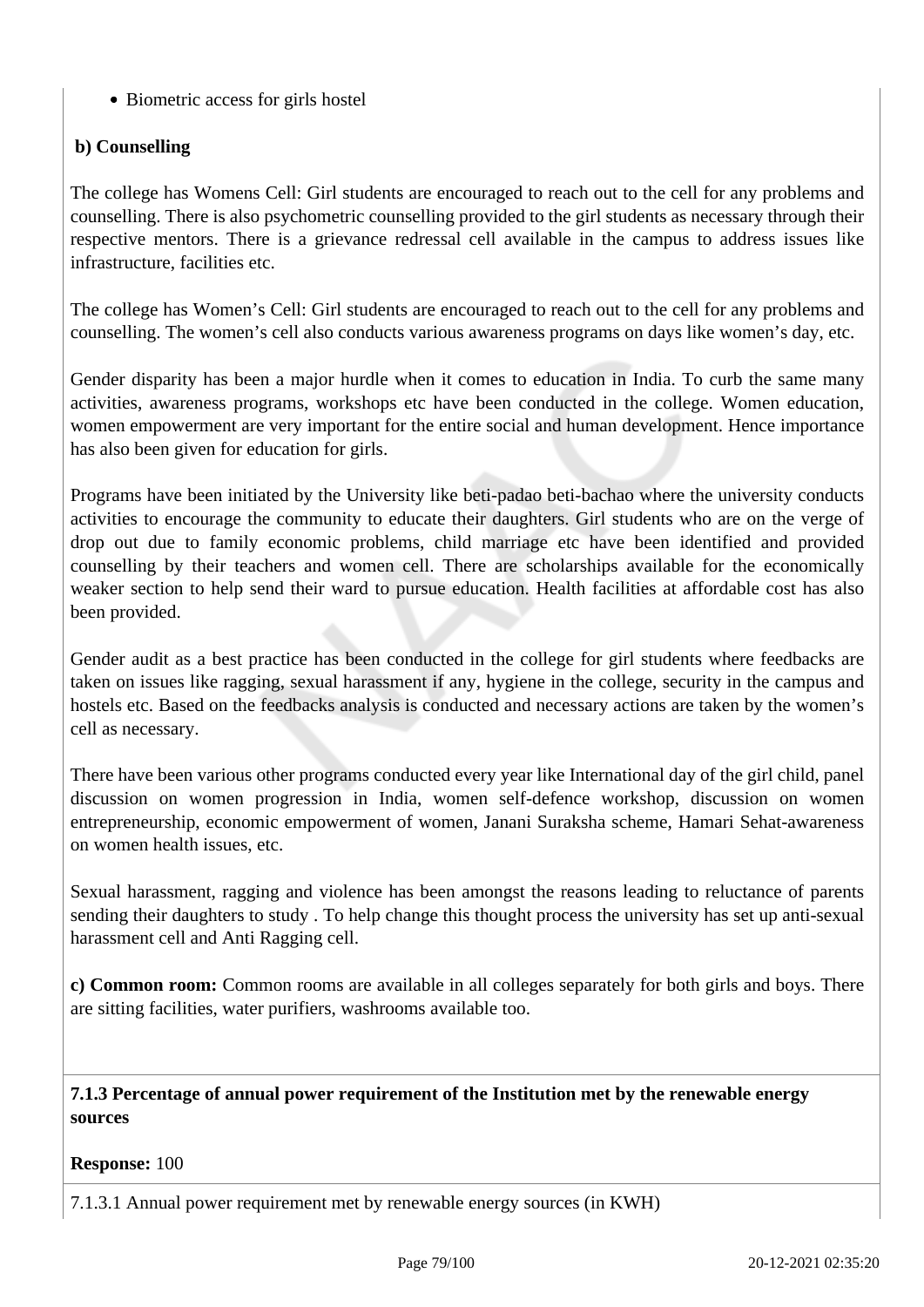- Biometric access for girls hostel

**b) Counselling**

The college has Womens Cell: Girl students are encouraged to reach out to the cell for any problems and counselling. There is also psychometric counselling provided to the girl students as necessary through their respective mentors. There is a grievance redressal cell available in the campus to address issues like infrastructure, facilities etc.

The college has Women's Cell: Girl students are encouraged to reach out to the cell for any problems and counselling. The women's cell also conducts various awareness programs on days like women's day, etc.

Gender disparity has been a major hurdle when it comes to education in India. To curb the same many activities, awareness programs, workshops etc have been conducted in the college. Women education, women empowerment are very important for the entire social and human development. Hence importance has also been given for education for girls.

Programs have been initiated by the University like beti-padao beti-bachao where the university conducts activities to encourage the community to educate their daughters. Girl students who are on the verge of drop out due to family economic problems, child marriage etc have been identified and provided counselling by their teachers and women cell. There are scholarships available for the economically weaker section to help send their ward to pursue education. Health facilities at affordable cost has also been provided.

Gender audit as a best practice has been conducted in the college for girl students where feedbacks are taken on issues like ragging, sexual harassment if any, hygiene in the college, security in the campus and hostels etc. Based on the feedbacks analysis is conducted and necessary actions are taken by the women's cell as necessary.

There have been various other programs conducted every year like International day of the girl child, panel discussion on women progression in India, women self-defence workshop, discussion on women entrepreneurship, economic empowerment of women, Janani Suraksha scheme, Hamari Sehat-awareness on women health issues, etc.

Sexual harassment, ragging and violence has been amongst the reasons leading to reluctance of parents sending their daughters to study . To help change this thought process the university has set up anti-sexual harassment cell and Anti Ragging cell.

**c) Common room:** Common rooms are available in all colleges separately for both girls and boys. There are sitting facilities, water purifiers, washrooms available too.

**7.1.3 Percentage of annual power requirement of the Institution met by the renewable energy sources**

**Response:** 100

7.1.3.1 Annual power requirement met by renewable energy sources (in KWH)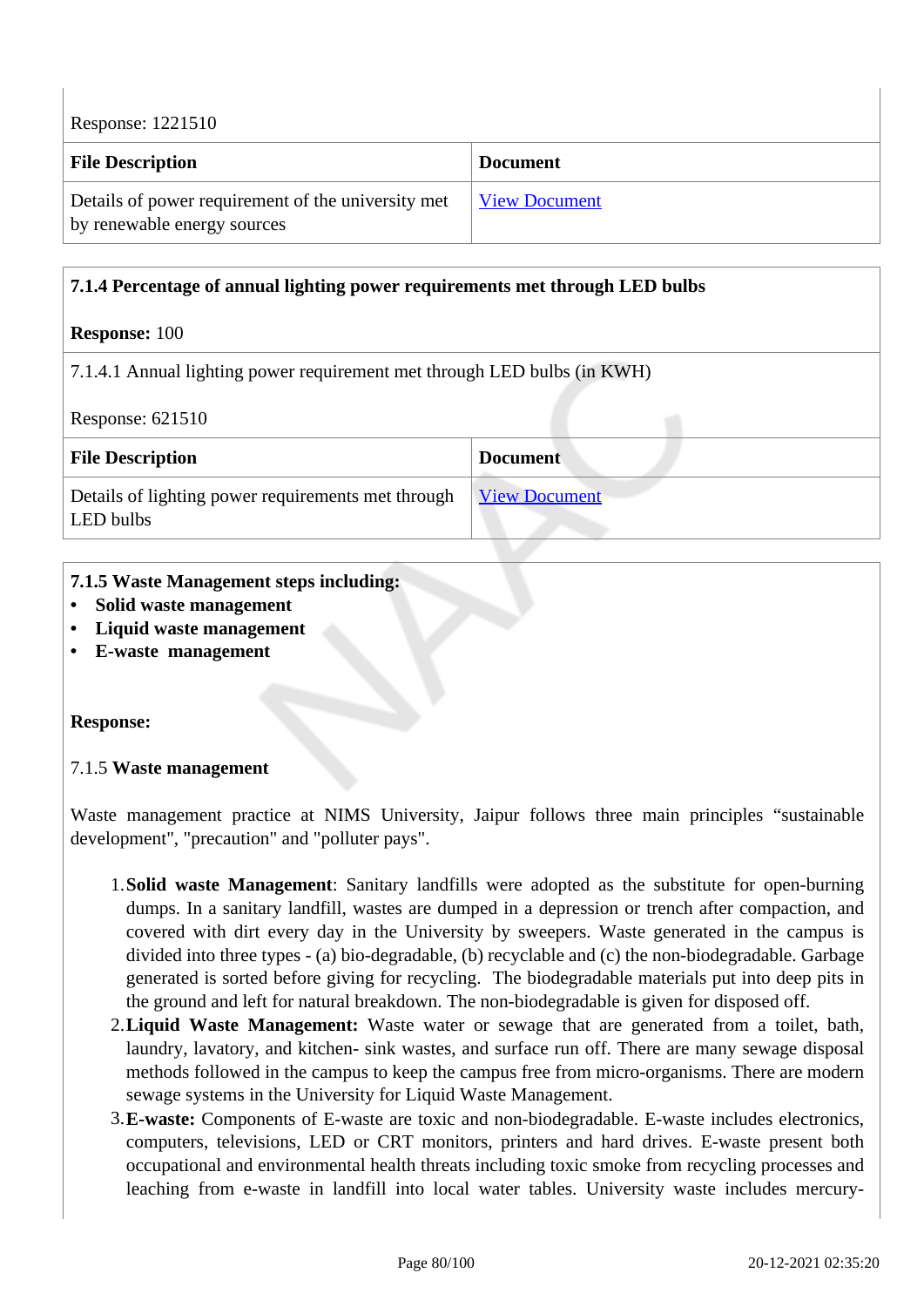Response: 1221510

| File Description | Document |
|---|---|
| Details of power requirement of the university met by renewable energy sources | View Document |

**7.1.4 Percentage of annual lighting power requirements met through LED bulbs**

**Response:** 100

7.1.4.1 Annual lighting power requirement met through LED bulbs (in KWH)

Response: 621510

| File Description | Document |
|---|---|
| Details of lighting power requirements met through LED bulbs | View Document |

**7.1.5 Waste Management steps including:**
- **Solid waste management**
- **Liquid waste management**
- **E-waste management**

**Response:**

7.1.5 **Waste management**

Waste management practice at NIMS University, Jaipur follows three main principles "sustainable development", "precaution" and "polluter pays".

1. **Solid waste Management**: Sanitary landfills were adopted as the substitute for open-burning dumps. In a sanitary landfill, wastes are dumped in a depression or trench after compaction, and covered with dirt every day in the University by sweepers. Waste generated in the campus is divided into three types - (a) bio-degradable, (b) recyclable and (c) the non-biodegradable. Garbage generated is sorted before giving for recycling. The biodegradable materials put into deep pits in the ground and left for natural breakdown. The non-biodegradable is given for disposed off.
2. **Liquid Waste Management:** Waste water or sewage that are generated from a toilet, bath, laundry, lavatory, and kitchen- sink wastes, and surface run off. There are many sewage disposal methods followed in the campus to keep the campus free from micro-organisms. There are modern sewage systems in the University for Liquid Waste Management.
3. **E-waste:** Components of E-waste are toxic and non-biodegradable. E-waste includes electronics, computers, televisions, LED or CRT monitors, printers and hard drives. E-waste present both occupational and environmental health threats including toxic smoke from recycling processes and leaching from e-waste in landfill into local water tables. University waste includes mercury-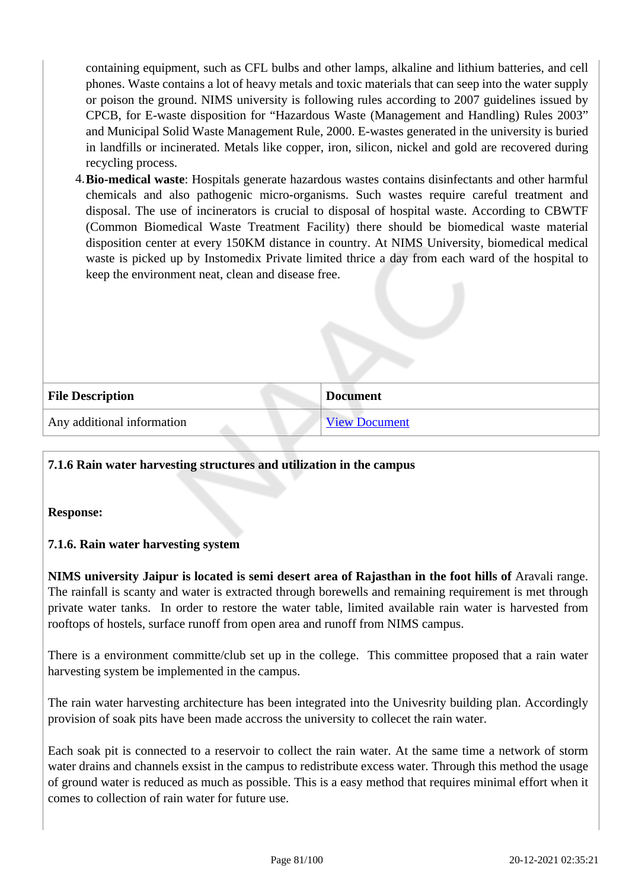containing equipment, such as CFL bulbs and other lamps, alkaline and lithium batteries, and cell phones. Waste contains a lot of heavy metals and toxic materials that can seep into the water supply or poison the ground. NIMS university is following rules according to 2007 guidelines issued by CPCB, for E-waste disposition for "Hazardous Waste (Management and Handling) Rules 2003" and Municipal Solid Waste Management Rule, 2000. E-wastes generated in the university is buried in landfills or incinerated. Metals like copper, iron, silicon, nickel and gold are recovered during recycling process.

4. **Bio-medical waste**: Hospitals generate hazardous wastes contains disinfectants and other harmful chemicals and also pathogenic micro-organisms. Such wastes require careful treatment and disposal. The use of incinerators is crucial to disposal of hospital waste. According to CBWTF (Common Biomedical Waste Treatment Facility) there should be biomedical waste material disposition center at every 150KM distance in country. At NIMS University, biomedical medical waste is picked up by Instomedix Private limited thrice a day from each ward of the hospital to keep the environment neat, clean and disease free.

| File Description | Document |
|---|---|
| Any additional information | View Document |

**7.1.6 Rain water harvesting structures and utilization in the campus**

**Response:**

**7.1.6. Rain water harvesting system**

**NIMS university Jaipur is located is semi desert area of Rajasthan in the foot hills of** Aravali range. The rainfall is scanty and water is extracted through borewells and remaining requirement is met through private water tanks. In order to restore the water table, limited available rain water is harvested from rooftops of hostels, surface runoff from open area and runoff from NIMS campus.

There is a environment committe/club set up in the college. This committee proposed that a rain water harvesting system be implemented in the campus.

The rain water harvesting architecture has been integrated into the Univesrity building plan. Accordingly provision of soak pits have been made accross the university to collecet the rain water.

Each soak pit is connected to a reservoir to collect the rain water. At the same time a network of storm water drains and channels exsist in the campus to redistribute excess water. Through this method the usage of ground water is reduced as much as possible. This is a easy method that requires minimal effort when it comes to collection of rain water for future use.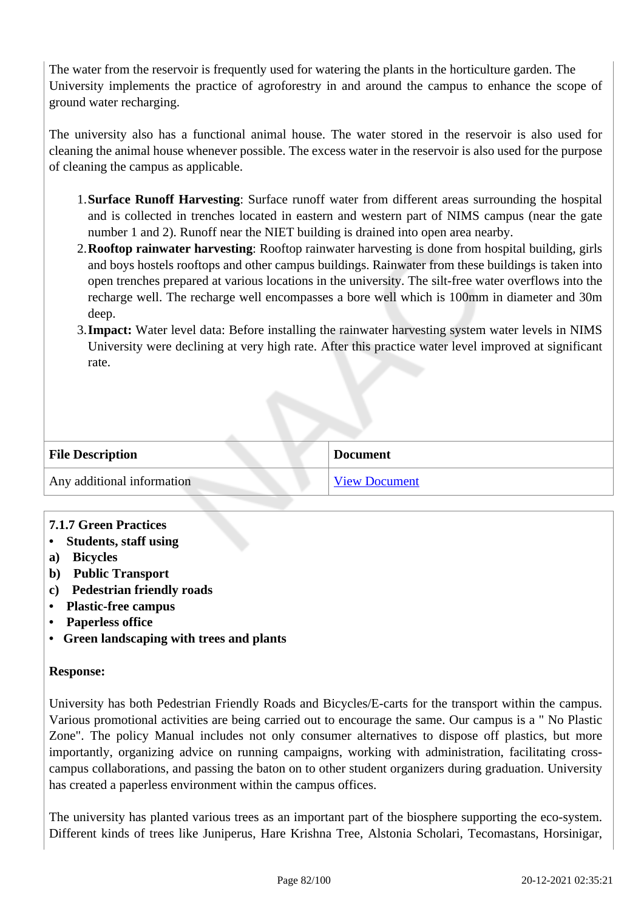The water from the reservoir is frequently used for watering the plants in the horticulture garden. The University implements the practice of agroforestry in and around the campus to enhance the scope of ground water recharging.

The university also has a functional animal house. The water stored in the reservoir is also used for cleaning the animal house whenever possible. The excess water in the reservoir is also used for the purpose of cleaning the campus as applicable.

1. **Surface Runoff Harvesting**: Surface runoff water from different areas surrounding the hospital and is collected in trenches located in eastern and western part of NIMS campus (near the gate number 1 and 2). Runoff near the NIET building is drained into open area nearby.
2. **Rooftop rainwater harvesting**: Rooftop rainwater harvesting is done from hospital building, girls and boys hostels rooftops and other campus buildings. Rainwater from these buildings is taken into open trenches prepared at various locations in the university. The silt-free water overflows into the recharge well. The recharge well encompasses a bore well which is 100mm in diameter and 30m deep.
3. **Impact:** Water level data: Before installing the rainwater harvesting system water levels in NIMS University were declining at very high rate. After this practice water level improved at significant rate.

| File Description | Document |
|---|---|
| Any additional information | View Document |

**7.1.7 Green Practices**

- **Students, staff using**

**a) Bicycles**

**b) Public Transport**

**c) Pedestrian friendly roads**

- **Plastic-free campus**
- **Paperless office**
- **Green landscaping with trees and plants**

**Response:**

University has both Pedestrian Friendly Roads and Bicycles/E-carts for the transport within the campus. Various promotional activities are being carried out to encourage the same. Our campus is a " No Plastic Zone". The policy Manual includes not only consumer alternatives to dispose off plastics, but more importantly, organizing advice on running campaigns, working with administration, facilitating cross-campus collaborations, and passing the baton on to other student organizers during graduation. University has created a paperless environment within the campus offices.

The university has planted various trees as an important part of the biosphere supporting the eco-system. Different kinds of trees like Juniperus, Hare Krishna Tree, Alstonia Scholari, Tecomastans, Horsinigar,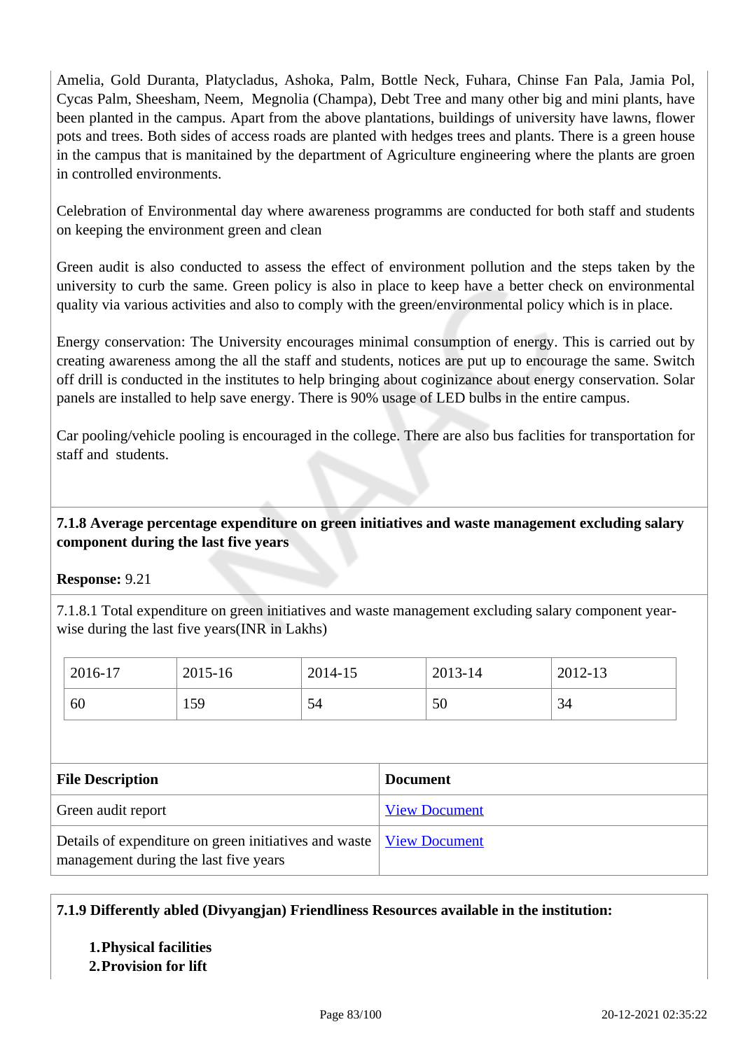Amelia, Gold Duranta, Platycladus, Ashoka, Palm, Bottle Neck, Fuhara, Chinse Fan Pala, Jamia Pol, Cycas Palm, Sheesham, Neem, Megnolia (Champa), Debt Tree and many other big and mini plants, have been planted in the campus. Apart from the above plantations, buildings of university have lawns, flower pots and trees. Both sides of access roads are planted with hedges trees and plants. There is a green house in the campus that is manitained by the department of Agriculture engineering where the plants are groen in controlled environments.

Celebration of Environmental day where awareness programms are conducted for both staff and students on keeping the environment green and clean

Green audit is also conducted to assess the effect of environment pollution and the steps taken by the university to curb the same. Green policy is also in place to keep have a better check on environmental quality via various activities and also to comply with the green/environmental policy which is in place.

Energy conservation: The University encourages minimal consumption of energy. This is carried out by creating awareness among the all the staff and students, notices are put up to encourage the same. Switch off drill is conducted in the institutes to help bringing about coginizance about energy conservation. Solar panels are installed to help save energy. There is 90% usage of LED bulbs in the entire campus.

Car pooling/vehicle pooling is encouraged in the college. There are also bus faclities for transportation for staff and students.

**7.1.8 Average percentage expenditure on green initiatives and waste management excluding salary component during the last five years**

**Response:** 9.21

7.1.8.1 Total expenditure on green initiatives and waste management excluding salary component year-wise during the last five years(INR in Lakhs)

| 2016-17 | 2015-16 | 2014-15 | 2013-14 | 2012-13 |
|---|---|---|---|---|
| 60 | 159 | 54 | 50 | 34 |

| File Description | Document |
|---|---|
| Green audit report | View Document |
| Details of expenditure on green initiatives and waste management during the last five years | View Document |

**7.1.9 Differently abled (Divyangjan) Friendliness Resources available in the institution:**

1. **Physical facilities**
2. **Provision for lift**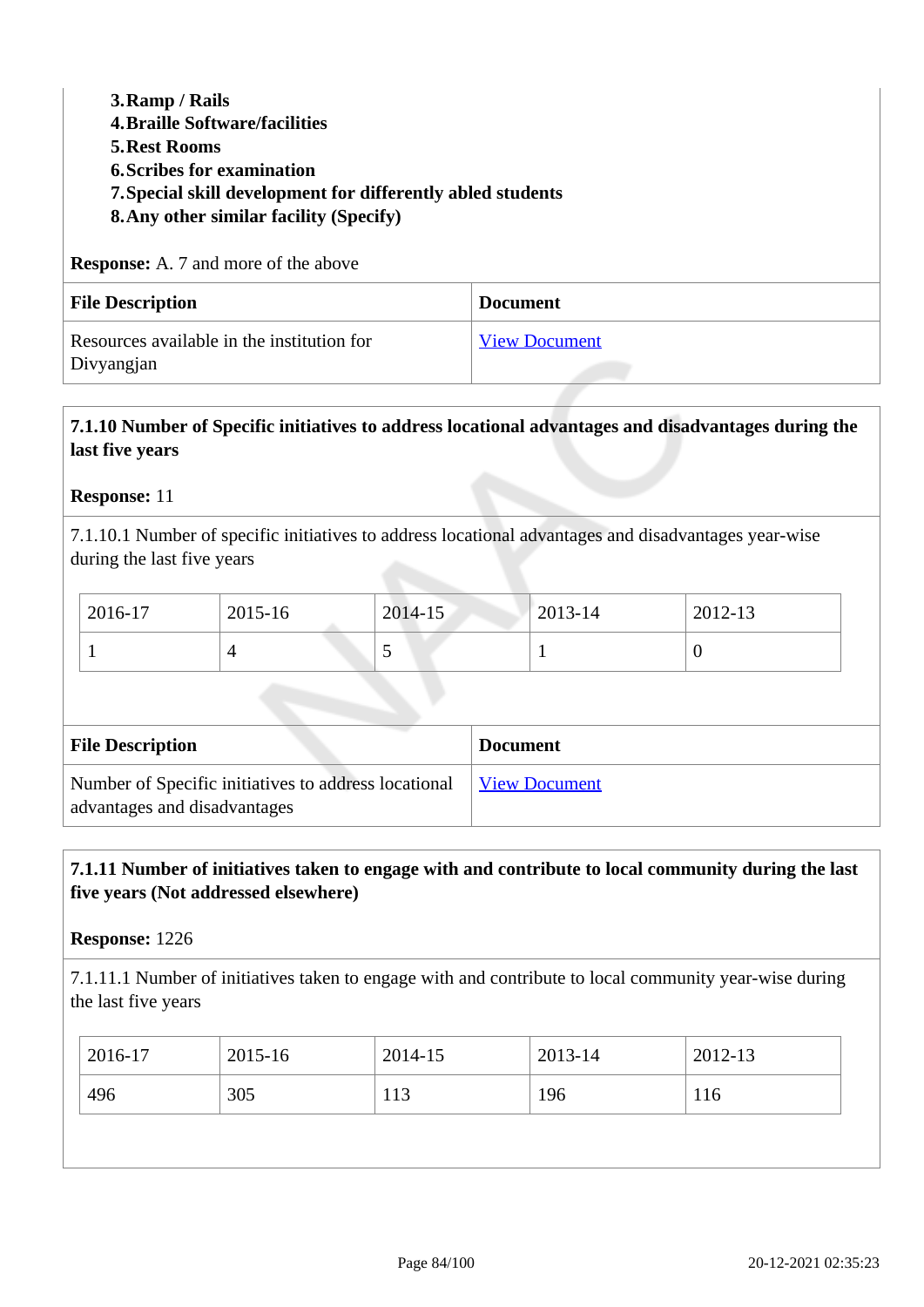3. **Ramp / Rails**
4. **Braille Software/facilities**
5. **Rest Rooms**
6. **Scribes for examination**
7. **Special skill development for differently abled students**
8. **Any other similar facility (Specify)**

**Response:** A. 7 and more of the above

| File Description | Document |
|---|---|
| Resources available in the institution for Divyangjan | View Document |

**7.1.10 Number of Specific initiatives to address locational advantages and disadvantages during the last five years**

**Response:** 11

7.1.10.1 Number of specific initiatives to address locational advantages and disadvantages year-wise during the last five years

| 2016-17 | 2015-16 | 2014-15 | 2013-14 | 2012-13 |
|---|---|---|---|---|
| 1 | 4 | 5 | 1 | 0 |

| File Description | Document |
|---|---|
| Number of Specific initiatives to address locational advantages and disadvantages | View Document |

**7.1.11 Number of initiatives taken to engage with and contribute to local community during the last five years (Not addressed elsewhere)**

**Response:** 1226

7.1.11.1 Number of initiatives taken to engage with and contribute to local community year-wise during the last five years

| 2016-17 | 2015-16 | 2014-15 | 2013-14 | 2012-13 |
|---|---|---|---|---|
| 496 | 305 | 113 | 196 | 116 |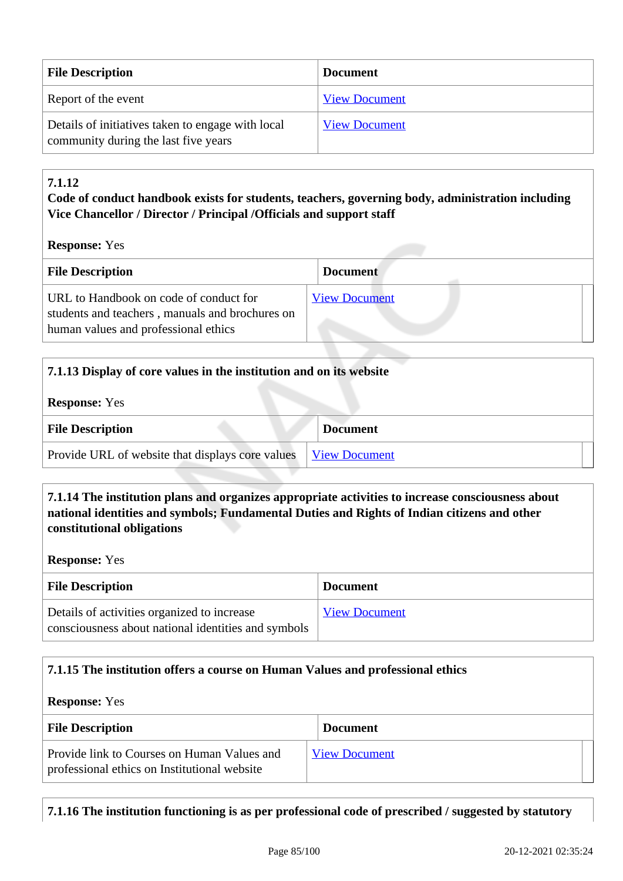| File Description | Document |
| --- | --- |
| Report of the event | View Document |
| Details of initiatives taken to engage with local community during the last five years | View Document |

**7.1.12**
**Code of conduct handbook exists for students, teachers, governing body, administration including Vice Chancellor / Director / Principal /Officials and support staff**

**Response:** Yes

| File Description | Document |
| --- | --- |
| URL to Handbook on code of conduct for students and teachers , manuals and brochures on human values and professional ethics | View Document |

**7.1.13 Display of core values in the institution and on its website**

**Response:** Yes

| File Description | Document |
| --- | --- |
| Provide URL of website that displays core values | View Document |

**7.1.14 The institution plans and organizes appropriate activities to increase consciousness about national identities and symbols; Fundamental Duties and Rights of Indian citizens and other constitutional obligations**

**Response:** Yes

| File Description | Document |
| --- | --- |
| Details of activities organized to increase consciousness about national identities and symbols | View Document |

**7.1.15 The institution offers a course on Human Values and professional ethics**

**Response:** Yes

| File Description | Document |
| --- | --- |
| Provide link to Courses on Human Values and professional ethics on Institutional website | View Document |

**7.1.16 The institution functioning is as per professional code of prescribed / suggested by statutory**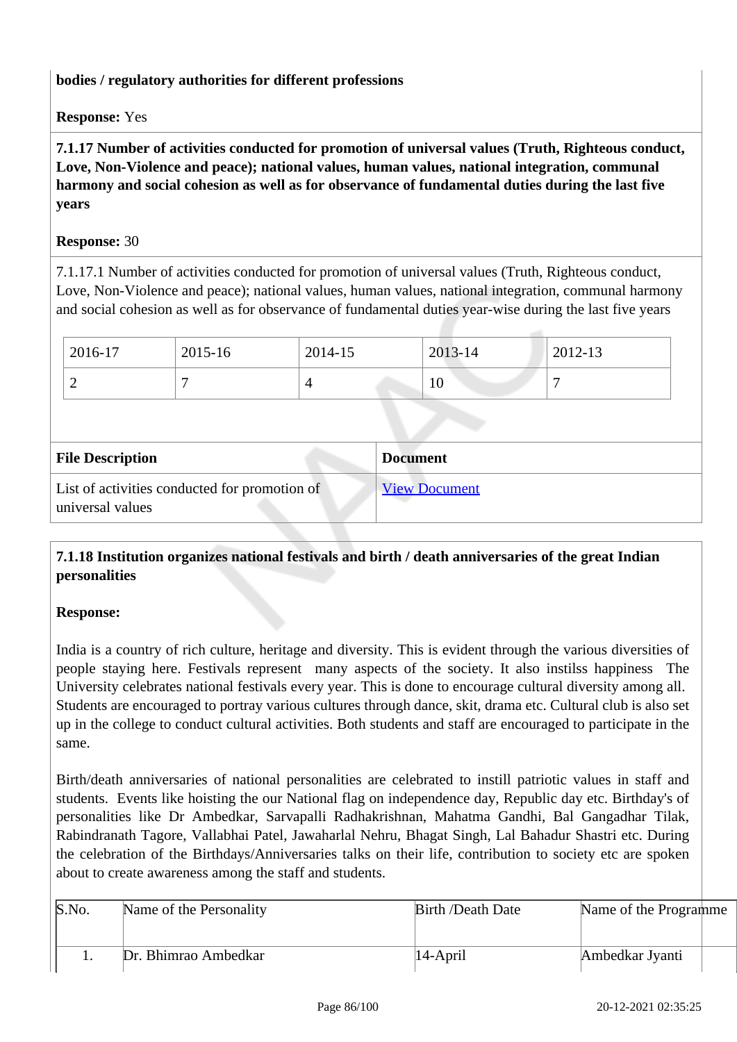**bodies / regulatory authorities for different professions**

**Response:** Yes

**7.1.17 Number of activities conducted for promotion of universal values (Truth, Righteous conduct, Love, Non-Violence and peace); national values, human values, national integration, communal harmony and social cohesion as well as for observance of fundamental duties during the last five years**

**Response:** 30

7.1.17.1 Number of activities conducted for promotion of universal values (Truth, Righteous conduct, Love, Non-Violence and peace); national values, human values, national integration, communal harmony and social cohesion as well as for observance of fundamental duties year-wise during the last five years

| 2016-17 | 2015-16 | 2014-15 | 2013-14 | 2012-13 |
|---|---|---|---|---|
| 2 | 7 | 4 | 10 | 7 |

| File Description | Document |
|---|---|
| List of activities conducted for promotion of universal values | View Document |

**7.1.18 Institution organizes national festivals and birth / death anniversaries of the great Indian personalities**

**Response:**

India is a country of rich culture, heritage and diversity. This is evident through the various diversities of people staying here. Festivals represent many aspects of the society. It also instilss happiness The University celebrates national festivals every year. This is done to encourage cultural diversity among all. Students are encouraged to portray various cultures through dance, skit, drama etc. Cultural club is also set up in the college to conduct cultural activities. Both students and staff are encouraged to participate in the same.

Birth/death anniversaries of national personalities are celebrated to instill patriotic values in staff and students. Events like hoisting the our National flag on independence day, Republic day etc. Birthday's of personalities like Dr Ambedkar, Sarvapalli Radhakrishnan, Mahatma Gandhi, Bal Gangadhar Tilak, Rabindranath Tagore, Vallabhai Patel, Jawaharlal Nehru, Bhagat Singh, Lal Bahadur Shastri etc. During the celebration of the Birthdays/Anniversaries talks on their life, contribution to society etc are spoken about to create awareness among the staff and students.

| S.No. | Name of the Personality | Birth /Death Date | Name of the Programme |
|---|---|---|---|
| 1. | Dr. Bhimrao Ambedkar | 14-April | Ambedkar Jyanti |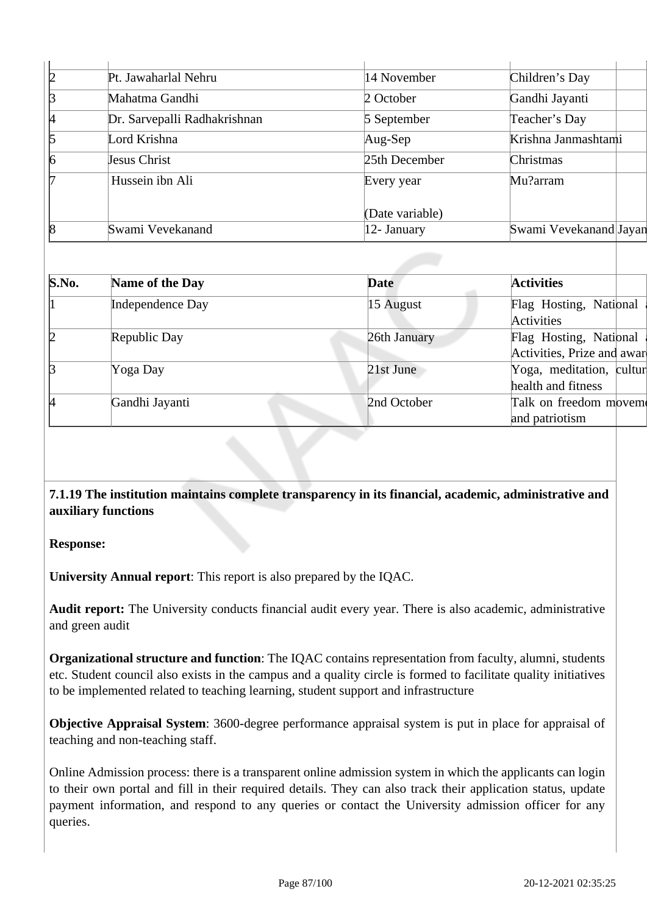| | | | |
|---|---|---|---|
| 2 | Pt. Jawaharlal Nehru | 14 November | Children's Day |
| 3 | Mahatma Gandhi | 2 October | Gandhi Jayanti |
| 4 | Dr. Sarvepalli Radhakrishnan | 5 September | Teacher's Day |
| 5 | Lord Krishna | Aug-Sep | Krishna Janmashtami |
| 6 | Jesus Christ | 25th December | Christmas |
| 7 | Hussein ibn Ali | Every year<br><br>(Date variable) | Mu?arram |
| 8 | Swami Vevekanand | 12- January | Swami Vevekanand Jayan |

| S.No. | Name of the Day | Date | Activities |
|---|---|---|---|
| 1 | Independence Day | 15 August | Flag Hosting, National Activities |
| 2 | Republic Day | 26th January | Flag Hosting, National Activities, Prize and awar |
| 3 | Yoga Day | 21st June | Yoga, meditation, cultur health and fitness |
| 4 | Gandhi Jayanti | 2nd October | Talk on freedom movem and patriotism |

**7.1.19 The institution maintains complete transparency in its financial, academic, administrative and auxiliary functions**

**Response:**

**University Annual report**: This report is also prepared by the IQAC.

**Audit report:** The University conducts financial audit every year. There is also academic, administrative and green audit

**Organizational structure and function**: The IQAC contains representation from faculty, alumni, students etc. Student council also exists in the campus and a quality circle is formed to facilitate quality initiatives to be implemented related to teaching learning, student support and infrastructure

**Objective Appraisal System**: 3600-degree performance appraisal system is put in place for appraisal of teaching and non-teaching staff.

Online Admission process: there is a transparent online admission system in which the applicants can login to their own portal and fill in their required details. They can also track their application status, update payment information, and respond to any queries or contact the University admission officer for any queries.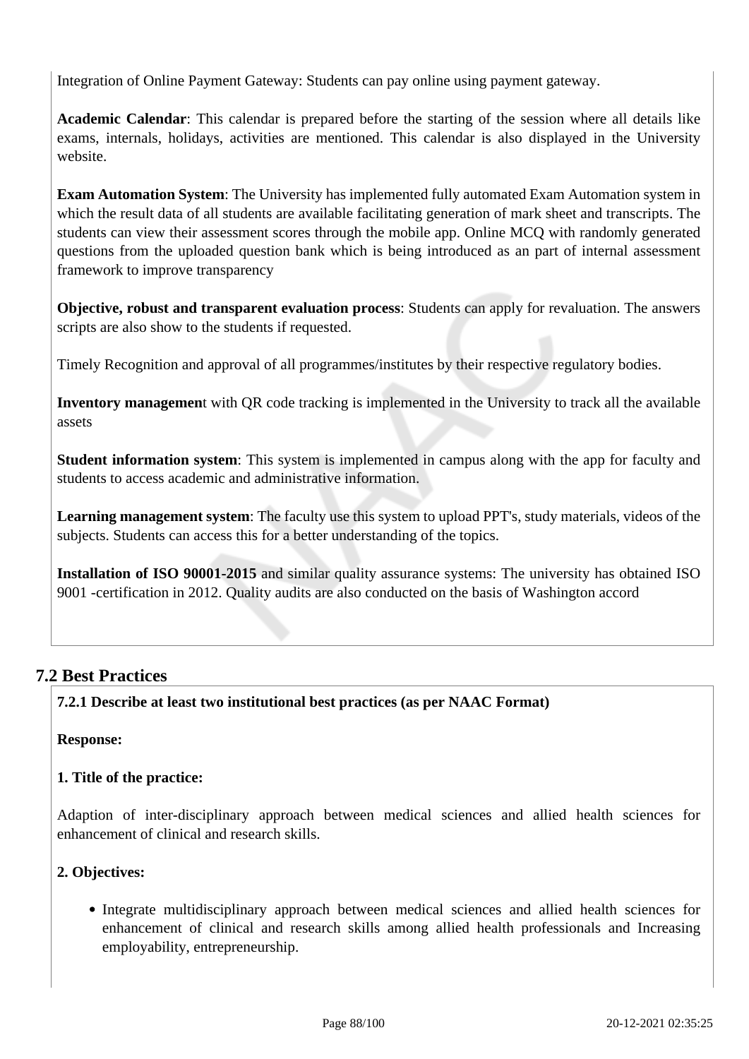Integration of Online Payment Gateway: Students can pay online using payment gateway.

**Academic Calendar**: This calendar is prepared before the starting of the session where all details like exams, internals, holidays, activities are mentioned. This calendar is also displayed in the University website.

**Exam Automation System**: The University has implemented fully automated Exam Automation system in which the result data of all students are available facilitating generation of mark sheet and transcripts. The students can view their assessment scores through the mobile app. Online MCQ with randomly generated questions from the uploaded question bank which is being introduced as an part of internal assessment framework to improve transparency

**Objective, robust and transparent evaluation process**: Students can apply for revaluation. The answers scripts are also show to the students if requested.

Timely Recognition and approval of all programmes/institutes by their respective regulatory bodies.

**Inventory managemen**t with QR code tracking is implemented in the University to track all the available assets

**Student information system**: This system is implemented in campus along with the app for faculty and students to access academic and administrative information.

**Learning management system**: The faculty use this system to upload PPT's, study materials, videos of the subjects. Students can access this for a better understanding of the topics.

**Installation of ISO 90001-2015** and similar quality assurance systems: The university has obtained ISO 9001 -certification in 2012. Quality audits are also conducted on the basis of Washington accord

## 7.2 Best Practices

**7.2.1 Describe at least two institutional best practices (as per NAAC Format)**

**Response:**

**1. Title of the practice:**

Adaption of inter-disciplinary approach between medical sciences and allied health sciences for enhancement of clinical and research skills.

**2. Objectives:**

- Integrate multidisciplinary approach between medical sciences and allied health sciences for enhancement of clinical and research skills among allied health professionals and Increasing employability, entrepreneurship.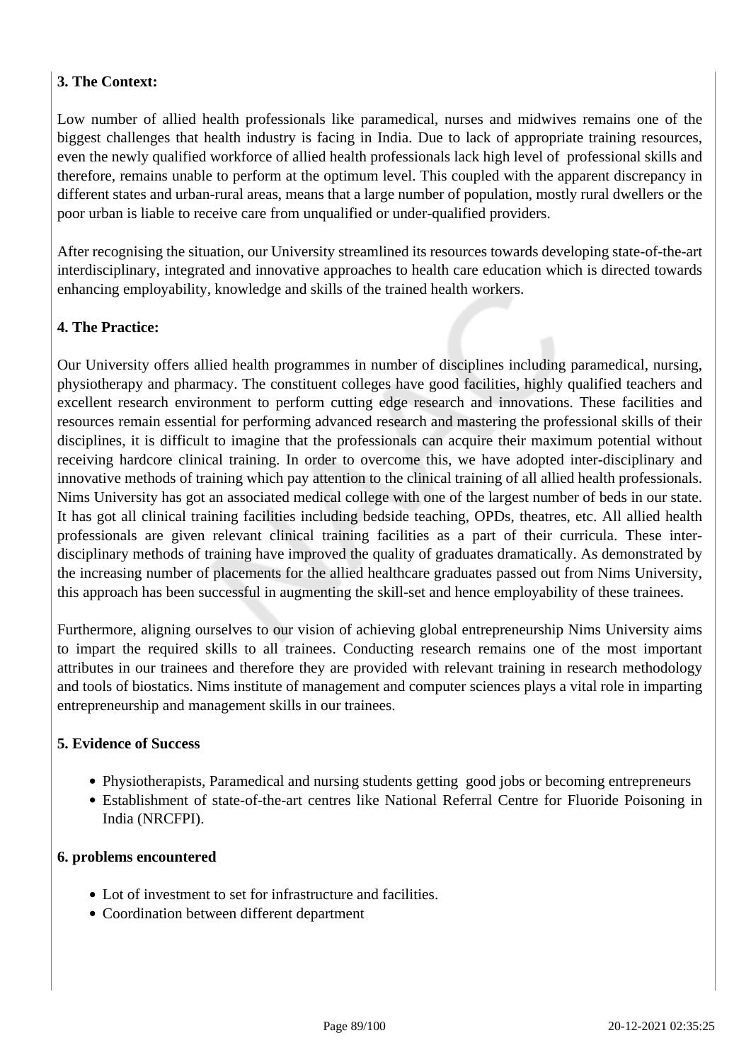**3. The Context:**

Low number of allied health professionals like paramedical, nurses and midwives remains one of the biggest challenges that health industry is facing in India. Due to lack of appropriate training resources, even the newly qualified workforce of allied health professionals lack high level of professional skills and therefore, remains unable to perform at the optimum level. This coupled with the apparent discrepancy in different states and urban-rural areas, means that a large number of population, mostly rural dwellers or the poor urban is liable to receive care from unqualified or under-qualified providers.

After recognising the situation, our University streamlined its resources towards developing state-of-the-art interdisciplinary, integrated and innovative approaches to health care education which is directed towards enhancing employability, knowledge and skills of the trained health workers.

**4. The Practice:**

Our University offers allied health programmes in number of disciplines including paramedical, nursing, physiotherapy and pharmacy. The constituent colleges have good facilities, highly qualified teachers and excellent research environment to perform cutting edge research and innovations. These facilities and resources remain essential for performing advanced research and mastering the professional skills of their disciplines, it is difficult to imagine that the professionals can acquire their maximum potential without receiving hardcore clinical training. In order to overcome this, we have adopted inter-disciplinary and innovative methods of training which pay attention to the clinical training of all allied health professionals. Nims University has got an associated medical college with one of the largest number of beds in our state. It has got all clinical training facilities including bedside teaching, OPDs, theatres, etc. All allied health professionals are given relevant clinical training facilities as a part of their curricula. These inter-disciplinary methods of training have improved the quality of graduates dramatically. As demonstrated by the increasing number of placements for the allied healthcare graduates passed out from Nims University, this approach has been successful in augmenting the skill-set and hence employability of these trainees.

Furthermore, aligning ourselves to our vision of achieving global entrepreneurship Nims University aims to impart the required skills to all trainees. Conducting research remains one of the most important attributes in our trainees and therefore they are provided with relevant training in research methodology and tools of biostatics. Nims institute of management and computer sciences plays a vital role in imparting entrepreneurship and management skills in our trainees.

**5. Evidence of Success**

- Physiotherapists, Paramedical and nursing students getting good jobs or becoming entrepreneurs
- Establishment of state-of-the-art centres like National Referral Centre for Fluoride Poisoning in India (NRCFPI).

**6. problems encountered**

- Lot of investment to set for infrastructure and facilities.
- Coordination between different department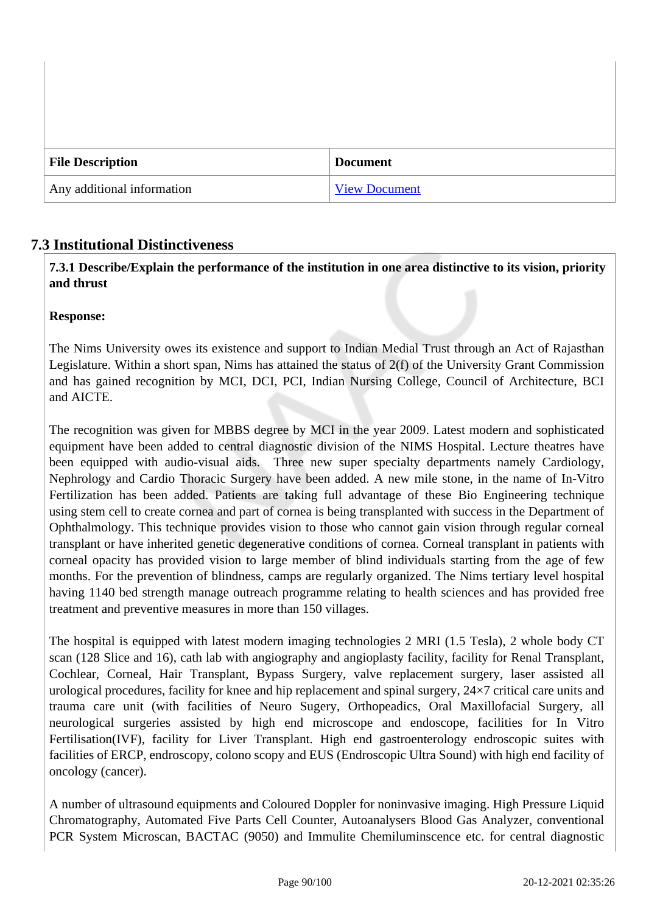| File Description | Document |
|---|---|
| Any additional information | View Document |

## 7.3 Institutional Distinctiveness

**7.3.1 Describe/Explain the performance of the institution in one area distinctive to its vision, priority and thrust**

**Response:**

The Nims University owes its existence and support to Indian Medial Trust through an Act of Rajasthan Legislature. Within a short span, Nims has attained the status of 2(f) of the University Grant Commission and has gained recognition by MCI, DCI, PCI, Indian Nursing College, Council of Architecture, BCI and AICTE.

The recognition was given for MBBS degree by MCI in the year 2009. Latest modern and sophisticated equipment have been added to central diagnostic division of the NIMS Hospital. Lecture theatres have been equipped with audio-visual aids. Three new super specialty departments namely Cardiology, Nephrology and Cardio Thoracic Surgery have been added. A new mile stone, in the name of In-Vitro Fertilization has been added. Patients are taking full advantage of these Bio Engineering technique using stem cell to create cornea and part of cornea is being transplanted with success in the Department of Ophthalmology. This technique provides vision to those who cannot gain vision through regular corneal transplant or have inherited genetic degenerative conditions of cornea. Corneal transplant in patients with corneal opacity has provided vision to large member of blind individuals starting from the age of few months. For the prevention of blindness, camps are regularly organized. The Nims tertiary level hospital having 1140 bed strength manage outreach programme relating to health sciences and has provided free treatment and preventive measures in more than 150 villages.

The hospital is equipped with latest modern imaging technologies 2 MRI (1.5 Tesla), 2 whole body CT scan (128 Slice and 16), cath lab with angiography and angioplasty facility, facility for Renal Transplant, Cochlear, Corneal, Hair Transplant, Bypass Surgery, valve replacement surgery, laser assisted all urological procedures, facility for knee and hip replacement and spinal surgery, 24×7 critical care units and trauma care unit (with facilities of Neuro Sugery, Orthopeadics, Oral Maxillofacial Surgery, all neurological surgeries assisted by high end microscope and endoscope, facilities for In Vitro Fertilisation(IVF), facility for Liver Transplant. High end gastroenterology endroscopic suites with facilities of ERCP, endroscopy, colono scopy and EUS (Endroscopic Ultra Sound) with high end facility of oncology (cancer).

A number of ultrasound equipments and Coloured Doppler for noninvasive imaging. High Pressure Liquid Chromatography, Automated Five Parts Cell Counter, Autoanalysers Blood Gas Analyzer, conventional PCR System Microscan, BACTAC (9050) and Immulite Chemiluminscence etc. for central diagnostic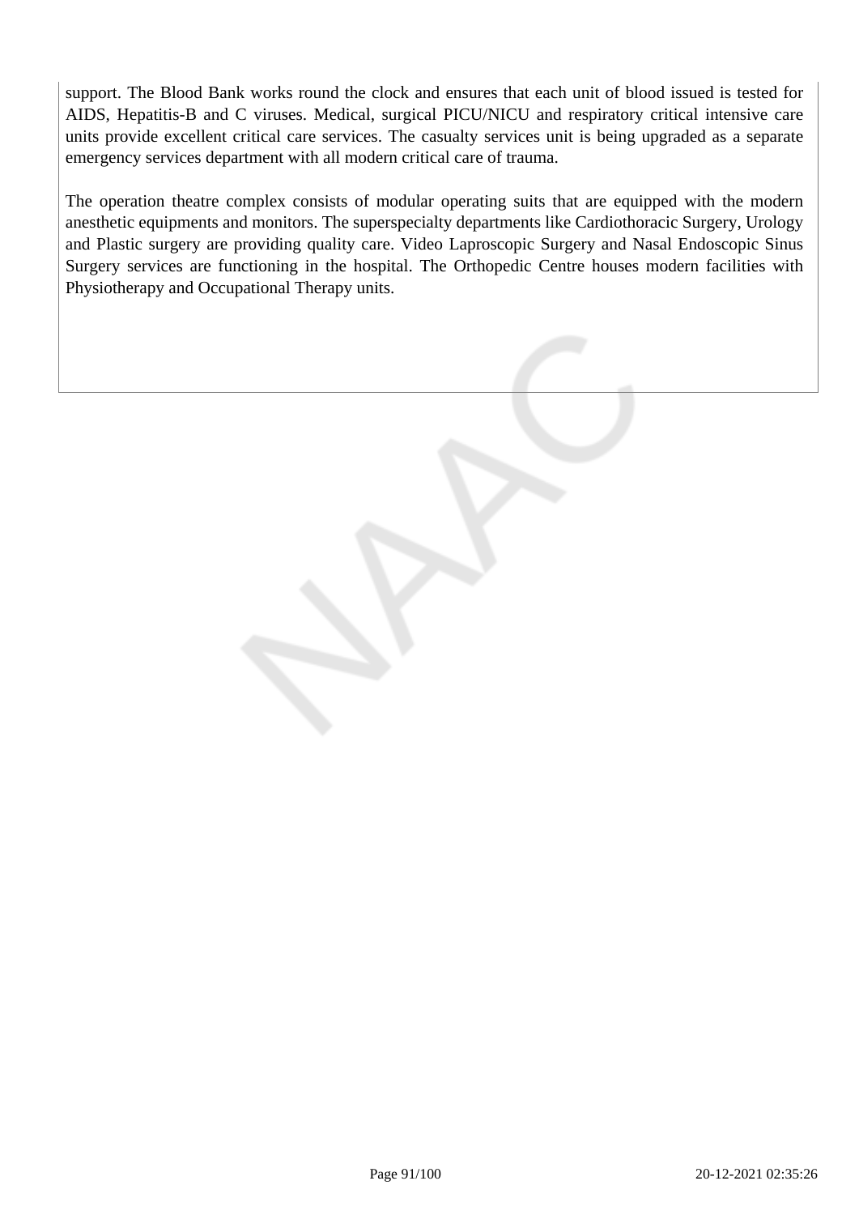support. The Blood Bank works round the clock and ensures that each unit of blood issued is tested for AIDS, Hepatitis-B and C viruses. Medical, surgical PICU/NICU and respiratory critical intensive care units provide excellent critical care services. The casualty services unit is being upgraded as a separate emergency services department with all modern critical care of trauma.

The operation theatre complex consists of modular operating suits that are equipped with the modern anesthetic equipments and monitors. The superspecialty departments like Cardiothoracic Surgery, Urology and Plastic surgery are providing quality care. Video Laproscopic Surgery and Nasal Endoscopic Sinus Surgery services are functioning in the hospital. The Orthopedic Centre houses modern facilities with Physiotherapy and Occupational Therapy units.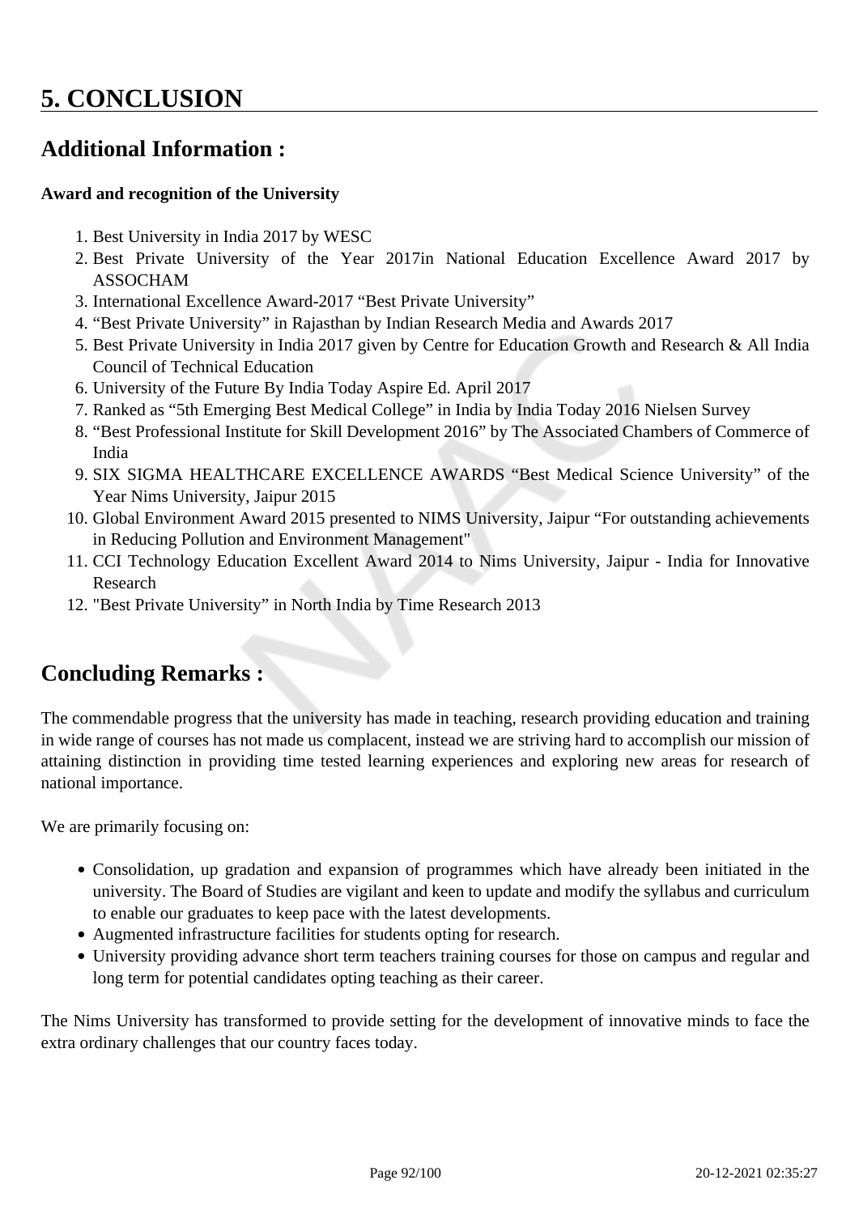# 5. CONCLUSION

## Additional Information :

**Award and recognition of the University**

1. Best University in India 2017 by WESC
2. Best Private University of the Year 2017in National Education Excellence Award 2017 by ASSOCHAM
3. International Excellence Award-2017 “Best Private University”
4. “Best Private University” in Rajasthan by Indian Research Media and Awards 2017
5. Best Private University in India 2017 given by Centre for Education Growth and Research & All India Council of Technical Education
6. University of the Future By India Today Aspire Ed. April 2017
7. Ranked as “5th Emerging Best Medical College” in India by India Today 2016 Nielsen Survey
8. “Best Professional Institute for Skill Development 2016” by The Associated Chambers of Commerce of India
9. SIX SIGMA HEALTHCARE EXCELLENCE AWARDS “Best Medical Science University” of the Year Nims University, Jaipur 2015
10. Global Environment Award 2015 presented to NIMS University, Jaipur “For outstanding achievements in Reducing Pollution and Environment Management"
11. CCI Technology Education Excellent Award 2014 to Nims University, Jaipur - India for Innovative Research
12. "Best Private University” in North India by Time Research 2013

## Concluding Remarks :

The commendable progress that the university has made in teaching, research providing education and training in wide range of courses has not made us complacent, instead we are striving hard to accomplish our mission of attaining distinction in providing time tested learning experiences and exploring new areas for research of national importance.

We are primarily focusing on:

- Consolidation, up gradation and expansion of programmes which have already been initiated in the university. The Board of Studies are vigilant and keen to update and modify the syllabus and curriculum to enable our graduates to keep pace with the latest developments.
- Augmented infrastructure facilities for students opting for research.
- University providing advance short term teachers training courses for those on campus and regular and long term for potential candidates opting teaching as their career.

The Nims University has transformed to provide setting for the development of innovative minds to face the extra ordinary challenges that our country faces today.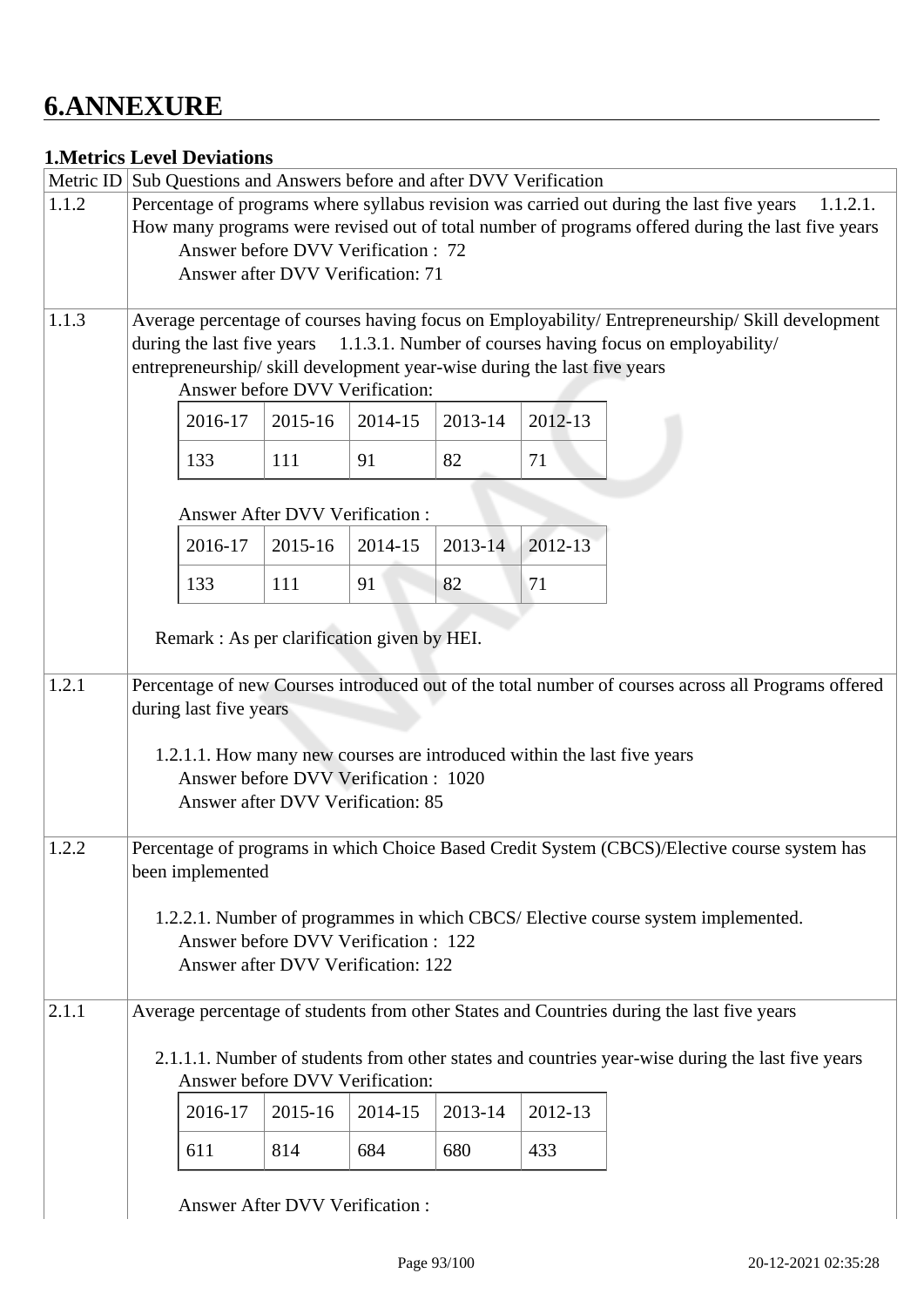# 6.ANNEXURE

## 1.Metrics Level Deviations

| Metric ID | Sub Questions and Answers before and after DVV Verification |
|---|---|
| 1.1.2 | Percentage of programs where syllabus revision was carried out during the last five years 1.1.2.1. How many programs were revised out of total number of programs offered during the last five years<br>Answer before DVV Verification : 72<br>Answer after DVV Verification: 71 |
| 1.1.3 | Average percentage of courses having focus on Employability/ Entrepreneurship/ Skill development during the last five years 1.1.3.1. Number of courses having focus on employability/ entrepreneurship/ skill development year-wise during the last five years<br>Answer before DVV Verification:<br>2016-17: 133, 2015-16: 111, 2014-15: 91, 2013-14: 82, 2012-13: 71<br>Answer After DVV Verification :<br>2016-17: 133, 2015-16: 111, 2014-15: 91, 2013-14: 82, 2012-13: 71<br>Remark : As per clarification given by HEI. |
| 1.2.1 | Percentage of new Courses introduced out of the total number of courses across all Programs offered during last five years<br>1.2.1.1. How many new courses are introduced within the last five years<br>Answer before DVV Verification : 1020<br>Answer after DVV Verification: 85 |
| 1.2.2 | Percentage of programs in which Choice Based Credit System (CBCS)/Elective course system has been implemented<br>1.2.2.1. Number of programmes in which CBCS/ Elective course system implemented.<br>Answer before DVV Verification : 122<br>Answer after DVV Verification: 122 |
| 2.1.1 | Average percentage of students from other States and Countries during the last five years<br>2.1.1.1. Number of students from other states and countries year-wise during the last five years<br>Answer before DVV Verification:<br>2016-17: 611, 2015-16: 814, 2014-15: 684, 2013-14: 680, 2012-13: 433<br>Answer After DVV Verification : |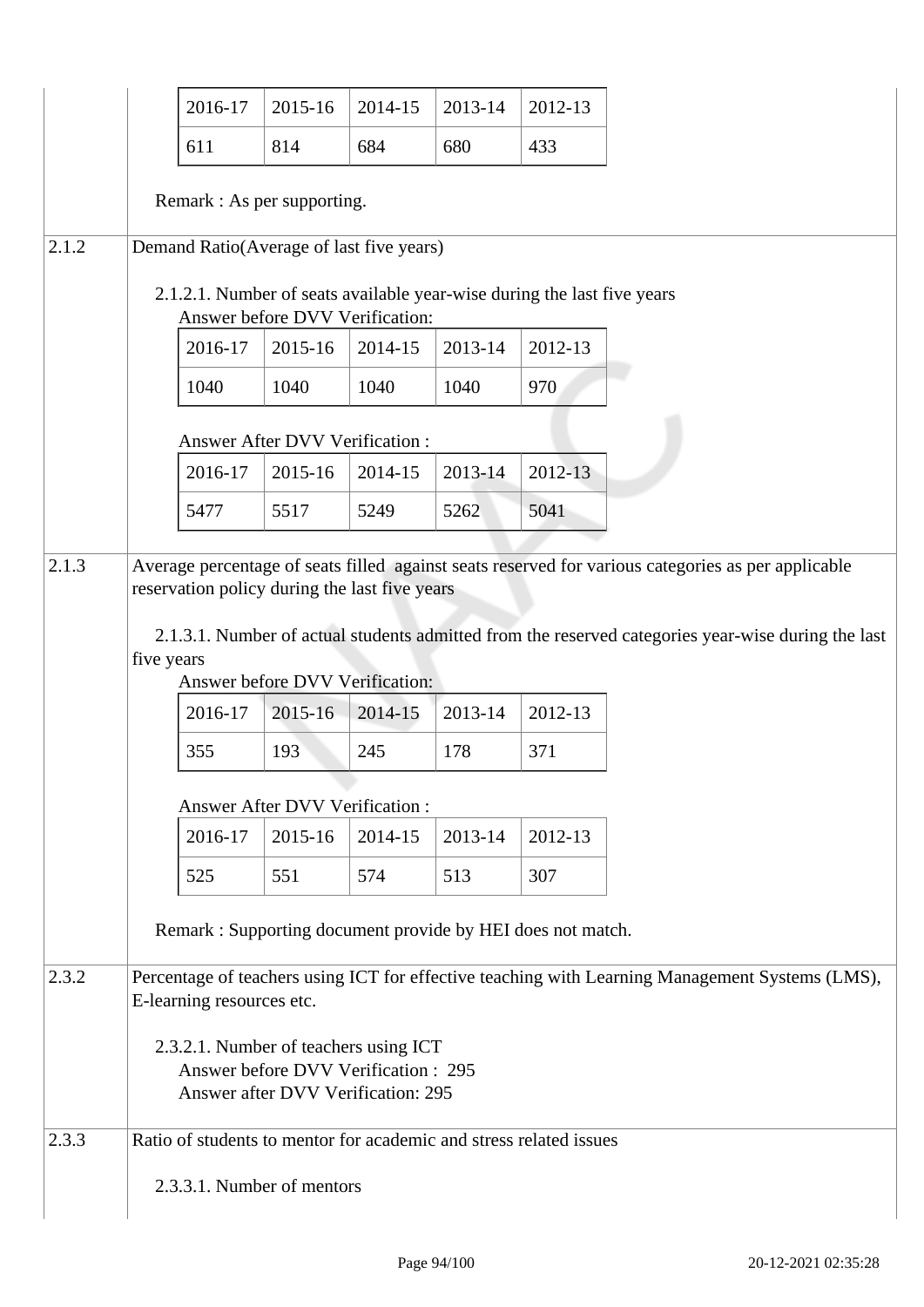| 2016-17 | 2015-16 | 2014-15 | 2013-14 | 2012-13 |
|---|---|---|---|---|
| 611 | 814 | 684 | 680 | 433 |

Remark : As per supporting.

| | |
|---|---|
| 2.1.2 | Demand Ratio(Average of last five years) |

2.1.2.1. Number of seats available year-wise during the last five years

Answer before DVV Verification:

| 2016-17 | 2015-16 | 2014-15 | 2013-14 | 2012-13 |
|---|---|---|---|---|
| 1040 | 1040 | 1040 | 1040 | 970 |

Answer After DVV Verification :

| 2016-17 | 2015-16 | 2014-15 | 2013-14 | 2012-13 |
|---|---|---|---|---|
| 5477 | 5517 | 5249 | 5262 | 5041 |

| | |
|---|---|
| 2.1.3 | Average percentage of seats filled against seats reserved for various categories as per applicable reservation policy during the last five years |

2.1.3.1. Number of actual students admitted from the reserved categories year-wise during the last five years

Answer before DVV Verification:

| 2016-17 | 2015-16 | 2014-15 | 2013-14 | 2012-13 |
|---|---|---|---|---|
| 355 | 193 | 245 | 178 | 371 |

Answer After DVV Verification :

| 2016-17 | 2015-16 | 2014-15 | 2013-14 | 2012-13 |
|---|---|---|---|---|
| 525 | 551 | 574 | 513 | 307 |

Remark : Supporting document provide by HEI does not match.

| | |
|---|---|
| 2.3.2 | Percentage of teachers using ICT for effective teaching with Learning Management Systems (LMS), E-learning resources etc. |

2.3.2.1. Number of teachers using ICT

Answer before DVV Verification : 295

Answer after DVV Verification: 295

| | |
|---|---|
| 2.3.3 | Ratio of students to mentor for academic and stress related issues |

2.3.3.1. Number of mentors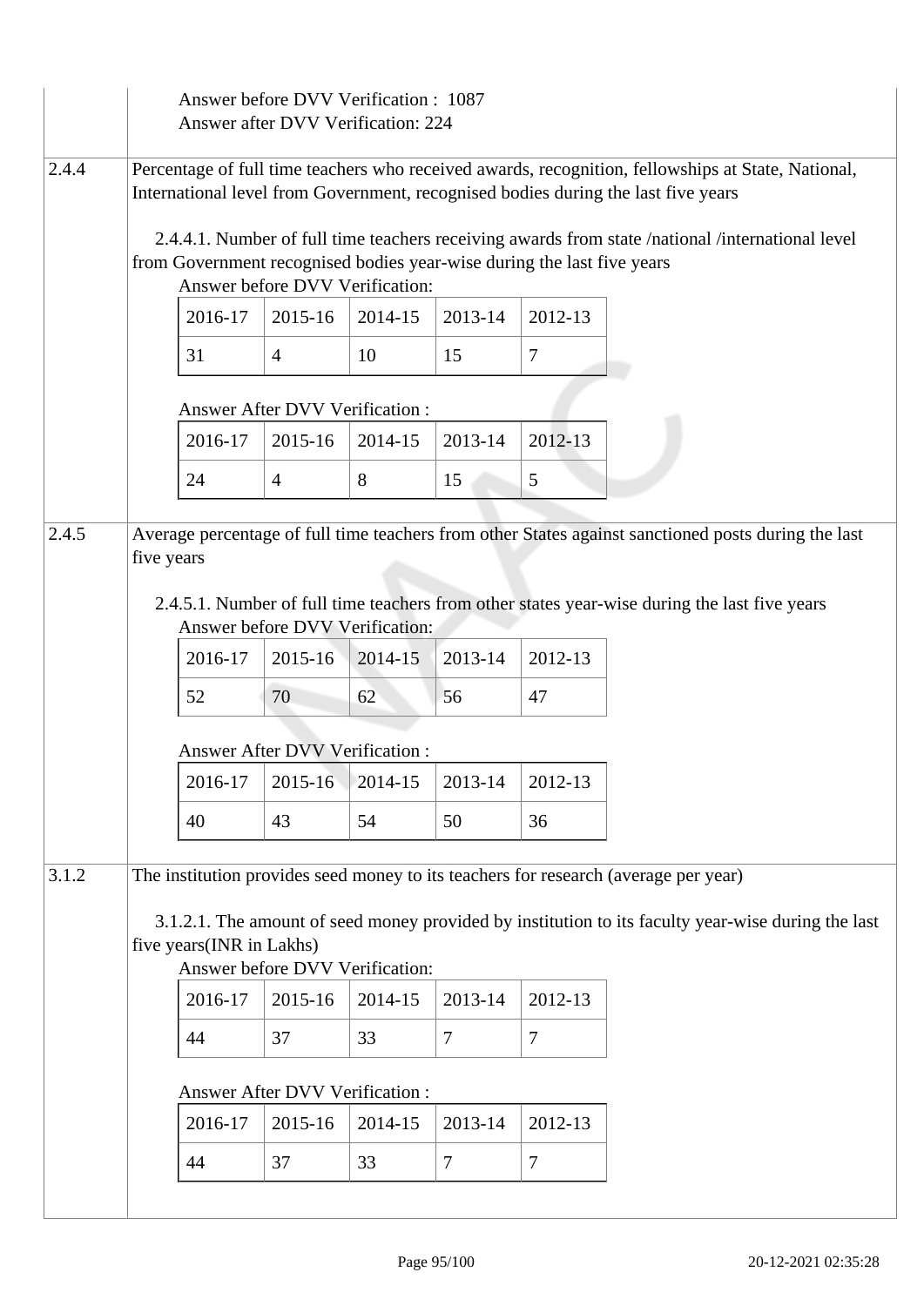Answer before DVV Verification : 1087
Answer after DVV Verification: 224

**2.4.4** Percentage of full time teachers who received awards, recognition, fellowships at State, National, International level from Government, recognised bodies during the last five years

2.4.4.1. Number of full time teachers receiving awards from state /national /international level from Government recognised bodies year-wise during the last five years

Answer before DVV Verification:

| 2016-17 | 2015-16 | 2014-15 | 2013-14 | 2012-13 |
|---|---|---|---|---|
| 31 | 4 | 10 | 15 | 7 |

Answer After DVV Verification :

| 2016-17 | 2015-16 | 2014-15 | 2013-14 | 2012-13 |
|---|---|---|---|---|
| 24 | 4 | 8 | 15 | 5 |

**2.4.5** Average percentage of full time teachers from other States against sanctioned posts during the last five years

2.4.5.1. Number of full time teachers from other states year-wise during the last five years

Answer before DVV Verification:

| 2016-17 | 2015-16 | 2014-15 | 2013-14 | 2012-13 |
|---|---|---|---|---|
| 52 | 70 | 62 | 56 | 47 |

Answer After DVV Verification :

| 2016-17 | 2015-16 | 2014-15 | 2013-14 | 2012-13 |
|---|---|---|---|---|
| 40 | 43 | 54 | 50 | 36 |

**3.1.2** The institution provides seed money to its teachers for research (average per year)

3.1.2.1. The amount of seed money provided by institution to its faculty year-wise during the last five years(INR in Lakhs)

Answer before DVV Verification:

| 2016-17 | 2015-16 | 2014-15 | 2013-14 | 2012-13 |
|---|---|---|---|---|
| 44 | 37 | 33 | 7 | 7 |

Answer After DVV Verification :

| 2016-17 | 2015-16 | 2014-15 | 2013-14 | 2012-13 |
|---|---|---|---|---|
| 44 | 37 | 33 | 7 | 7 |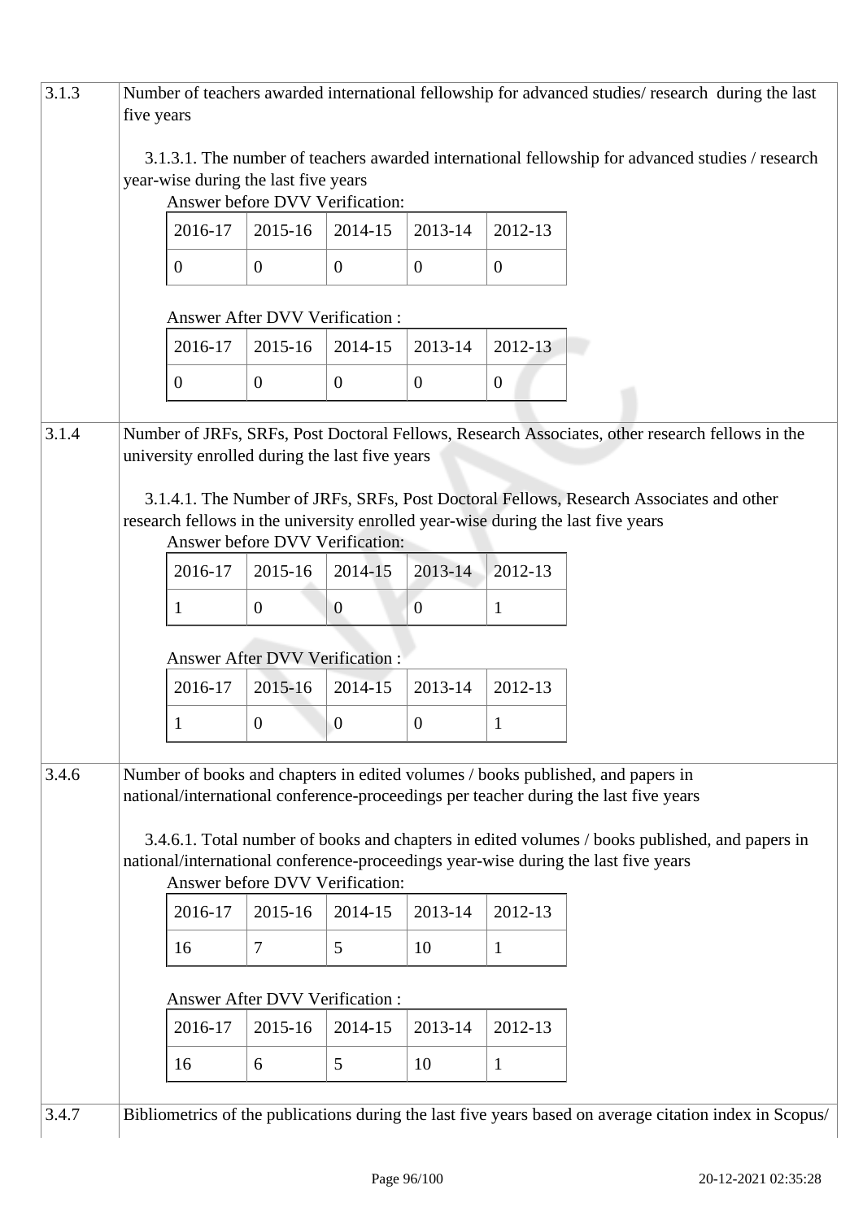| | |
|---|---|
| 3.1.3 | Number of teachers awarded international fellowship for advanced studies/ research during the last five years |

3.1.3.1. The number of teachers awarded international fellowship for advanced studies / research year-wise during the last five years

Answer before DVV Verification:

| 2016-17 | 2015-16 | 2014-15 | 2013-14 | 2012-13 |
|---|---|---|---|---|
| 0 | 0 | 0 | 0 | 0 |

Answer After DVV Verification :

| 2016-17 | 2015-16 | 2014-15 | 2013-14 | 2012-13 |
|---|---|---|---|---|
| 0 | 0 | 0 | 0 | 0 |

| | |
|---|---|
| 3.1.4 | Number of JRFs, SRFs, Post Doctoral Fellows, Research Associates, other research fellows in the university enrolled during the last five years |

3.1.4.1. The Number of JRFs, SRFs, Post Doctoral Fellows, Research Associates and other research fellows in the university enrolled year-wise during the last five years

Answer before DVV Verification:

| 2016-17 | 2015-16 | 2014-15 | 2013-14 | 2012-13 |
|---|---|---|---|---|
| 1 | 0 | 0 | 0 | 1 |

Answer After DVV Verification :

| 2016-17 | 2015-16 | 2014-15 | 2013-14 | 2012-13 |
|---|---|---|---|---|
| 1 | 0 | 0 | 0 | 1 |

| | |
|---|---|
| 3.4.6 | Number of books and chapters in edited volumes / books published, and papers in national/international conference-proceedings per teacher during the last five years |

3.4.6.1. Total number of books and chapters in edited volumes / books published, and papers in national/international conference-proceedings year-wise during the last five years

Answer before DVV Verification:

| 2016-17 | 2015-16 | 2014-15 | 2013-14 | 2012-13 |
|---|---|---|---|---|
| 16 | 7 | 5 | 10 | 1 |

Answer After DVV Verification :

| 2016-17 | 2015-16 | 2014-15 | 2013-14 | 2012-13 |
|---|---|---|---|---|
| 16 | 6 | 5 | 10 | 1 |

| | |
|---|---|
| 3.4.7 | Bibliometrics of the publications during the last five years based on average citation index in Scopus/ |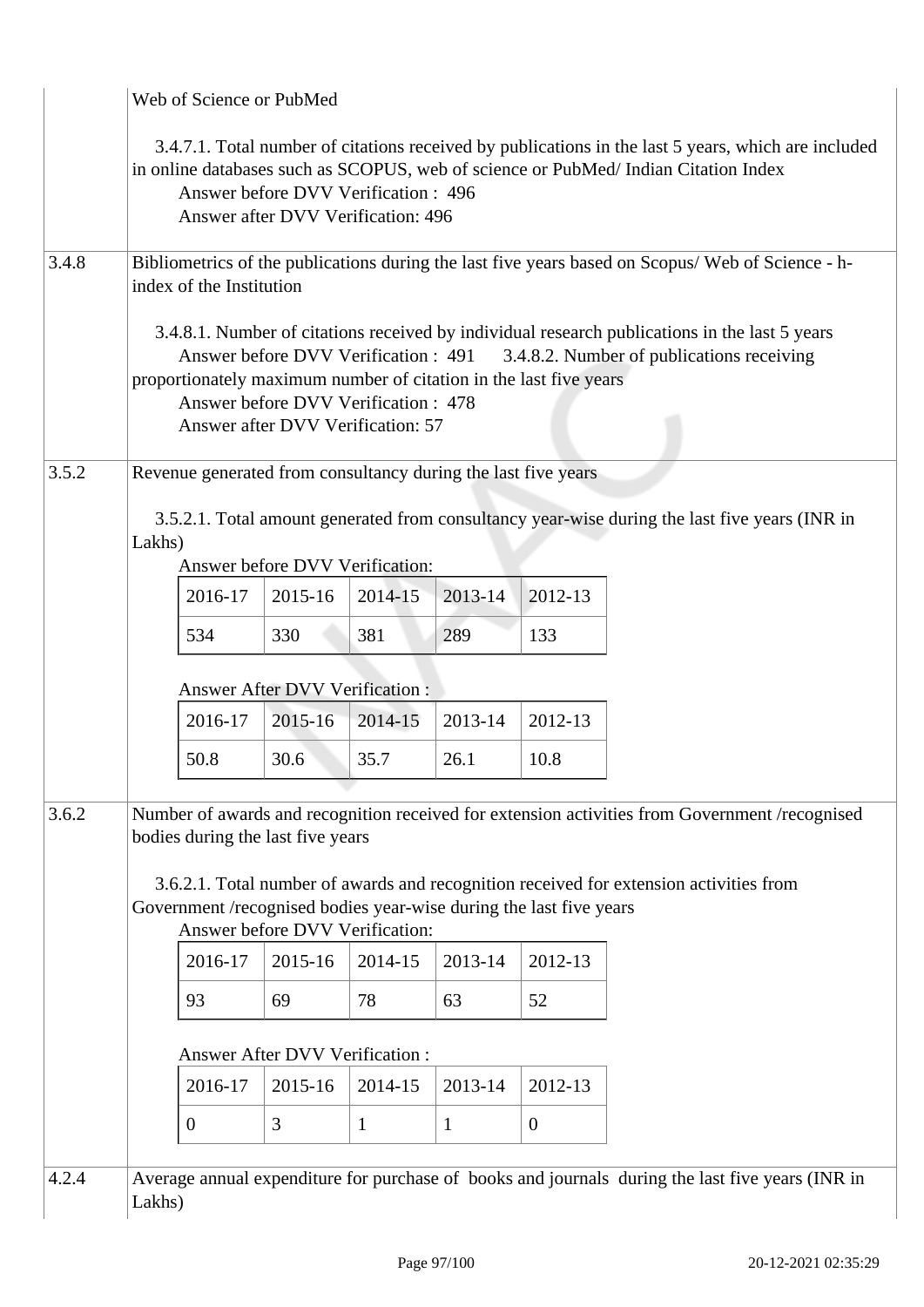| | |
|---|---|
| | Web of Science or PubMed<br><br>3.4.7.1. Total number of citations received by publications in the last 5 years, which are included in online databases such as SCOPUS, web of science or PubMed/ Indian Citation Index<br>Answer before DVV Verification : 496<br>Answer after DVV Verification: 496 |
| 3.4.8 | Bibliometrics of the publications during the last five years based on Scopus/ Web of Science - h-index of the Institution<br><br>3.4.8.1. Number of citations received by individual research publications in the last 5 years<br>Answer before DVV Verification : 491 3.4.8.2. Number of publications receiving proportionately maximum number of citation in the last five years<br>Answer before DVV Verification : 478<br>Answer after DVV Verification: 57 |
| 3.5.2 | Revenue generated from consultancy during the last five years<br><br>3.5.2.1. Total amount generated from consultancy year-wise during the last five years (INR in Lakhs)<br>Answer before DVV Verification:<br><br>2016-17: 534 / 2015-16: 330 / 2014-15: 381 / 2013-14: 289 / 2012-13: 133<br><br>Answer After DVV Verification :<br><br>2016-17: 50.8 / 2015-16: 30.6 / 2014-15: 35.7 / 2013-14: 26.1 / 2012-13: 10.8 |
| 3.6.2 | Number of awards and recognition received for extension activities from Government /recognised bodies during the last five years<br><br>3.6.2.1. Total number of awards and recognition received for extension activities from Government /recognised bodies year-wise during the last five years<br>Answer before DVV Verification:<br><br>2016-17: 93 / 2015-16: 69 / 2014-15: 78 / 2013-14: 63 / 2012-13: 52<br><br>Answer After DVV Verification :<br><br>2016-17: 0 / 2015-16: 3 / 2014-15: 1 / 2013-14: 1 / 2012-13: 0 |
| 4.2.4 | Average annual expenditure for purchase of books and journals during the last five years (INR in Lakhs) |

3.5.2.1 — Answer before DVV Verification:

| 2016-17 | 2015-16 | 2014-15 | 2013-14 | 2012-13 |
|---|---|---|---|---|
| 534 | 330 | 381 | 289 | 133 |

3.5.2.1 — Answer After DVV Verification :

| 2016-17 | 2015-16 | 2014-15 | 2013-14 | 2012-13 |
|---|---|---|---|---|
| 50.8 | 30.6 | 35.7 | 26.1 | 10.8 |

3.6.2.1 — Answer before DVV Verification:

| 2016-17 | 2015-16 | 2014-15 | 2013-14 | 2012-13 |
|---|---|---|---|---|
| 93 | 69 | 78 | 63 | 52 |

3.6.2.1 — Answer After DVV Verification :

| 2016-17 | 2015-16 | 2014-15 | 2013-14 | 2012-13 |
|---|---|---|---|---|
| 0 | 3 | 1 | 1 | 0 |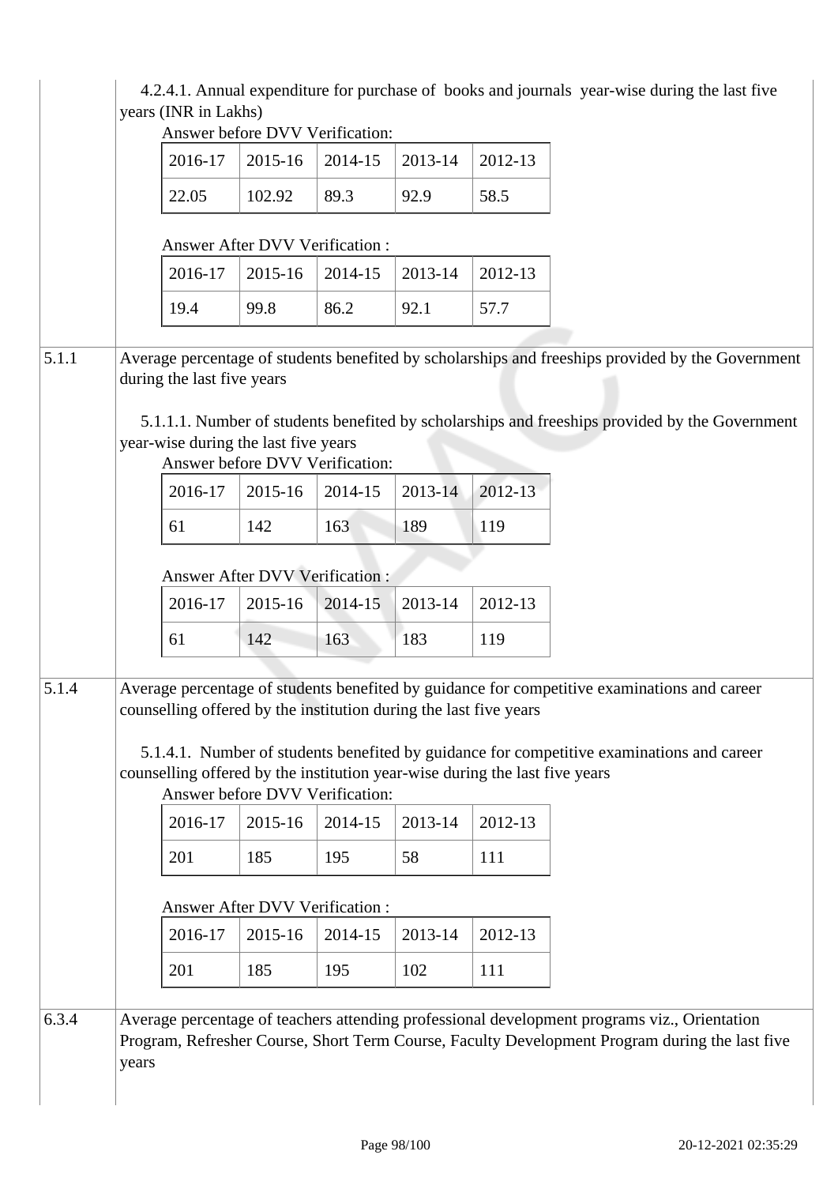4.2.4.1. Annual expenditure for purchase of books and journals year-wise during the last five years (INR in Lakhs)

Answer before DVV Verification:

| 2016-17 | 2015-16 | 2014-15 | 2013-14 | 2012-13 |
|---|---|---|---|---|
| 22.05 | 102.92 | 89.3 | 92.9 | 58.5 |

Answer After DVV Verification :

| 2016-17 | 2015-16 | 2014-15 | 2013-14 | 2012-13 |
|---|---|---|---|---|
| 19.4 | 99.8 | 86.2 | 92.1 | 57.7 |

5.1.1 Average percentage of students benefited by scholarships and freeships provided by the Government during the last five years

5.1.1.1. Number of students benefited by scholarships and freeships provided by the Government year-wise during the last five years

Answer before DVV Verification:

| 2016-17 | 2015-16 | 2014-15 | 2013-14 | 2012-13 |
|---|---|---|---|---|
| 61 | 142 | 163 | 189 | 119 |

Answer After DVV Verification :

| 2016-17 | 2015-16 | 2014-15 | 2013-14 | 2012-13 |
|---|---|---|---|---|
| 61 | 142 | 163 | 183 | 119 |

5.1.4 Average percentage of students benefited by guidance for competitive examinations and career counselling offered by the institution during the last five years

5.1.4.1. Number of students benefited by guidance for competitive examinations and career counselling offered by the institution year-wise during the last five years

Answer before DVV Verification:

| 2016-17 | 2015-16 | 2014-15 | 2013-14 | 2012-13 |
|---|---|---|---|---|
| 201 | 185 | 195 | 58 | 111 |

Answer After DVV Verification :

| 2016-17 | 2015-16 | 2014-15 | 2013-14 | 2012-13 |
|---|---|---|---|---|
| 201 | 185 | 195 | 102 | 111 |

6.3.4 Average percentage of teachers attending professional development programs viz., Orientation Program, Refresher Course, Short Term Course, Faculty Development Program during the last five years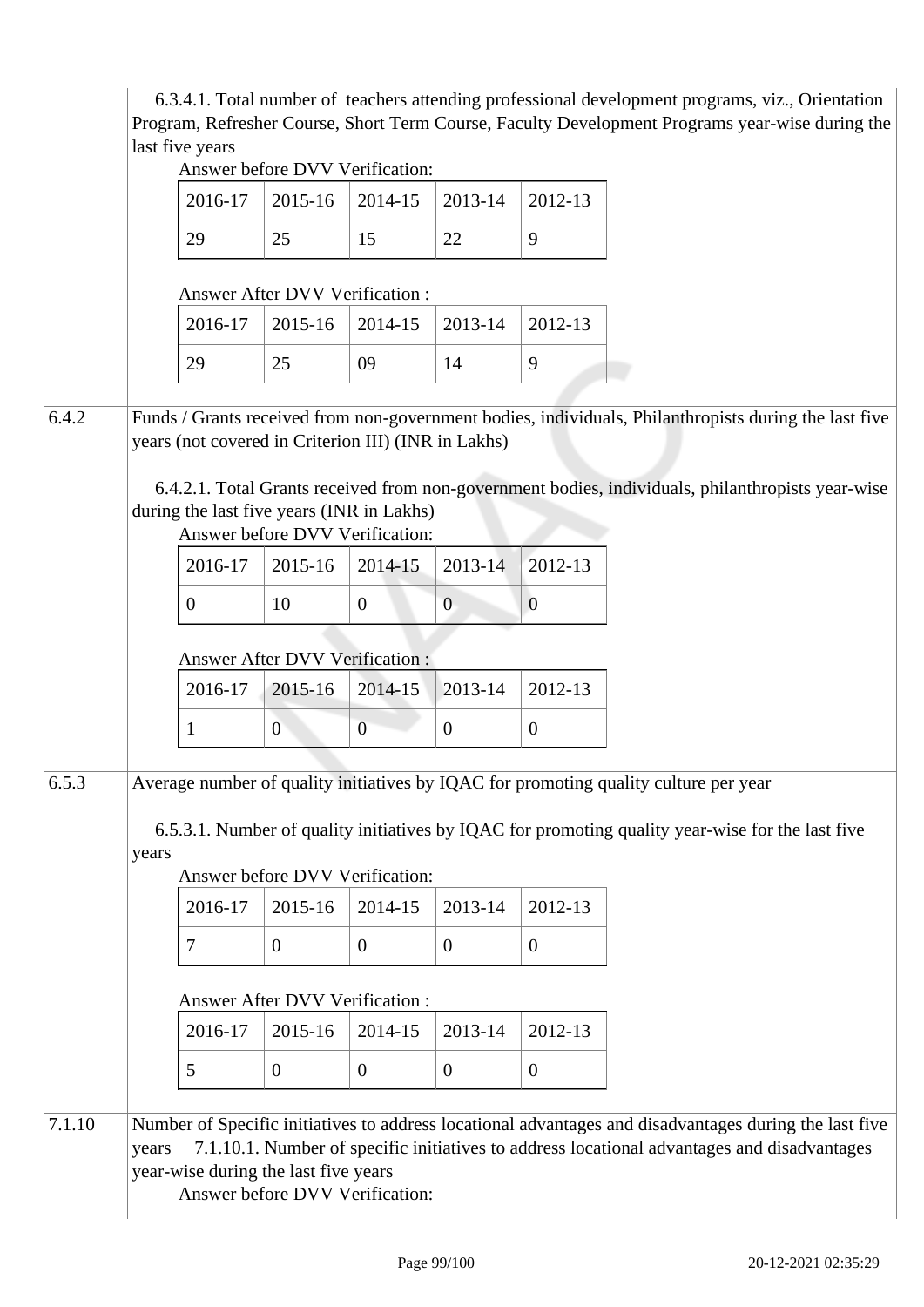6.3.4.1. Total number of teachers attending professional development programs, viz., Orientation Program, Refresher Course, Short Term Course, Faculty Development Programs year-wise during the last five years

Answer before DVV Verification:

| 2016-17 | 2015-16 | 2014-15 | 2013-14 | 2012-13 |
|---|---|---|---|---|
| 29 | 25 | 15 | 22 | 9 |

Answer After DVV Verification :

| 2016-17 | 2015-16 | 2014-15 | 2013-14 | 2012-13 |
|---|---|---|---|---|
| 29 | 25 | 09 | 14 | 9 |

**6.4.2** Funds / Grants received from non-government bodies, individuals, Philanthropists during the last five years (not covered in Criterion III) (INR in Lakhs)

6.4.2.1. Total Grants received from non-government bodies, individuals, philanthropists year-wise during the last five years (INR in Lakhs)

Answer before DVV Verification:

| 2016-17 | 2015-16 | 2014-15 | 2013-14 | 2012-13 |
|---|---|---|---|---|
| 0 | 10 | 0 | 0 | 0 |

Answer After DVV Verification :

| 2016-17 | 2015-16 | 2014-15 | 2013-14 | 2012-13 |
|---|---|---|---|---|
| 1 | 0 | 0 | 0 | 0 |

**6.5.3** Average number of quality initiatives by IQAC for promoting quality culture per year

6.5.3.1. Number of quality initiatives by IQAC for promoting quality year-wise for the last five years

Answer before DVV Verification:

| 2016-17 | 2015-16 | 2014-15 | 2013-14 | 2012-13 |
|---|---|---|---|---|
| 7 | 0 | 0 | 0 | 0 |

Answer After DVV Verification :

| 2016-17 | 2015-16 | 2014-15 | 2013-14 | 2012-13 |
|---|---|---|---|---|
| 5 | 0 | 0 | 0 | 0 |

**7.1.10** Number of Specific initiatives to address locational advantages and disadvantages during the last five years 7.1.10.1. Number of specific initiatives to address locational advantages and disadvantages year-wise during the last five years

Answer before DVV Verification: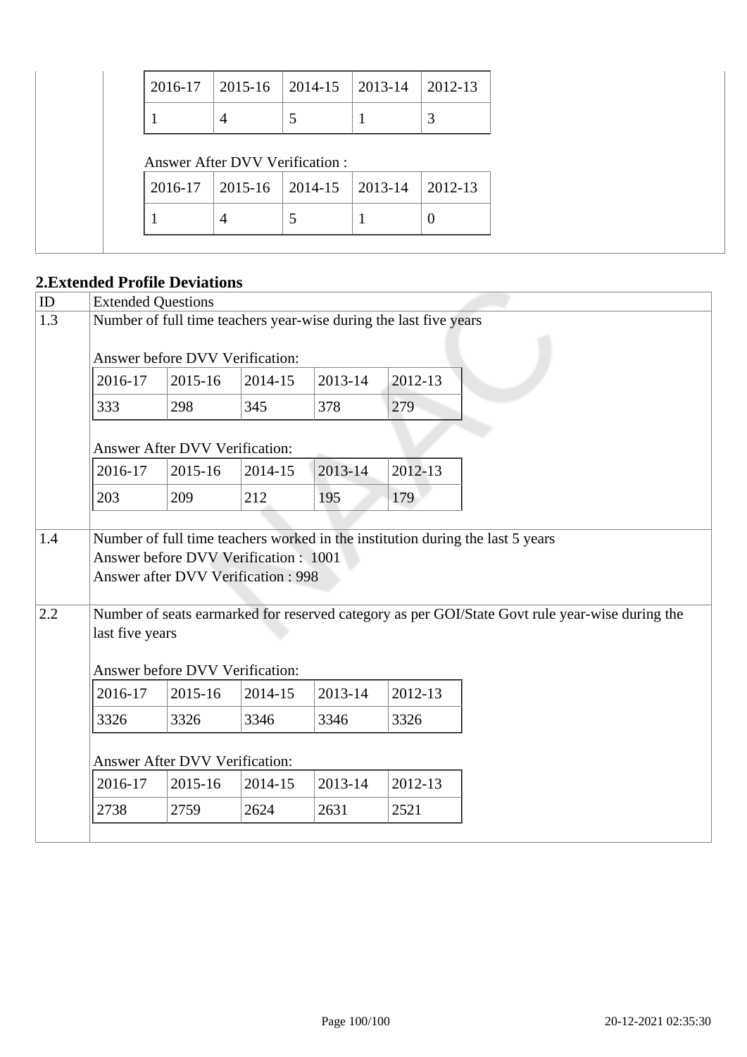| 2016-17 | 2015-16 | 2014-15 | 2013-14 | 2012-13 |
|---|---|---|---|---|
| 1 | 4 | 5 | 1 | 3 |

Answer After DVV Verification :

| 2016-17 | 2015-16 | 2014-15 | 2013-14 | 2012-13 |
|---|---|---|---|---|
| 1 | 4 | 5 | 1 | 0 |

## 2.Extended Profile Deviations

| ID | Extended Questions |
|---|---|
| 1.3 | Number of full time teachers year-wise during the last five years |

Answer before DVV Verification:

| 2016-17 | 2015-16 | 2014-15 | 2013-14 | 2012-13 |
|---|---|---|---|---|
| 333 | 298 | 345 | 378 | 279 |

Answer After DVV Verification:

| 2016-17 | 2015-16 | 2014-15 | 2013-14 | 2012-13 |
|---|---|---|---|---|
| 203 | 209 | 212 | 195 | 179 |

| ID | Extended Questions |
|---|---|
| 1.4 | Number of full time teachers worked in the institution during the last 5 years<br>Answer before DVV Verification : 1001<br>Answer after DVV Verification : 998 |
| 2.2 | Number of seats earmarked for reserved category as per GOI/State Govt rule year-wise during the last five years |

Answer before DVV Verification:

| 2016-17 | 2015-16 | 2014-15 | 2013-14 | 2012-13 |
|---|---|---|---|---|
| 3326 | 3326 | 3346 | 3346 | 3326 |

Answer After DVV Verification:

| 2016-17 | 2015-16 | 2014-15 | 2013-14 | 2012-13 |
|---|---|---|---|---|
| 2738 | 2759 | 2624 | 2631 | 2521 |